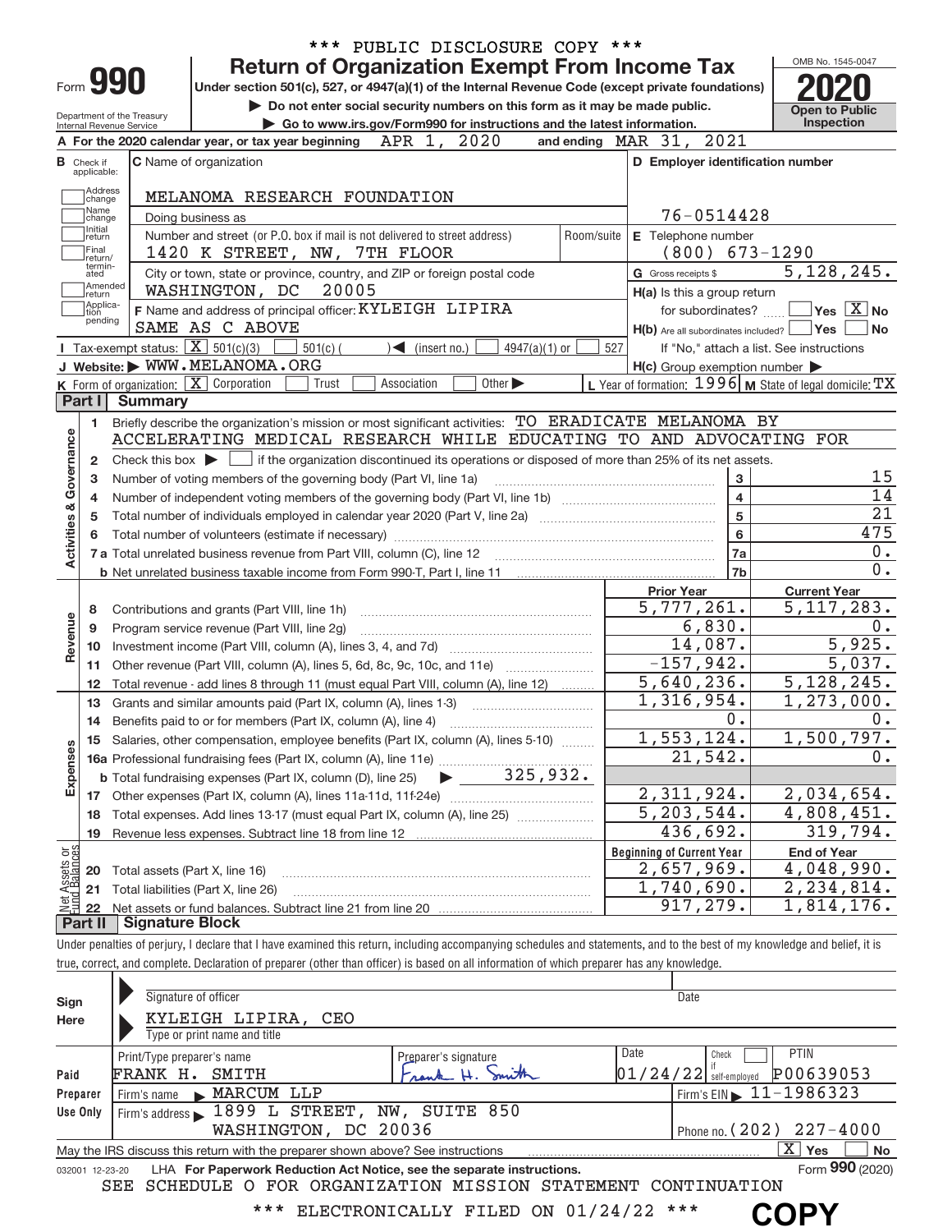*** PUBLIC DISCLOSURE COPY ***

# Form 990 — Return of Organization Exempt From Income Tax (2020)

Under section 501(c), 527, or 4947(a)(1) of the Internal Revenue Code (except private foundations)

▶ Do not enter social security numbers on this form as it may be made public.

▶ Go to www.irs.gov/Form990 for instructions and the latest information.

Department of the Treasury, Internal Revenue Service

OMB No. 1545-0047 — Open to Public Inspection

**A** For the 2020 calendar year, or tax year beginning APR 1, 2020 and ending MAR 31, 2021

**B** Check if applicable: ☐ Address change ☐ Name change ☐ Initial return ☐ Final return/terminated ☐ Amended return ☐ Application pending

**C** Name of organization: MELANOMA RESEARCH FOUNDATION

Doing business as

Number and street (or P.O. box if mail is not delivered to street address): 1420 K STREET, NW, 7TH FLOOR — Room/suite

City or town, state or province, country, and ZIP or foreign postal code: WASHINGTON, DC 20005

**D** Employer identification number: 76-0514428

**E** Telephone number: (800) 673-1290

**G** Gross receipts $ 5,128,245.

**F** Name and address of principal officer: KYLEIGH LIPIRA, SAME AS C ABOVE

**H(a)** Is this a group return for subordinates? ☐ Yes ☒ No

**H(b)** Are all subordinates included? ☐ Yes ☐ No — If "No," attach a list. See instructions

**H(c)** Group exemption number ▶

**I** Tax-exempt status: ☒ 501(c)(3) ☐ 501(c) ( ) ◀ (insert no.) ☐ 4947(a)(1) or ☐ 527

**J** Website: ▶ WWW.MELANOMA.ORG

**K** Form of organization: ☒ Corporation ☐ Trust ☐ Association ☐ Other ▶

**L** Year of formation: 1996 **M** State of legal domicile: TX

## Part I Summary

**Activities & Governance**

1. Briefly describe the organization's mission or most significant activities: TO ERADICATE MELANOMA BY ACCELERATING MEDICAL RESEARCH WHILE EDUCATING TO AND ADVOCATING FOR
2. Check this box ▶ ☐ if the organization discontinued its operations or disposed of more than 25% of its net assets.

| Line | Description | No. | Value |
|---|---|---|---|
| 3 | Number of voting members of the governing body (Part VI, line 1a) | 3 | 15 |
| 4 | Number of independent voting members of the governing body (Part VI, line 1b) | 4 | 14 |
| 5 | Total number of individuals employed in calendar year 2020 (Part V, line 2a) | 5 | 21 |
| 6 | Total number of volunteers (estimate if necessary) | 6 | 475 |
| 7a | Total unrelated business revenue from Part VIII, column (C), line 12 | 7a | 0. |
| 7b | Net unrelated business taxable income from Form 990-T, Part I, line 11 | 7b | 0. |

| Line | | Prior Year | Current Year |
|---|---|---|---|
| **Revenue** | | | |
| 8 | Contributions and grants (Part VIII, line 1h) | 5,777,261. | 5,117,283. |
| 9 | Program service revenue (Part VIII, line 2g) | 6,830. | 0. |
| 10 | Investment income (Part VIII, column (A), lines 3, 4, and 7d) | 14,087. | 5,925. |
| 11 | Other revenue (Part VIII, column (A), lines 5, 6d, 8c, 9c, 10c, and 11e) | -157,942. | 5,037. |
| 12 | Total revenue - add lines 8 through 11 (must equal Part VIII, column (A), line 12) | 5,640,236. | 5,128,245. |
| **Expenses** | | | |
| 13 | Grants and similar amounts paid (Part IX, column (A), lines 1-3) | 1,316,954. | 1,273,000. |
| 14 | Benefits paid to or for members (Part IX, column (A), line 4) | 0. | 0. |
| 15 | Salaries, other compensation, employee benefits (Part IX, column (A), lines 5-10) | 1,553,124. | 1,500,797. |
| 16a | Professional fundraising fees (Part IX, column (A), line 11e) | 21,542. | 0. |
| b | Total fundraising expenses (Part IX, column (D), line 25) ▶ 325,932. | | |
| 17 | Other expenses (Part IX, column (A), lines 11a-11d, 11f-24e) | 2,311,924. | 2,034,654. |
| 18 | Total expenses. Add lines 13-17 (must equal Part IX, column (A), line 25) | 5,203,544. | 4,808,451. |
| 19 | Revenue less expenses. Subtract line 18 from line 12 | 436,692. | 319,794. |

| Line | Net Assets or Fund Balances | Beginning of Current Year | End of Year |
|---|---|---|---|
| 20 | Total assets (Part X, line 16) | 2,657,969. | 4,048,990. |
| 21 | Total liabilities (Part X, line 26) | 1,740,690. | 2,234,814. |
| 22 | Net assets or fund balances. Subtract line 21 from line 20 | 917,279. | 1,814,176. |

## Part II Signature Block

Under penalties of perjury, I declare that I have examined this return, including accompanying schedules and statements, and to the best of my knowledge and belief, it is true, correct, and complete. Declaration of preparer (other than officer) is based on all information of which preparer has any knowledge.

**Sign Here**

Signature of officer — Date

KYLEIGH LIPIRA, CEO

Type or print name and title

**Paid Preparer Use Only**

| Print/Type preparer's name | Preparer's signature | Date | Check if self-employed | PTIN |
|---|---|---|---|---|
| FRANK H. SMITH | Frank H. Smith | 01/24/22 | ☐ | P00639053 |

Firm's name ▶ MARCUM LLP — Firm's EIN ▶ 11-1986323

Firm's address ▶ 1899 L STREET, NW, SUITE 850, WASHINGTON, DC 20036 — Phone no. (202) 227-4000

May the IRS discuss this return with the preparer shown above? See instructions ☒ Yes ☐ No

032001 12-23-20 LHA For Paperwork Reduction Act Notice, see the separate instructions. Form **990** (2020)

SEE SCHEDULE O FOR ORGANIZATION MISSION STATEMENT CONTINUATION

*** ELECTRONICALLY FILED ON 01/24/22 ***

COPY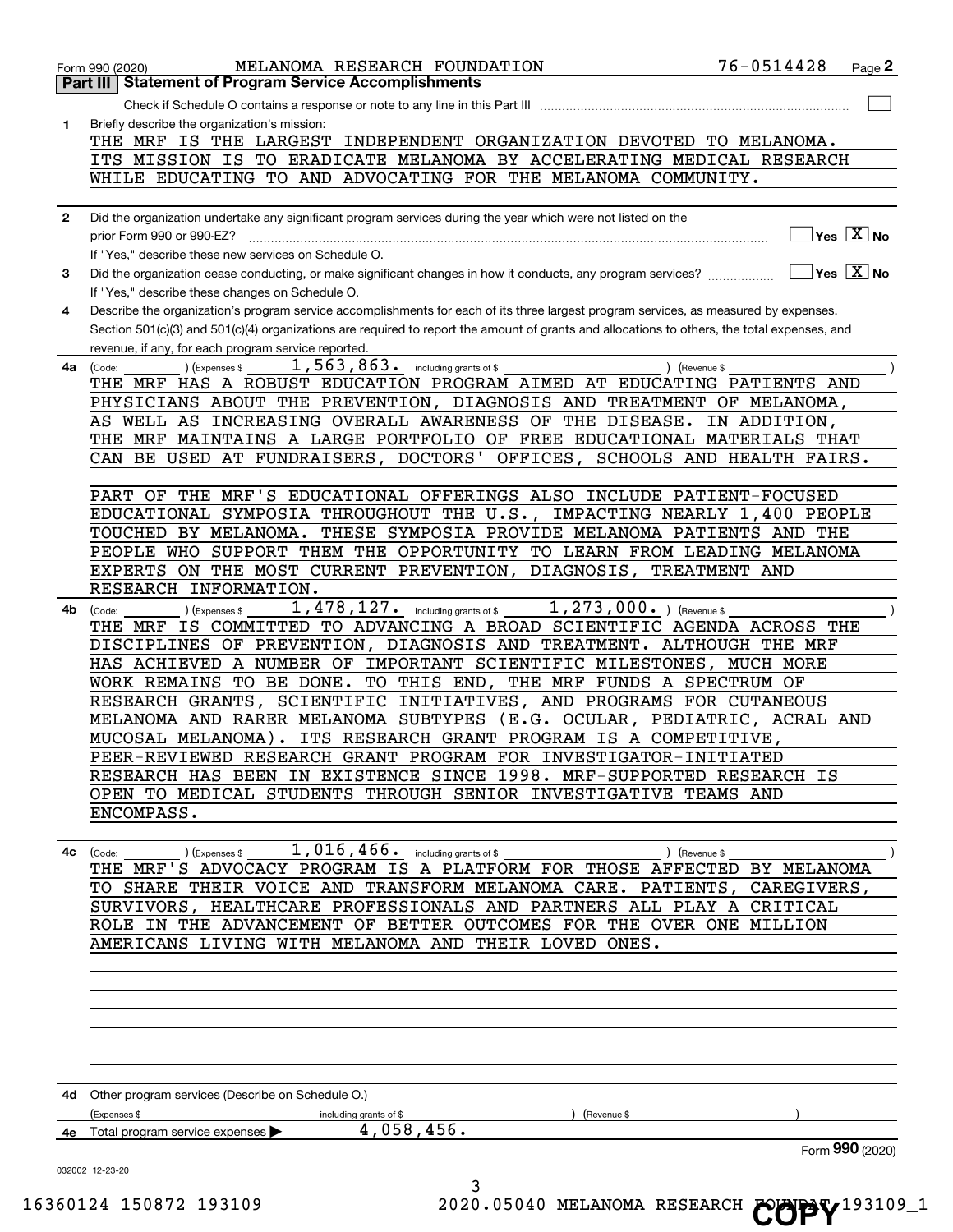Form 990 (2020) MELANOMA RESEARCH FOUNDATION 76-0514428 Page 2

## Part III Statement of Program Service Accomplishments

Check if Schedule O contains a response or note to any line in this Part III ☐

**1** Briefly describe the organization's mission:

THE MRF IS THE LARGEST INDEPENDENT ORGANIZATION DEVOTED TO MELANOMA. ITS MISSION IS TO ERADICATE MELANOMA BY ACCELERATING MEDICAL RESEARCH WHILE EDUCATING TO AND ADVOCATING FOR THE MELANOMA COMMUNITY.

**2** Did the organization undertake any significant program services during the year which were not listed on the prior Form 990 or 990-EZ? ☐ Yes ☒ No

If "Yes," describe these new services on Schedule O.

**3** Did the organization cease conducting, or make significant changes in how it conducts, any program services? ☐ Yes ☒ No

If "Yes," describe these changes on Schedule O.

**4** Describe the organization's program service accomplishments for each of its three largest program services, as measured by expenses. Section 501(c)(3) and 501(c)(4) organizations are required to report the amount of grants and allocations to others, the total expenses, and revenue, if any, for each program service reported.

**4a** (Code: ) (Expenses $ 1,563,863. including grants of $ ) (Revenue $ )

THE MRF HAS A ROBUST EDUCATION PROGRAM AIMED AT EDUCATING PATIENTS AND PHYSICIANS ABOUT THE PREVENTION, DIAGNOSIS AND TREATMENT OF MELANOMA, AS WELL AS INCREASING OVERALL AWARENESS OF THE DISEASE. IN ADDITION, THE MRF MAINTAINS A LARGE PORTFOLIO OF FREE EDUCATIONAL MATERIALS THAT CAN BE USED AT FUNDRAISERS, DOCTORS' OFFICES, SCHOOLS AND HEALTH FAIRS.

PART OF THE MRF'S EDUCATIONAL OFFERINGS ALSO INCLUDE PATIENT-FOCUSED EDUCATIONAL SYMPOSIA THROUGHOUT THE U.S., IMPACTING NEARLY 1,400 PEOPLE TOUCHED BY MELANOMA. THESE SYMPOSIA PROVIDE MELANOMA PATIENTS AND THE PEOPLE WHO SUPPORT THEM THE OPPORTUNITY TO LEARN FROM LEADING MELANOMA EXPERTS ON THE MOST CURRENT PREVENTION, DIAGNOSIS, TREATMENT AND RESEARCH INFORMATION.

**4b** (Code: ) (Expenses $ 1,478,127. including grants of $ 1,273,000. ) (Revenue $ )

THE MRF IS COMMITTED TO ADVANCING A BROAD SCIENTIFIC AGENDA ACROSS THE DISCIPLINES OF PREVENTION, DIAGNOSIS AND TREATMENT. ALTHOUGH THE MRF HAS ACHIEVED A NUMBER OF IMPORTANT SCIENTIFIC MILESTONES, MUCH MORE WORK REMAINS TO BE DONE. TO THIS END, THE MRF FUNDS A SPECTRUM OF RESEARCH GRANTS, SCIENTIFIC INITIATIVES, AND PROGRAMS FOR CUTANEOUS MELANOMA AND RARER MELANOMA SUBTYPES (E.G. OCULAR, PEDIATRIC, ACRAL AND MUCOSAL MELANOMA). ITS RESEARCH GRANT PROGRAM IS A COMPETITIVE, PEER-REVIEWED RESEARCH GRANT PROGRAM FOR INVESTIGATOR-INITIATED RESEARCH HAS BEEN IN EXISTENCE SINCE 1998. MRF-SUPPORTED RESEARCH IS OPEN TO MEDICAL STUDENTS THROUGH SENIOR INVESTIGATIVE TEAMS AND ENCOMPASS.

**4c** (Code: ) (Expenses $ 1,016,466. including grants of $ ) (Revenue $ )

THE MRF'S ADVOCACY PROGRAM IS A PLATFORM FOR THOSE AFFECTED BY MELANOMA TO SHARE THEIR VOICE AND TRANSFORM MELANOMA CARE. PATIENTS, CAREGIVERS, SURVIVORS, HEALTHCARE PROFESSIONALS AND PARTNERS ALL PLAY A CRITICAL ROLE IN THE ADVANCEMENT OF BETTER OUTCOMES FOR THE OVER ONE MILLION AMERICANS LIVING WITH MELANOMA AND THEIR LOVED ONES.

**4d** Other program services (Describe on Schedule O.)

(Expenses $ including grants of $ ) (Revenue $ )

**4e** Total program service expenses ▶ 4,058,456.

Form **990** (2020)

032002 12-23-20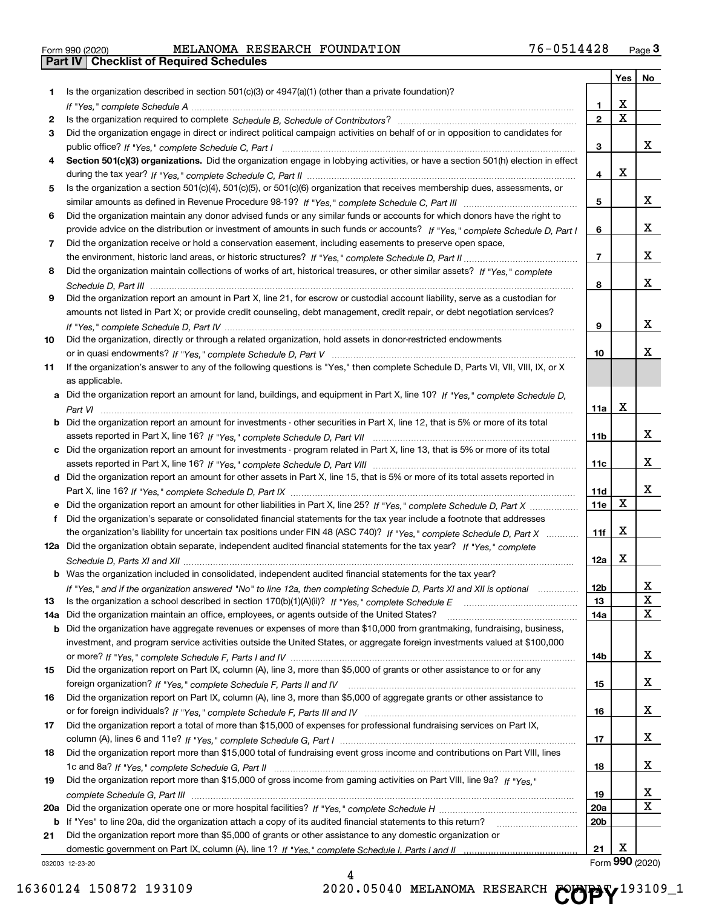Form 990 (2020) MELANOMA RESEARCH FOUNDATION 76-0514428

## Part IV Checklist of Required Schedules

| | | | Yes | No |
|---|---|---|---|---|
| 1 | Is the organization described in section 501(c)(3) or 4947(a)(1) (other than a private foundation)? *If "Yes," complete Schedule A* | 1 | X | |
| 2 | Is the organization required to complete *Schedule B, Schedule of Contributors*? | 2 | X | |
| 3 | Did the organization engage in direct or indirect political campaign activities on behalf of or in opposition to candidates for public office? *If "Yes," complete Schedule C, Part I* | 3 | | X |
| 4 | **Section 501(c)(3) organizations.** Did the organization engage in lobbying activities, or have a section 501(h) election in effect during the tax year? *If "Yes," complete Schedule C, Part II* | 4 | X | |
| 5 | Is the organization a section 501(c)(4), 501(c)(5), or 501(c)(6) organization that receives membership dues, assessments, or similar amounts as defined in Revenue Procedure 98-19? *If "Yes," complete Schedule C, Part III* | 5 | | X |
| 6 | Did the organization maintain any donor advised funds or any similar funds or accounts for which donors have the right to provide advice on the distribution or investment of amounts in such funds or accounts? *If "Yes," complete Schedule D, Part I* | 6 | | X |
| 7 | Did the organization receive or hold a conservation easement, including easements to preserve open space, the environment, historic land areas, or historic structures? *If "Yes," complete Schedule D, Part II* | 7 | | X |
| 8 | Did the organization maintain collections of works of art, historical treasures, or other similar assets? *If "Yes," complete Schedule D, Part III* | 8 | | X |
| 9 | Did the organization report an amount in Part X, line 21, for escrow or custodial account liability, serve as a custodian for amounts not listed in Part X; or provide credit counseling, debt management, credit repair, or debt negotiation services? *If "Yes," complete Schedule D, Part IV* | 9 | | X |
| 10 | Did the organization, directly or through a related organization, hold assets in donor-restricted endowments or in quasi endowments? *If "Yes," complete Schedule D, Part V* | 10 | | X |
| 11 | If the organization's answer to any of the following questions is "Yes," then complete Schedule D, Parts VI, VII, VIII, IX, or X as applicable. | | | |
| a | Did the organization report an amount for land, buildings, and equipment in Part X, line 10? *If "Yes," complete Schedule D, Part VI* | 11a | X | |
| b | Did the organization report an amount for investments - other securities in Part X, line 12, that is 5% or more of its total assets reported in Part X, line 16? *If "Yes," complete Schedule D, Part VII* | 11b | | X |
| c | Did the organization report an amount for investments - program related in Part X, line 13, that is 5% or more of its total assets reported in Part X, line 16? *If "Yes," complete Schedule D, Part VIII* | 11c | | X |
| d | Did the organization report an amount for other assets in Part X, line 15, that is 5% or more of its total assets reported in Part X, line 16? *If "Yes," complete Schedule D, Part IX* | 11d | | X |
| e | Did the organization report an amount for other liabilities in Part X, line 25? *If "Yes," complete Schedule D, Part X* | 11e | X | |
| f | Did the organization's separate or consolidated financial statements for the tax year include a footnote that addresses the organization's liability for uncertain tax positions under FIN 48 (ASC 740)? *If "Yes," complete Schedule D, Part X* | 11f | X | |
| 12a | Did the organization obtain separate, independent audited financial statements for the tax year? *If "Yes," complete Schedule D, Parts XI and XII* | 12a | X | |
| b | Was the organization included in consolidated, independent audited financial statements for the tax year? *If "Yes," and if the organization answered "No" to line 12a, then completing Schedule D, Parts XI and XII is optional* | 12b | | X |
| 13 | Is the organization a school described in section 170(b)(1)(A)(ii)? *If "Yes," complete Schedule E* | 13 | | X |
| 14a | Did the organization maintain an office, employees, or agents outside of the United States? | 14a | | X |
| b | Did the organization have aggregate revenues or expenses of more than $10,000 from grantmaking, fundraising, business, investment, and program service activities outside the United States, or aggregate foreign investments valued at $100,000 or more? *If "Yes," complete Schedule F, Parts I and IV* | 14b | | X |
| 15 | Did the organization report on Part IX, column (A), line 3, more than $5,000 of grants or other assistance to or for any foreign organization? *If "Yes," complete Schedule F, Parts II and IV* | 15 | | X |
| 16 | Did the organization report on Part IX, column (A), line 3, more than $5,000 of aggregate grants or other assistance to or for foreign individuals? *If "Yes," complete Schedule F, Parts III and IV* | 16 | | X |
| 17 | Did the organization report a total of more than $15,000 of expenses for professional fundraising services on Part IX, column (A), lines 6 and 11e? *If "Yes," complete Schedule G, Part I* | 17 | | X |
| 18 | Did the organization report more than $15,000 total of fundraising event gross income and contributions on Part VIII, lines 1c and 8a? *If "Yes," complete Schedule G, Part II* | 18 | | X |
| 19 | Did the organization report more than $15,000 of gross income from gaming activities on Part VIII, line 9a? *If "Yes," complete Schedule G, Part III* | 19 | | X |
| 20a | Did the organization operate one or more hospital facilities? *If "Yes," complete Schedule H* | 20a | | X |
| b | If "Yes" to line 20a, did the organization attach a copy of its audited financial statements to this return? | 20b | | |
| 21 | Did the organization report more than $5,000 of grants or other assistance to any domestic organization or domestic government on Part IX, column (A), line 1? *If "Yes," complete Schedule I, Parts I and II* | 21 | X | |

032003 12-23-20 Form **990** (2020)

16360124 150872 193109 2020.05040 MELANOMA RESEARCH FOUNDAT 193109_1

COPY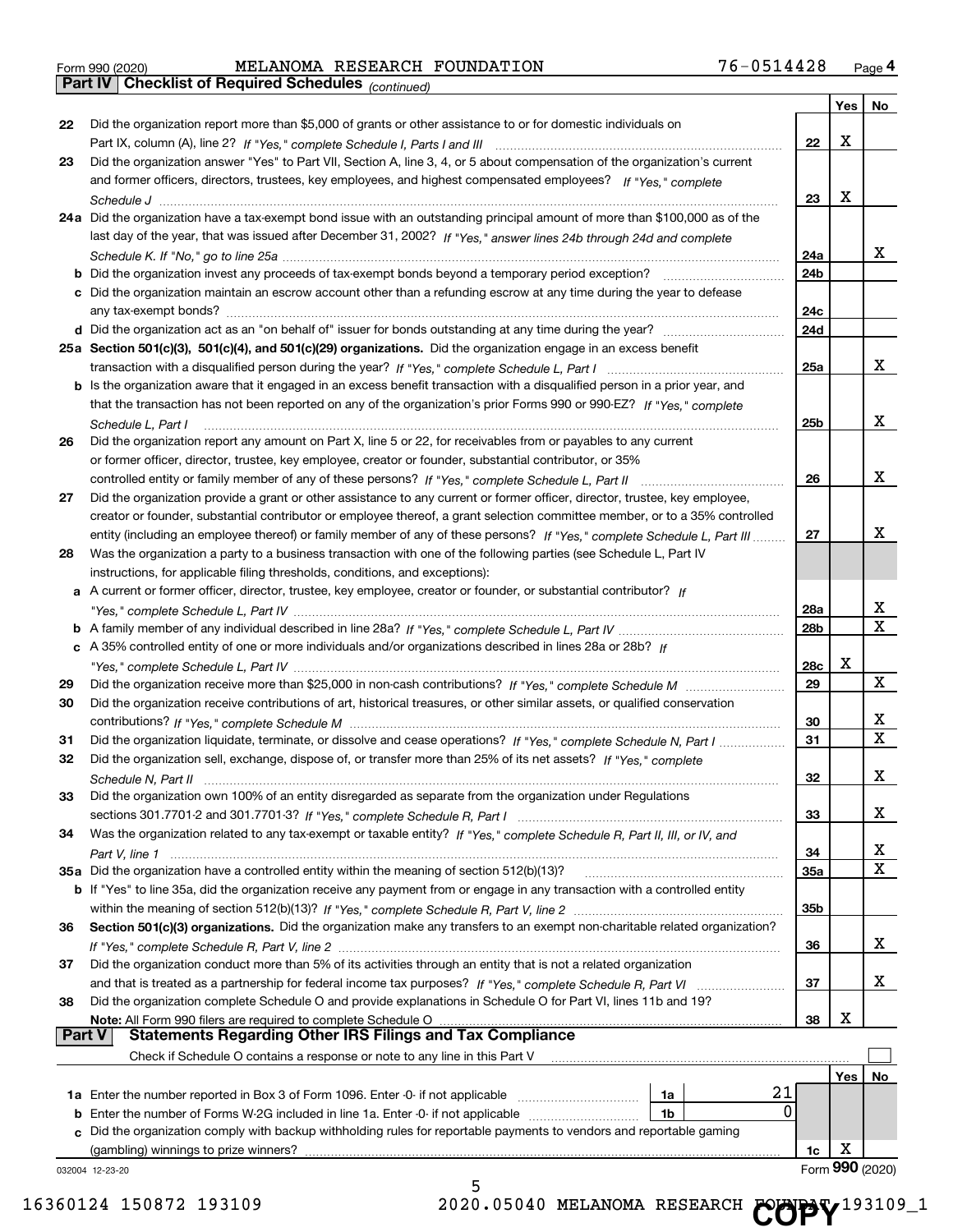Form 990 (2020) MELANOMA RESEARCH FOUNDATION 76-0514428 Page 4

**Part IV | Checklist of Required Schedules** *(continued)*

| | | | Yes | No |
|---|---|---|---|---|
| 22 | Did the organization report more than $5,000 of grants or other assistance to or for domestic individuals on Part IX, column (A), line 2? *If "Yes," complete Schedule I, Parts I and III* | 22 | X | |
| 23 | Did the organization answer "Yes" to Part VII, Section A, line 3, 4, or 5 about compensation of the organization's current and former officers, directors, trustees, key employees, and highest compensated employees? *If "Yes," complete Schedule J* | 23 | X | |
| 24a | Did the organization have a tax-exempt bond issue with an outstanding principal amount of more than $100,000 as of the last day of the year, that was issued after December 31, 2002? *If "Yes," answer lines 24b through 24d and complete Schedule K. If "No," go to line 25a* | 24a | | X |
| b | Did the organization invest any proceeds of tax-exempt bonds beyond a temporary period exception? | 24b | | |
| c | Did the organization maintain an escrow account other than a refunding escrow at any time during the year to defease any tax-exempt bonds? | 24c | | |
| d | Did the organization act as an "on behalf of" issuer for bonds outstanding at any time during the year? | 24d | | |
| 25a | **Section 501(c)(3), 501(c)(4), and 501(c)(29) organizations.** Did the organization engage in an excess benefit transaction with a disqualified person during the year? *If "Yes," complete Schedule L, Part I* | 25a | | X |
| b | Is the organization aware that it engaged in an excess benefit transaction with a disqualified person in a prior year, and that the transaction has not been reported on any of the organization's prior Forms 990 or 990-EZ? *If "Yes," complete Schedule L, Part I* | 25b | | X |
| 26 | Did the organization report any amount on Part X, line 5 or 22, for receivables from or payables to any current or former officer, director, trustee, key employee, creator or founder, substantial contributor, or 35% controlled entity or family member of any of these persons? *If "Yes," complete Schedule L, Part II* | 26 | | X |
| 27 | Did the organization provide a grant or other assistance to any current or former officer, director, trustee, key employee, creator or founder, substantial contributor or employee thereof, a grant selection committee member, or to a 35% controlled entity (including an employee thereof) or family member of any of these persons? *If "Yes," complete Schedule L, Part III* | 27 | | X |
| 28 | Was the organization a party to a business transaction with one of the following parties (see Schedule L, Part IV instructions, for applicable filing thresholds, conditions, and exceptions): | | | |
| a | A current or former officer, director, trustee, key employee, creator or founder, or substantial contributor? *If "Yes," complete Schedule L, Part IV* | 28a | | X |
| b | A family member of any individual described in line 28a? *If "Yes," complete Schedule L, Part IV* | 28b | | X |
| c | A 35% controlled entity of one or more individuals and/or organizations described in lines 28a or 28b? *If "Yes," complete Schedule L, Part IV* | 28c | X | |
| 29 | Did the organization receive more than $25,000 in non-cash contributions? *If "Yes," complete Schedule M* | 29 | | X |
| 30 | Did the organization receive contributions of art, historical treasures, or other similar assets, or qualified conservation contributions? *If "Yes," complete Schedule M* | 30 | | X |
| 31 | Did the organization liquidate, terminate, or dissolve and cease operations? *If "Yes," complete Schedule N, Part I* | 31 | | X |
| 32 | Did the organization sell, exchange, dispose of, or transfer more than 25% of its net assets? *If "Yes," complete Schedule N, Part II* | 32 | | X |
| 33 | Did the organization own 100% of an entity disregarded as separate from the organization under Regulations sections 301.7701-2 and 301.7701-3? *If "Yes," complete Schedule R, Part I* | 33 | | X |
| 34 | Was the organization related to any tax-exempt or taxable entity? *If "Yes," complete Schedule R, Part II, III, or IV, and Part V, line 1* | 34 | | X |
| 35a | Did the organization have a controlled entity within the meaning of section 512(b)(13)? | 35a | | X |
| b | If "Yes" to line 35a, did the organization receive any payment from or engage in any transaction with a controlled entity within the meaning of section 512(b)(13)? *If "Yes," complete Schedule R, Part V, line 2* | 35b | | |
| 36 | **Section 501(c)(3) organizations.** Did the organization make any transfers to an exempt non-charitable related organization? *If "Yes," complete Schedule R, Part V, line 2* | 36 | | X |
| 37 | Did the organization conduct more than 5% of its activities through an entity that is not a related organization and that is treated as a partnership for federal income tax purposes? *If "Yes," complete Schedule R, Part VI* | 37 | | X |
| 38 | Did the organization complete Schedule O and provide explanations in Schedule O for Part VI, lines 11b and 19? **Note:** All Form 990 filers are required to complete Schedule O | 38 | X | |

**Part V | Statements Regarding Other IRS Filings and Tax Compliance**

Check if Schedule O contains a response or note to any line in this Part V ☐

| | | | | | Yes | No |
|---|---|---|---|---|---|---|
| 1a | Enter the number reported in Box 3 of Form 1096. Enter -0- if not applicable | 1a | 21 | | | |
| b | Enter the number of Forms W-2G included in line 1a. Enter -0- if not applicable | 1b | 0 | | | |
| c | Did the organization comply with backup withholding rules for reportable payments to vendors and reportable gaming (gambling) winnings to prize winners? | | | 1c | X | |

032004 12-23-20 Form **990** (2020)

16360124 150872 193109 2020.05040 MELANOMA RESEARCH FOUNDAT 193109_1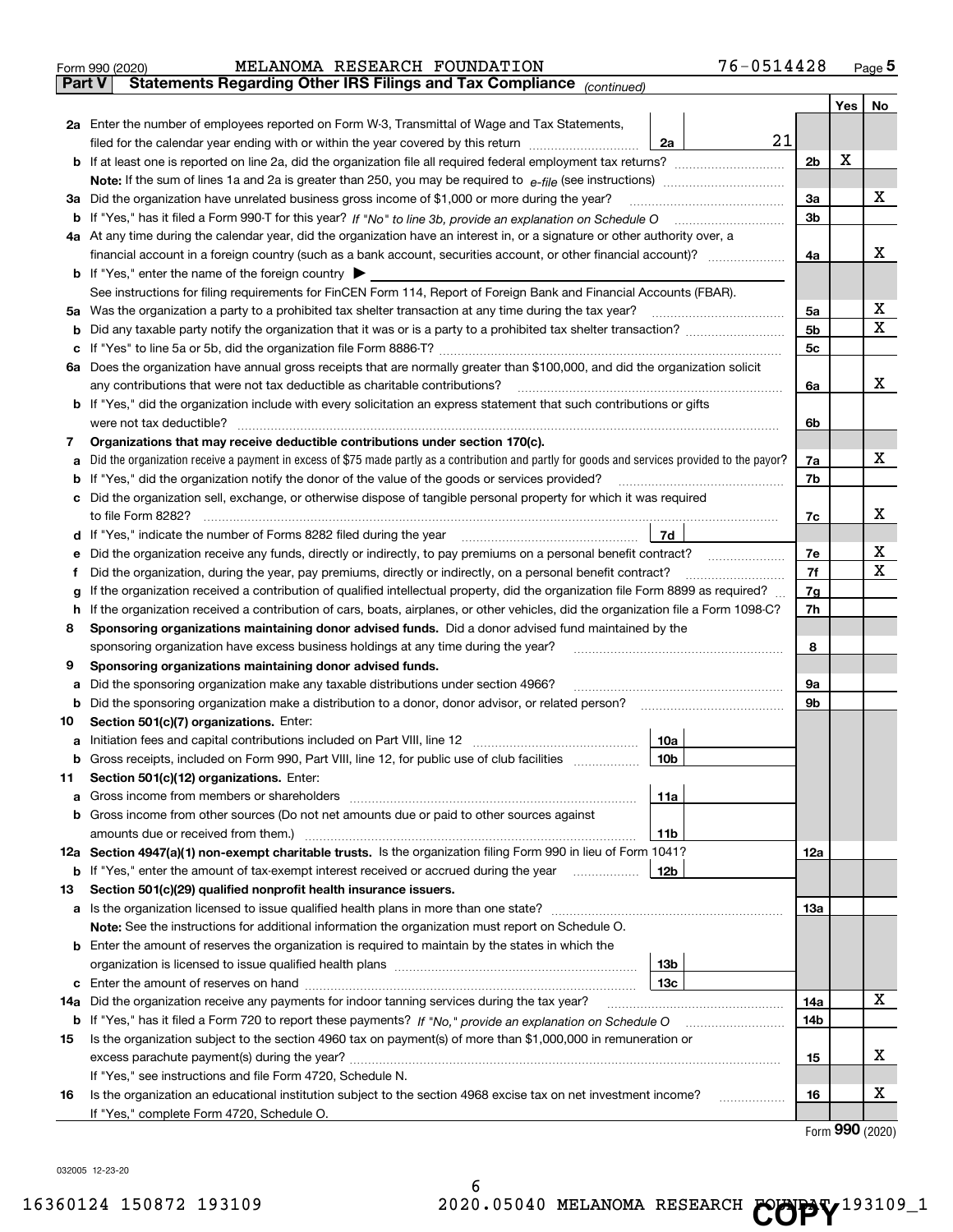Form 990 (2020) MELANOMA RESEARCH FOUNDATION 76-0514428 Page **5**

## Part V Statements Regarding Other IRS Filings and Tax Compliance *(continued)*

| | | | | Yes | No |
|---|---|---|---|---|---|
| **2a** | Enter the number of employees reported on Form W-3, Transmittal of Wage and Tax Statements, filed for the calendar year ending with or within the year covered by this return | 2a | 21 | | |
| **b** | If at least one is reported on line 2a, did the organization file all required federal employment tax returns? | | 2b | X | |
| | **Note:** If the sum of lines 1a and 2a is greater than 250, you may be required to *e-file* (see instructions) | | | | |
| **3a** | Did the organization have unrelated business gross income of $1,000 or more during the year? | | 3a | | X |
| **b** | If "Yes," has it filed a Form 990-T for this year? *If "No" to line 3b, provide an explanation on Schedule O* | | 3b | | |
| **4a** | At any time during the calendar year, did the organization have an interest in, or a signature or other authority over, a financial account in a foreign country (such as a bank account, securities account, or other financial account)? | | 4a | | X |
| **b** | If "Yes," enter the name of the foreign country ▶ | | | | |
| | See instructions for filing requirements for FinCEN Form 114, Report of Foreign Bank and Financial Accounts (FBAR). | | | | |
| **5a** | Was the organization a party to a prohibited tax shelter transaction at any time during the tax year? | | 5a | | X |
| **b** | Did any taxable party notify the organization that it was or is a party to a prohibited tax shelter transaction? | | 5b | | X |
| **c** | If "Yes" to line 5a or 5b, did the organization file Form 8886-T? | | 5c | | |
| **6a** | Does the organization have annual gross receipts that are normally greater than $100,000, and did the organization solicit any contributions that were not tax deductible as charitable contributions? | | 6a | | X |
| **b** | If "Yes," did the organization include with every solicitation an express statement that such contributions or gifts were not tax deductible? | | 6b | | |
| **7** | **Organizations that may receive deductible contributions under section 170(c).** | | | | |
| **a** | Did the organization receive a payment in excess of $75 made partly as a contribution and partly for goods and services provided to the payor? | | 7a | | X |
| **b** | If "Yes," did the organization notify the donor of the value of the goods or services provided? | | 7b | | |
| **c** | Did the organization sell, exchange, or otherwise dispose of tangible personal property for which it was required to file Form 8282? | | 7c | | X |
| **d** | If "Yes," indicate the number of Forms 8282 filed during the year | 7d | | | |
| **e** | Did the organization receive any funds, directly or indirectly, to pay premiums on a personal benefit contract? | | 7e | | X |
| **f** | Did the organization, during the year, pay premiums, directly or indirectly, on a personal benefit contract? | | 7f | | X |
| **g** | If the organization received a contribution of qualified intellectual property, did the organization file Form 8899 as required? | | 7g | | |
| **h** | If the organization received a contribution of cars, boats, airplanes, or other vehicles, did the organization file a Form 1098-C? | | 7h | | |
| **8** | **Sponsoring organizations maintaining donor advised funds.** Did a donor advised fund maintained by the sponsoring organization have excess business holdings at any time during the year? | | 8 | | |
| **9** | **Sponsoring organizations maintaining donor advised funds.** | | | | |
| **a** | Did the sponsoring organization make any taxable distributions under section 4966? | | 9a | | |
| **b** | Did the sponsoring organization make a distribution to a donor, donor advisor, or related person? | | 9b | | |
| **10** | **Section 501(c)(7) organizations.** Enter: | | | | |
| **a** | Initiation fees and capital contributions included on Part VIII, line 12 | 10a | | | |
| **b** | Gross receipts, included on Form 990, Part VIII, line 12, for public use of club facilities | 10b | | | |
| **11** | **Section 501(c)(12) organizations.** Enter: | | | | |
| **a** | Gross income from members or shareholders | 11a | | | |
| **b** | Gross income from other sources (Do not net amounts due or paid to other sources against amounts due or received from them.) | 11b | | | |
| **12a** | **Section 4947(a)(1) non-exempt charitable trusts.** Is the organization filing Form 990 in lieu of Form 1041? | | 12a | | |
| **b** | If "Yes," enter the amount of tax-exempt interest received or accrued during the year | 12b | | | |
| **13** | **Section 501(c)(29) qualified nonprofit health insurance issuers.** | | | | |
| **a** | Is the organization licensed to issue qualified health plans in more than one state? | | 13a | | |
| | **Note:** See the instructions for additional information the organization must report on Schedule O. | | | | |
| **b** | Enter the amount of reserves the organization is required to maintain by the states in which the organization is licensed to issue qualified health plans | 13b | | | |
| **c** | Enter the amount of reserves on hand | 13c | | | |
| **14a** | Did the organization receive any payments for indoor tanning services during the tax year? | | 14a | | X |
| **b** | If "Yes," has it filed a Form 720 to report these payments? *If "No," provide an explanation on Schedule O* | | 14b | | |
| **15** | Is the organization subject to the section 4960 tax on payment(s) of more than $1,000,000 in remuneration or excess parachute payment(s) during the year? | | 15 | | X |
| | If "Yes," see instructions and file Form 4720, Schedule N. | | | | |
| **16** | Is the organization an educational institution subject to the section 4968 excise tax on net investment income? | | 16 | | X |
| | If "Yes," complete Form 4720, Schedule O. | | | | |

Form **990** (2020)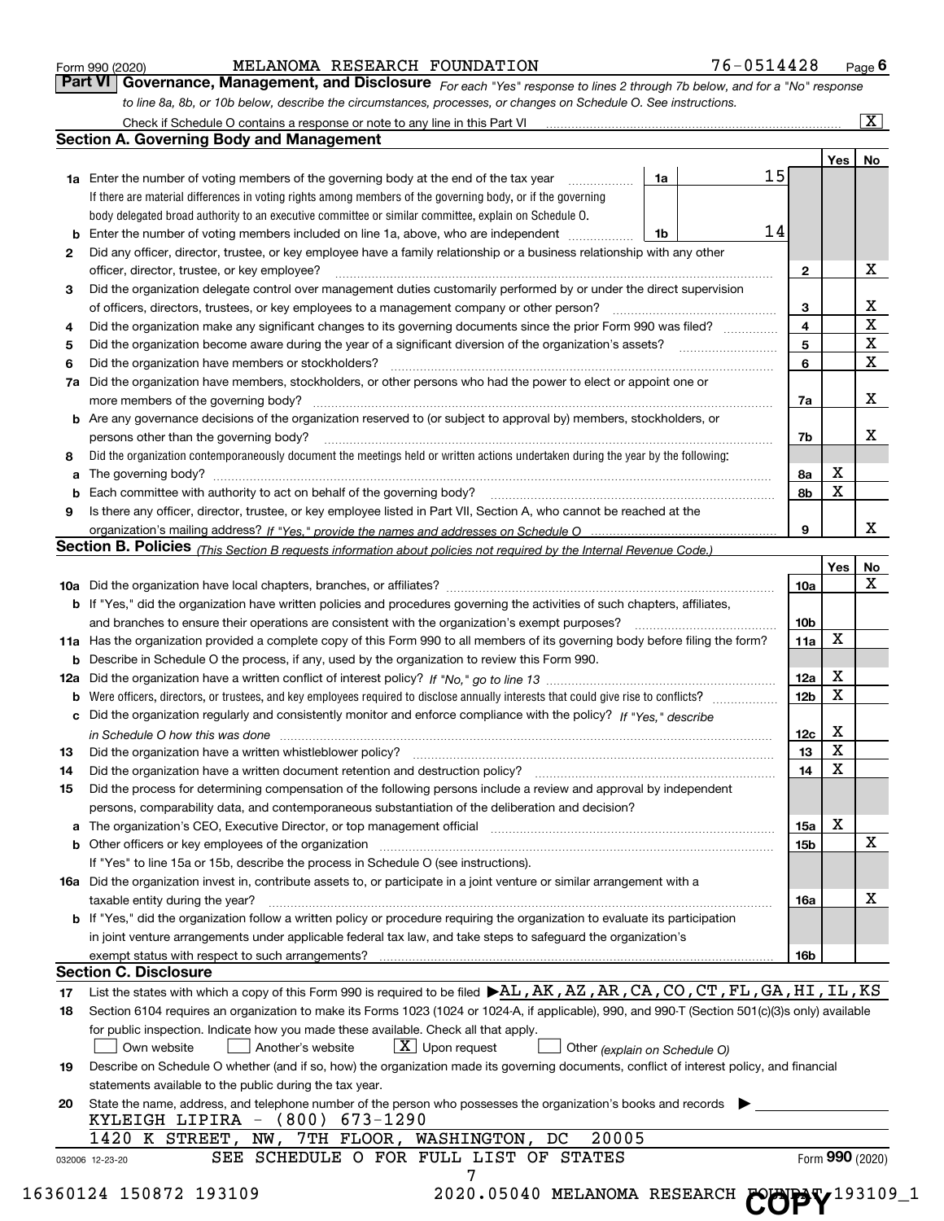Form 990 (2020) MELANOMA RESEARCH FOUNDATION 76-0514428 Page 6

## Part VI Governance, Management, and Disclosure

*For each "Yes" response to lines 2 through 7b below, and for a "No" response to line 8a, 8b, or 10b below, describe the circumstances, processes, or changes on Schedule O. See instructions.*

Check if Schedule O contains a response or note to any line in this Part VI ..... [X]

### Section A. Governing Body and Management

| | | | Yes | No |
|---|---|---|---|---|
| **1a** | Enter the number of voting members of the governing body at the end of the tax year ..... **1a** 15<br>If there are material differences in voting rights among members of the governing body, or if the governing body delegated broad authority to an executive committee or similar committee, explain on Schedule O. | | | |
| **b** | Enter the number of voting members included on line 1a, above, who are independent ..... **1b** 14 | | | |
| **2** | Did any officer, director, trustee, or key employee have a family relationship or a business relationship with any other officer, director, trustee, or key employee? | 2 | | X |
| **3** | Did the organization delegate control over management duties customarily performed by or under the direct supervision of officers, directors, trustees, or key employees to a management company or other person? | 3 | | X |
| **4** | Did the organization make any significant changes to its governing documents since the prior Form 990 was filed? | 4 | | X |
| **5** | Did the organization become aware during the year of a significant diversion of the organization's assets? | 5 | | X |
| **6** | Did the organization have members or stockholders? | 6 | | X |
| **7a** | Did the organization have members, stockholders, or other persons who had the power to elect or appoint one or more members of the governing body? | 7a | | X |
| **b** | Are any governance decisions of the organization reserved to (or subject to approval by) members, stockholders, or persons other than the governing body? | 7b | | X |
| **8** | Did the organization contemporaneously document the meetings held or written actions undertaken during the year by the following: | | | |
| **a** | The governing body? | 8a | X | |
| **b** | Each committee with authority to act on behalf of the governing body? | 8b | X | |
| **9** | Is there any officer, director, trustee, or key employee listed in Part VII, Section A, who cannot be reached at the organization's mailing address? *If "Yes," provide the names and addresses on Schedule O* | 9 | | X |

### Section B. Policies *(This Section B requests information about policies not required by the Internal Revenue Code.)*

| | | | Yes | No |
|---|---|---|---|---|
| **10a** | Did the organization have local chapters, branches, or affiliates? | 10a | | X |
| **b** | If "Yes," did the organization have written policies and procedures governing the activities of such chapters, affiliates, and branches to ensure their operations are consistent with the organization's exempt purposes? | 10b | | |
| **11a** | Has the organization provided a complete copy of this Form 990 to all members of its governing body before filing the form? | 11a | X | |
| **b** | Describe in Schedule O the process, if any, used by the organization to review this Form 990. | | | |
| **12a** | Did the organization have a written conflict of interest policy? *If "No," go to line 13* | 12a | X | |
| **b** | Were officers, directors, or trustees, and key employees required to disclose annually interests that could give rise to conflicts? | 12b | X | |
| **c** | Did the organization regularly and consistently monitor and enforce compliance with the policy? *If "Yes," describe in Schedule O how this was done* | 12c | X | |
| **13** | Did the organization have a written whistleblower policy? | 13 | X | |
| **14** | Did the organization have a written document retention and destruction policy? | 14 | X | |
| **15** | Did the process for determining compensation of the following persons include a review and approval by independent persons, comparability data, and contemporaneous substantiation of the deliberation and decision? | | | |
| **a** | The organization's CEO, Executive Director, or top management official | 15a | X | |
| **b** | Other officers or key employees of the organization | 15b | | X |
| | If "Yes" to line 15a or 15b, describe the process in Schedule O (see instructions). | | | |
| **16a** | Did the organization invest in, contribute assets to, or participate in a joint venture or similar arrangement with a taxable entity during the year? | 16a | | X |
| **b** | If "Yes," did the organization follow a written policy or procedure requiring the organization to evaluate its participation in joint venture arrangements under applicable federal tax law, and take steps to safeguard the organization's exempt status with respect to such arrangements? | 16b | | |

### Section C. Disclosure

**17** List the states with which a copy of this Form 990 is required to be filed ▶ AL,AK,AZ,AR,CA,CO,CT,FL,GA,HI,IL,KS

**18** Section 6104 requires an organization to make its Forms 1023 (1024 or 1024-A, if applicable), 990, and 990-T (Section 501(c)(3)s only) available for public inspection. Indicate how you made these available. Check all that apply.

[ ] Own website [ ] Another's website [X] Upon request [ ] Other *(explain on Schedule O)*

**19** Describe on Schedule O whether (and if so, how) the organization made its governing documents, conflict of interest policy, and financial statements available to the public during the tax year.

**20** State the name, address, and telephone number of the person who possesses the organization's books and records ▶

KYLEIGH LIPIRA - (800) 673-1290

1420 K STREET, NW, 7TH FLOOR, WASHINGTON, DC 20005

SEE SCHEDULE O FOR FULL LIST OF STATES

Form 990 (2020)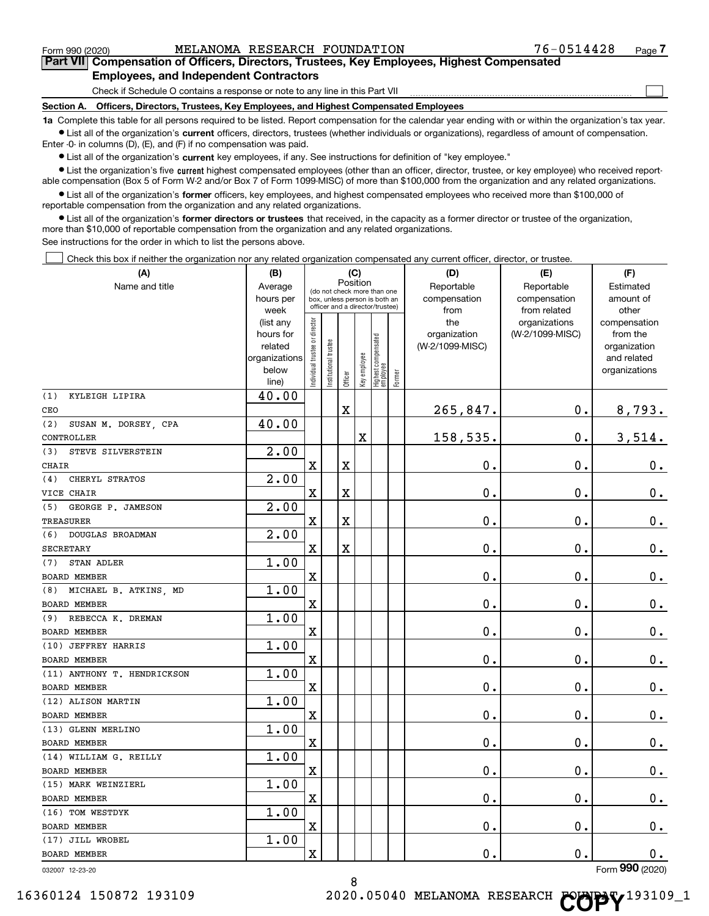Form 990 (2020) MELANOMA RESEARCH FOUNDATION 76-0514428 Page 7

## Part VII Compensation of Officers, Directors, Trustees, Key Employees, Highest Compensated Employees, and Independent Contractors

Check if Schedule O contains a response or note to any line in this Part VII ☐

### Section A. Officers, Directors, Trustees, Key Employees, and Highest Compensated Employees

**1a** Complete this table for all persons required to be listed. Report compensation for the calendar year ending with or within the organization's tax year.

- List all of the organization's **current** officers, directors, trustees (whether individuals or organizations), regardless of amount of compensation. Enter -0- in columns (D), (E), and (F) if no compensation was paid.
- List all of the organization's **current** key employees, if any. See instructions for definition of "key employee."
- List the organization's five **current** highest compensated employees (other than an officer, director, trustee, or key employee) who received reportable compensation (Box 5 of Form W-2 and/or Box 7 of Form 1099-MISC) of more than $100,000 from the organization and any related organizations.
- List all of the organization's **former** officers, key employees, and highest compensated employees who received more than $100,000 of reportable compensation from the organization and any related organizations.
- List all of the organization's **former directors or trustees** that received, in the capacity as a former director or trustee of the organization, more than $10,000 of reportable compensation from the organization and any related organizations.

See instructions for the order in which to list the persons above.

☐ Check this box if neither the organization nor any related organization compensated any current officer, director, or trustee.

| (A) Name and title | (B) Average hours per week (list any hours for related organizations below line) | (C) Position: Individual trustee or director | Institutional trustee | Officer | Key employee | Highest compensated employee | Former | (D) Reportable compensation from the organization (W-2/1099-MISC) | (E) Reportable compensation from related organizations (W-2/1099-MISC) | (F) Estimated amount of other compensation from the organization and related organizations |
|---|---|---|---|---|---|---|---|---|---|---|
| (1) KYLEIGH LIPIRA<br>CEO | 40.00 | | | X | | | | 265,847. | 0. | 8,793. |
| (2) SUSAN M. DORSEY, CPA<br>CONTROLLER | 40.00 | | | | X | | | 158,535. | 0. | 3,514. |
| (3) STEVE SILVERSTEIN<br>CHAIR | 2.00 | X | | X | | | | 0. | 0. | 0. |
| (4) CHERYL STRATOS<br>VICE CHAIR | 2.00 | X | | X | | | | 0. | 0. | 0. |
| (5) GEORGE P. JAMESON<br>TREASURER | 2.00 | X | | X | | | | 0. | 0. | 0. |
| (6) DOUGLAS BROADMAN<br>SECRETARY | 2.00 | X | | X | | | | 0. | 0. | 0. |
| (7) STAN ADLER<br>BOARD MEMBER | 1.00 | X | | | | | | 0. | 0. | 0. |
| (8) MICHAEL B. ATKINS, MD<br>BOARD MEMBER | 1.00 | X | | | | | | 0. | 0. | 0. |
| (9) REBECCA K. DREMAN<br>BOARD MEMBER | 1.00 | X | | | | | | 0. | 0. | 0. |
| (10) JEFFREY HARRIS<br>BOARD MEMBER | 1.00 | X | | | | | | 0. | 0. | 0. |
| (11) ANTHONY T. HENDRICKSON<br>BOARD MEMBER | 1.00 | X | | | | | | 0. | 0. | 0. |
| (12) ALISON MARTIN<br>BOARD MEMBER | 1.00 | X | | | | | | 0. | 0. | 0. |
| (13) GLENN MERLINO<br>BOARD MEMBER | 1.00 | X | | | | | | 0. | 0. | 0. |
| (14) WILLIAM G. REILLY<br>BOARD MEMBER | 1.00 | X | | | | | | 0. | 0. | 0. |
| (15) MARK WEINZIERL<br>BOARD MEMBER | 1.00 | X | | | | | | 0. | 0. | 0. |
| (16) TOM WESTDYK<br>BOARD MEMBER | 1.00 | X | | | | | | 0. | 0. | 0. |
| (17) JILL WROBEL<br>BOARD MEMBER | 1.00 | X | | | | | | 0. | 0. | 0. |

032007 12-23-20 Form 990 (2020)

8

16360124 150872 193109 2020.05040 MELANOMA RESEARCH FOUNDAT 193109_1

COPY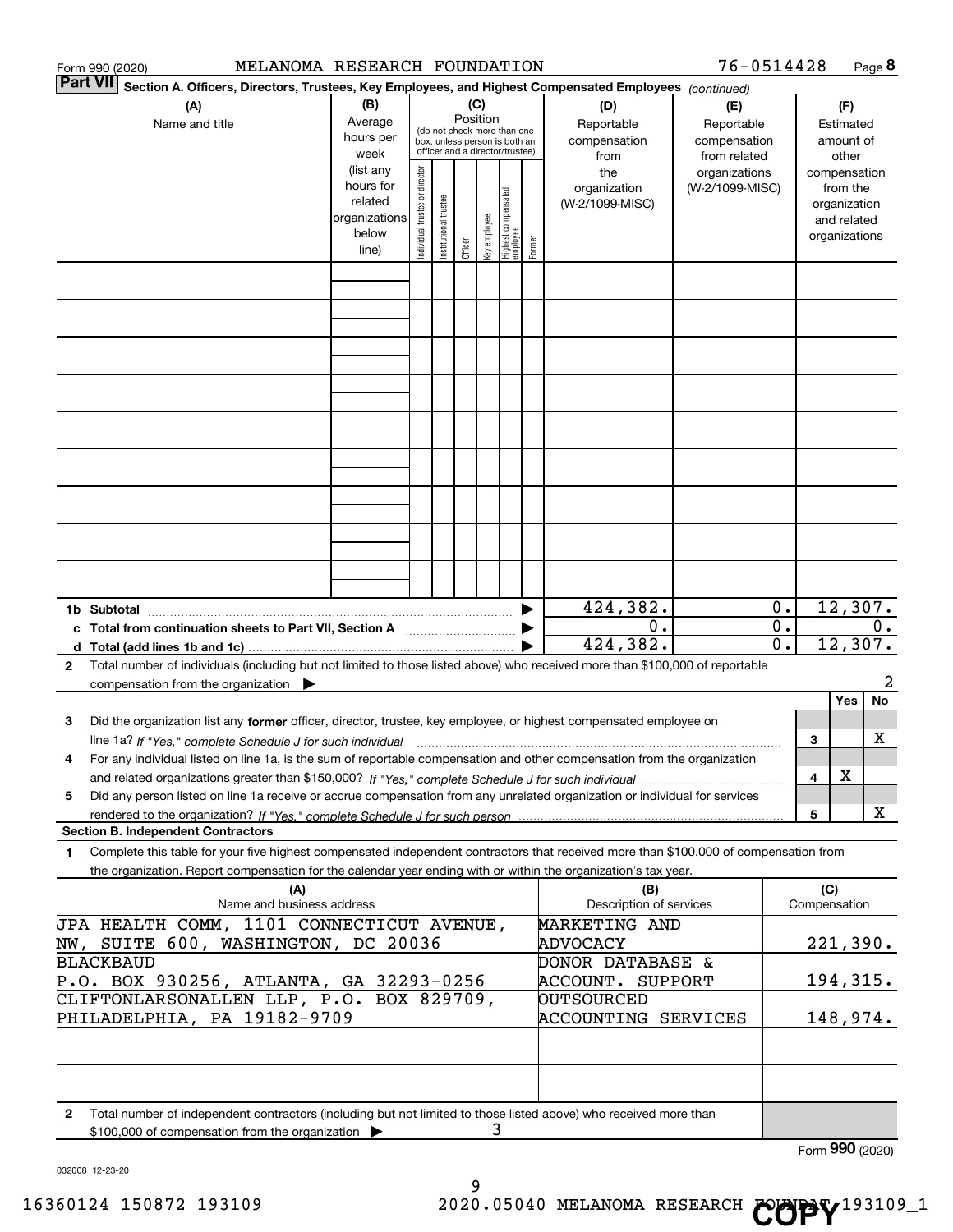Form 990 (2020) MELANOMA RESEARCH FOUNDATION 76-0514428 Page **8**

**Part VII** Section A. Officers, Directors, Trustees, Key Employees, and Highest Compensated Employees *(continued)*

| (A) Name and title | (B) Average hours per week (list any hours for related organizations below line) | (C) Position (do not check more than one box, unless person is both an officer and a director/trustee): Individual trustee or director | Institutional trustee | Officer | Key employee | Highest compensated employee | Former | (D) Reportable compensation from the organization (W-2/1099-MISC) | (E) Reportable compensation from related organizations (W-2/1099-MISC) | (F) Estimated amount of other compensation from the organization and related organizations |
|---|---|---|---|---|---|---|---|---|---|---|
| | | | | | | | | | | |
| | | | | | | | | | | |
| | | | | | | | | | | |
| | | | | | | | | | | |
| | | | | | | | | | | |
| | | | | | | | | | | |
| | | | | | | | | | | |
| | | | | | | | | | | |
| | | | | | | | | | | |
| **1b Subtotal** | | | | | | | | 424,382. | 0. | 12,307. |
| **c Total from continuation sheets to Part VII, Section A** | | | | | | | | 0. | 0. | 0. |
| **d Total (add lines 1b and 1c)** | | | | | | | | 424,382. | 0. | 12,307. |

**2** Total number of individuals (including but not limited to those listed above) who received more than $100,000 of reportable compensation from the organization ▶ 2

| | | | Yes | No |
|---|---|---|---|---|
| **3** | Did the organization list any **former** officer, director, trustee, key employee, or highest compensated employee on line 1a? *If "Yes," complete Schedule J for such individual* | 3 | | X |
| **4** | For any individual listed on line 1a, is the sum of reportable compensation and other compensation from the organization and related organizations greater than $150,000? *If "Yes," complete Schedule J for such individual* | 4 | X | |
| **5** | Did any person listed on line 1a receive or accrue compensation from any unrelated organization or individual for services rendered to the organization? *If "Yes," complete Schedule J for such person* | 5 | | X |

**Section B. Independent Contractors**

**1** Complete this table for your five highest compensated independent contractors that received more than $100,000 of compensation from the organization. Report compensation for the calendar year ending with or within the organization's tax year.

| (A) Name and business address | (B) Description of services | (C) Compensation |
|---|---|---|
| JPA HEALTH COMM, 1101 CONNECTICUT AVENUE, NW, SUITE 600, WASHINGTON, DC 20036 | MARKETING AND ADVOCACY | 221,390. |
| BLACKBAUD<br>P.O. BOX 930256, ATLANTA, GA 32293-0256 | DONOR DATABASE & ACCOUNT. SUPPORT | 194,315. |
| CLIFTONLARSONALLEN LLP, P.O. BOX 829709, PHILADELPHIA, PA 19182-9709 | OUTSOURCED ACCOUNTING SERVICES | 148,974. |
| | | |
| | | |

**2** Total number of independent contractors (including but not limited to those listed above) who received more than $100,000 of compensation from the organization ▶ 3

Form **990** (2020)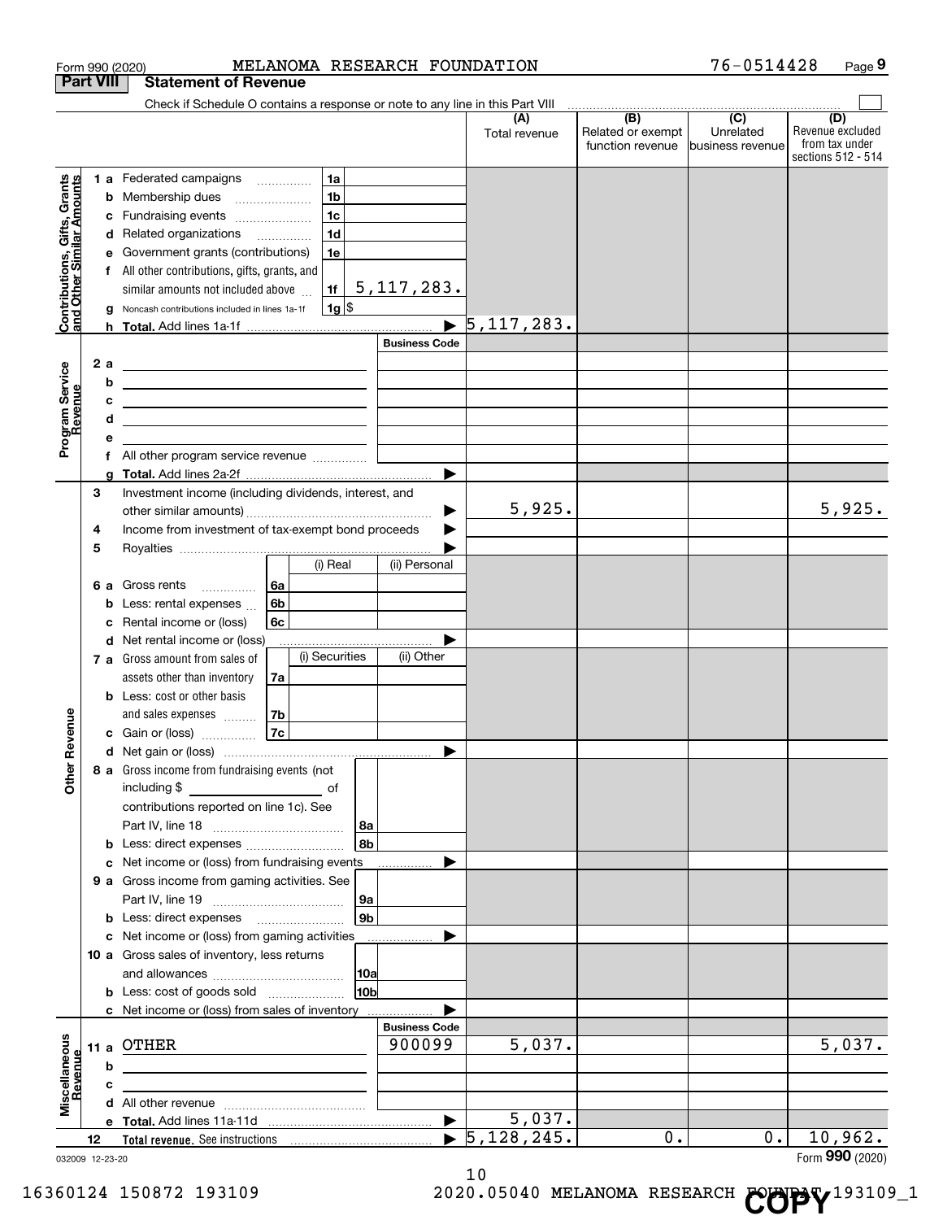Form 990 (2020) MELANOMA RESEARCH FOUNDATION 76-0514428 Page **9**

## Part VIII Statement of Revenue

Check if Schedule O contains a response or note to any line in this Part VIII ☐

| | | | | (A) Total revenue | (B) Related or exempt function revenue | (C) Unrelated business revenue | (D) Revenue excluded from tax under sections 512 - 514 |
|---|---|---|---|---|---|---|---|
| **Contributions, Gifts, Grants and Other Similar Amounts** | 1 a | Federated campaigns | 1a | | | | |
| | b | Membership dues | 1b | | | | |
| | c | Fundraising events | 1c | | | | |
| | d | Related organizations | 1d | | | | |
| | e | Government grants (contributions) | 1e | | | | |
| | f | All other contributions, gifts, grants, and similar amounts not included above | 1f 5,117,283. | | | | |
| | g | Noncash contributions included in lines 1a-1f | 1g $ | | | | |
| | h | **Total.** Add lines 1a-1f | ▶ | 5,117,283. | | | |
| **Program Service Revenue** | | | Business Code | | | | |
| | 2 a | | | | | | |
| | b | | | | | | |
| | c | | | | | | |
| | d | | | | | | |
| | e | | | | | | |
| | f | All other program service revenue | | | | | |
| | g | **Total.** Add lines 2a-2f | ▶ | | | | |
| **Other Revenue** | 3 | Investment income (including dividends, interest, and other similar amounts) | ▶ | 5,925. | | | 5,925. |
| | 4 | Income from investment of tax-exempt bond proceeds | ▶ | | | | |
| | 5 | Royalties | ▶ | | | | |
| | | | (i) Real / (ii) Personal | | | | |
| | 6 a | Gross rents | 6a | | | | |
| | b | Less: rental expenses | 6b | | | | |
| | c | Rental income or (loss) | 6c | | | | |
| | d | Net rental income or (loss) | ▶ | | | | |
| | | | (i) Securities / (ii) Other | | | | |
| | 7 a | Gross amount from sales of assets other than inventory | 7a | | | | |
| | b | Less: cost or other basis and sales expenses | 7b | | | | |
| | c | Gain or (loss) | 7c | | | | |
| | d | Net gain or (loss) | ▶ | | | | |
| | 8 a | Gross income from fundraising events (not including $ ______ of contributions reported on line 1c). See Part IV, line 18 | 8a | | | | |
| | b | Less: direct expenses | 8b | | | | |
| | c | Net income or (loss) from fundraising events | ▶ | | | | |
| | 9 a | Gross income from gaming activities. See Part IV, line 19 | 9a | | | | |
| | b | Less: direct expenses | 9b | | | | |
| | c | Net income or (loss) from gaming activities | ▶ | | | | |
| | 10 a | Gross sales of inventory, less returns and allowances | 10a | | | | |
| | b | Less: cost of goods sold | 10b | | | | |
| | c | Net income or (loss) from sales of inventory | ▶ | | | | |
| **Miscellaneous Revenue** | | | Business Code | | | | |
| | 11 a | OTHER | 900099 | 5,037. | | | 5,037. |
| | b | | | | | | |
| | c | | | | | | |
| | d | All other revenue | | | | | |
| | e | **Total.** Add lines 11a-11d | ▶ | 5,037. | | | |
| | 12 | **Total revenue.** See instructions | ▶ | 5,128,245. | 0. | 0. | 10,962. |

032009 12-23-20 Form **990** (2020)

16360124 150872 193109 2020.05040 MELANOMA RESEARCH FOUNDAT 193109_1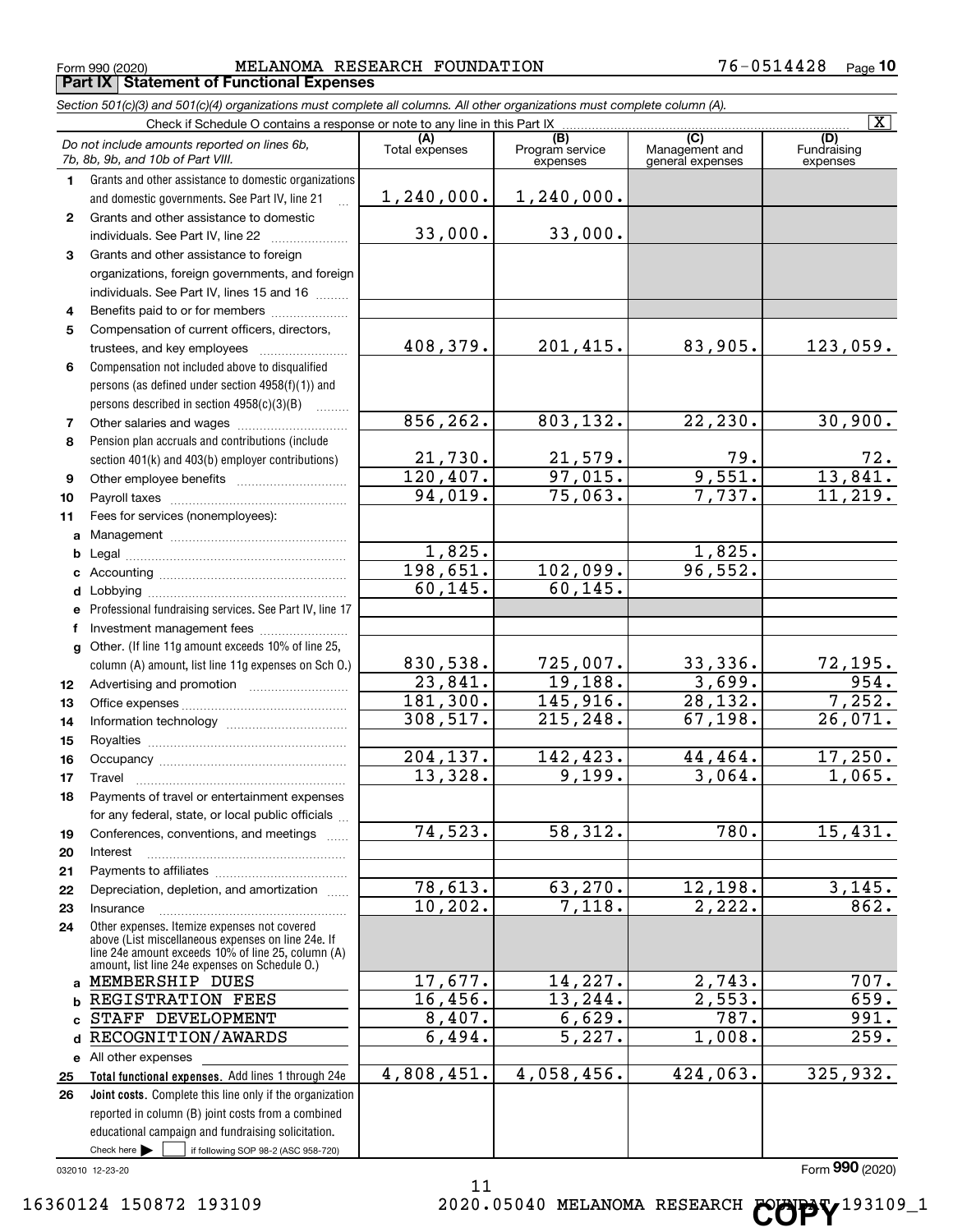Form 990 (2020) MELANOMA RESEARCH FOUNDATION 76-0514428 Page 10

## Part IX Statement of Functional Expenses

*Section 501(c)(3) and 501(c)(4) organizations must complete all columns. All other organizations must complete column (A).*

Check if Schedule O contains a response or note to any line in this Part IX [X]

| | *Do not include amounts reported on lines 6b, 7b, 8b, 9b, and 10b of Part VIII.* | (A) Total expenses | (B) Program service expenses | (C) Management and general expenses | (D) Fundraising expenses |
|---|---|---|---|---|---|
| 1 | Grants and other assistance to domestic organizations and domestic governments. See Part IV, line 21 | 1,240,000. | 1,240,000. | | |
| 2 | Grants and other assistance to domestic individuals. See Part IV, line 22 | 33,000. | 33,000. | | |
| 3 | Grants and other assistance to foreign organizations, foreign governments, and foreign individuals. See Part IV, lines 15 and 16 | | | | |
| 4 | Benefits paid to or for members | | | | |
| 5 | Compensation of current officers, directors, trustees, and key employees | 408,379. | 201,415. | 83,905. | 123,059. |
| 6 | Compensation not included above to disqualified persons (as defined under section 4958(f)(1)) and persons described in section 4958(c)(3)(B) | | | | |
| 7 | Other salaries and wages | 856,262. | 803,132. | 22,230. | 30,900. |
| 8 | Pension plan accruals and contributions (include section 401(k) and 403(b) employer contributions) | 21,730. | 21,579. | 79. | 72. |
| 9 | Other employee benefits | 120,407. | 97,015. | 9,551. | 13,841. |
| 10 | Payroll taxes | 94,019. | 75,063. | 7,737. | 11,219. |
| 11 | Fees for services (nonemployees): | | | | |
| a | Management | | | | |
| b | Legal | 1,825. | | 1,825. | |
| c | Accounting | 198,651. | 102,099. | 96,552. | |
| d | Lobbying | 60,145. | 60,145. | | |
| e | Professional fundraising services. See Part IV, line 17 | | | | |
| f | Investment management fees | | | | |
| g | Other. (If line 11g amount exceeds 10% of line 25, column (A) amount, list line 11g expenses on Sch O.) | 830,538. | 725,007. | 33,336. | 72,195. |
| 12 | Advertising and promotion | 23,841. | 19,188. | 3,699. | 954. |
| 13 | Office expenses | 181,300. | 145,916. | 28,132. | 7,252. |
| 14 | Information technology | 308,517. | 215,248. | 67,198. | 26,071. |
| 15 | Royalties | | | | |
| 16 | Occupancy | 204,137. | 142,423. | 44,464. | 17,250. |
| 17 | Travel | 13,328. | 9,199. | 3,064. | 1,065. |
| 18 | Payments of travel or entertainment expenses for any federal, state, or local public officials | | | | |
| 19 | Conferences, conventions, and meetings | 74,523. | 58,312. | 780. | 15,431. |
| 20 | Interest | | | | |
| 21 | Payments to affiliates | | | | |
| 22 | Depreciation, depletion, and amortization | 78,613. | 63,270. | 12,198. | 3,145. |
| 23 | Insurance | 10,202. | 7,118. | 2,222. | 862. |
| 24 | Other expenses. Itemize expenses not covered above (List miscellaneous expenses on line 24e. If line 24e amount exceeds 10% of line 25, column (A) amount, list line 24e expenses on Schedule O.) | | | | |
| a | MEMBERSHIP DUES | 17,677. | 14,227. | 2,743. | 707. |
| b | REGISTRATION FEES | 16,456. | 13,244. | 2,553. | 659. |
| c | STAFF DEVELOPMENT | 8,407. | 6,629. | 787. | 991. |
| d | RECOGNITION/AWARDS | 6,494. | 5,227. | 1,008. | 259. |
| e | All other expenses | | | | |
| 25 | **Total functional expenses.** Add lines 1 through 24e | 4,808,451. | 4,058,456. | 424,063. | 325,932. |
| 26 | **Joint costs.** Complete this line only if the organization reported in column (B) joint costs from a combined educational campaign and fundraising solicitation. Check here [ ] if following SOP 98-2 (ASC 958-720) | | | | |

032010 12-23-20

Form **990** (2020)

16360124 150872 193109 2020.05040 MELANOMA RESEARCH FOUNDAT 193109_1

COPY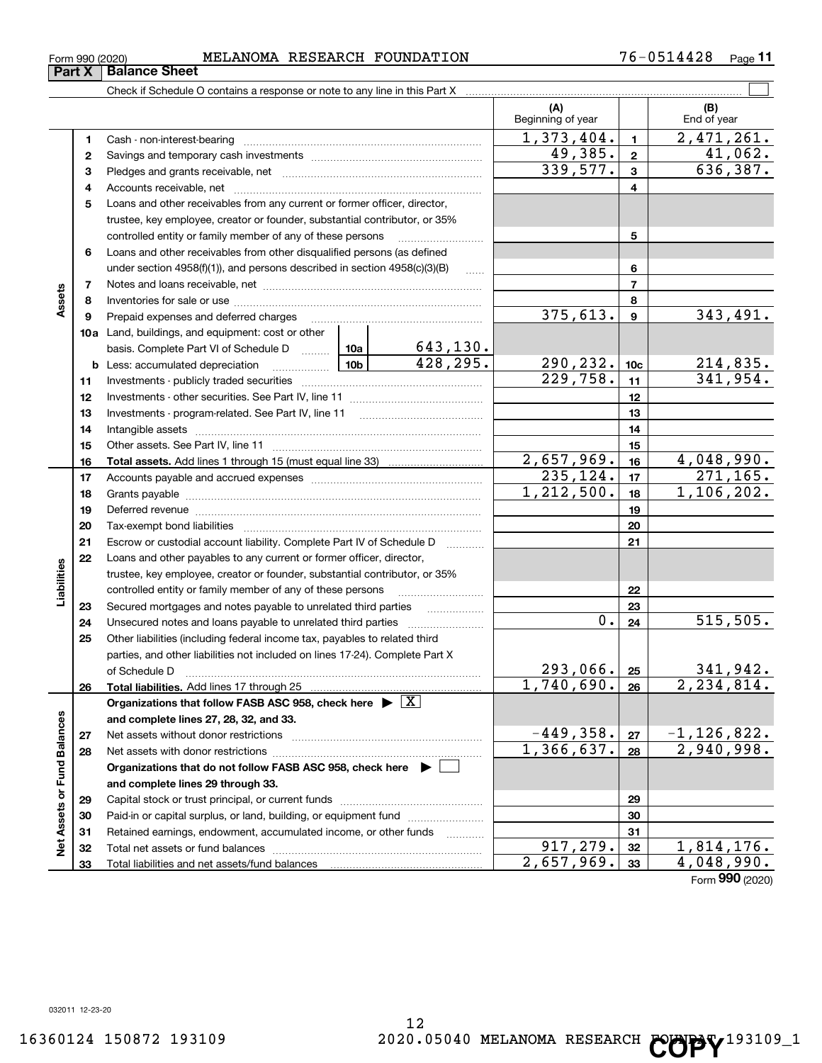Form 990 (2020) MELANOMA RESEARCH FOUNDATION 76-0514428

## Part X Balance Sheet

Check if Schedule O contains a response or note to any line in this Part X ☐

| | | | | | (A) Beginning of year | | (B) End of year |
|---|---|---|---|---|---|---|---|
| **Assets** | 1 | Cash - non-interest-bearing | | | 1,373,404. | 1 | 2,471,261. |
| | 2 | Savings and temporary cash investments | | | 49,385. | 2 | 41,062. |
| | 3 | Pledges and grants receivable, net | | | 339,577. | 3 | 636,387. |
| | 4 | Accounts receivable, net | | | | 4 | |
| | 5 | Loans and other receivables from any current or former officer, director, trustee, key employee, creator or founder, substantial contributor, or 35% controlled entity or family member of any of these persons | | | | 5 | |
| | 6 | Loans and other receivables from other disqualified persons (as defined under section 4958(f)(1)), and persons described in section 4958(c)(3)(B) | | | | 6 | |
| | 7 | Notes and loans receivable, net | | | | 7 | |
| | 8 | Inventories for sale or use | | | | 8 | |
| | 9 | Prepaid expenses and deferred charges | | | 375,613. | 9 | 343,491. |
| | 10a | Land, buildings, and equipment: cost or other basis. Complete Part VI of Schedule D | 10a | 643,130. | | | |
| | b | Less: accumulated depreciation | 10b | 428,295. | 290,232. | 10c | 214,835. |
| | 11 | Investments - publicly traded securities | | | 229,758. | 11 | 341,954. |
| | 12 | Investments - other securities. See Part IV, line 11 | | | | 12 | |
| | 13 | Investments - program-related. See Part IV, line 11 | | | | 13 | |
| | 14 | Intangible assets | | | | 14 | |
| | 15 | Other assets. See Part IV, line 11 | | | | 15 | |
| | 16 | **Total assets.** Add lines 1 through 15 (must equal line 33) | | | 2,657,969. | 16 | 4,048,990. |
| **Liabilities** | 17 | Accounts payable and accrued expenses | | | 235,124. | 17 | 271,165. |
| | 18 | Grants payable | | | 1,212,500. | 18 | 1,106,202. |
| | 19 | Deferred revenue | | | | 19 | |
| | 20 | Tax-exempt bond liabilities | | | | 20 | |
| | 21 | Escrow or custodial account liability. Complete Part IV of Schedule D | | | | 21 | |
| | 22 | Loans and other payables to any current or former officer, director, trustee, key employee, creator or founder, substantial contributor, or 35% controlled entity or family member of any of these persons | | | | 22 | |
| | 23 | Secured mortgages and notes payable to unrelated third parties | | | | 23 | |
| | 24 | Unsecured notes and loans payable to unrelated third parties | | | 0. | 24 | 515,505. |
| | 25 | Other liabilities (including federal income tax, payables to related third parties, and other liabilities not included on lines 17-24). Complete Part X of Schedule D | | | 293,066. | 25 | 341,942. |
| | 26 | **Total liabilities.** Add lines 17 through 25 | | | 1,740,690. | 26 | 2,234,814. |
| **Net Assets or Fund Balances** | | **Organizations that follow FASB ASC 958, check here ▶ ☒ and complete lines 27, 28, 32, and 33.** | | | | | |
| | 27 | Net assets without donor restrictions | | | -449,358. | 27 | -1,126,822. |
| | 28 | Net assets with donor restrictions | | | 1,366,637. | 28 | 2,940,998. |
| | | **Organizations that do not follow FASB ASC 958, check here ▶ ☐ and complete lines 29 through 33.** | | | | | |
| | 29 | Capital stock or trust principal, or current funds | | | | 29 | |
| | 30 | Paid-in or capital surplus, or land, building, or equipment fund | | | | 30 | |
| | 31 | Retained earnings, endowment, accumulated income, or other funds | | | | 31 | |
| | 32 | Total net assets or fund balances | | | 917,279. | 32 | 1,814,176. |
| | 33 | Total liabilities and net assets/fund balances | | | 2,657,969. | 33 | 4,048,990. |

Form **990** (2020)

032011 12-23-20

16360124 150872 193109 2020.05040 MELANOMA RESEARCH FOUNDAT 193109_1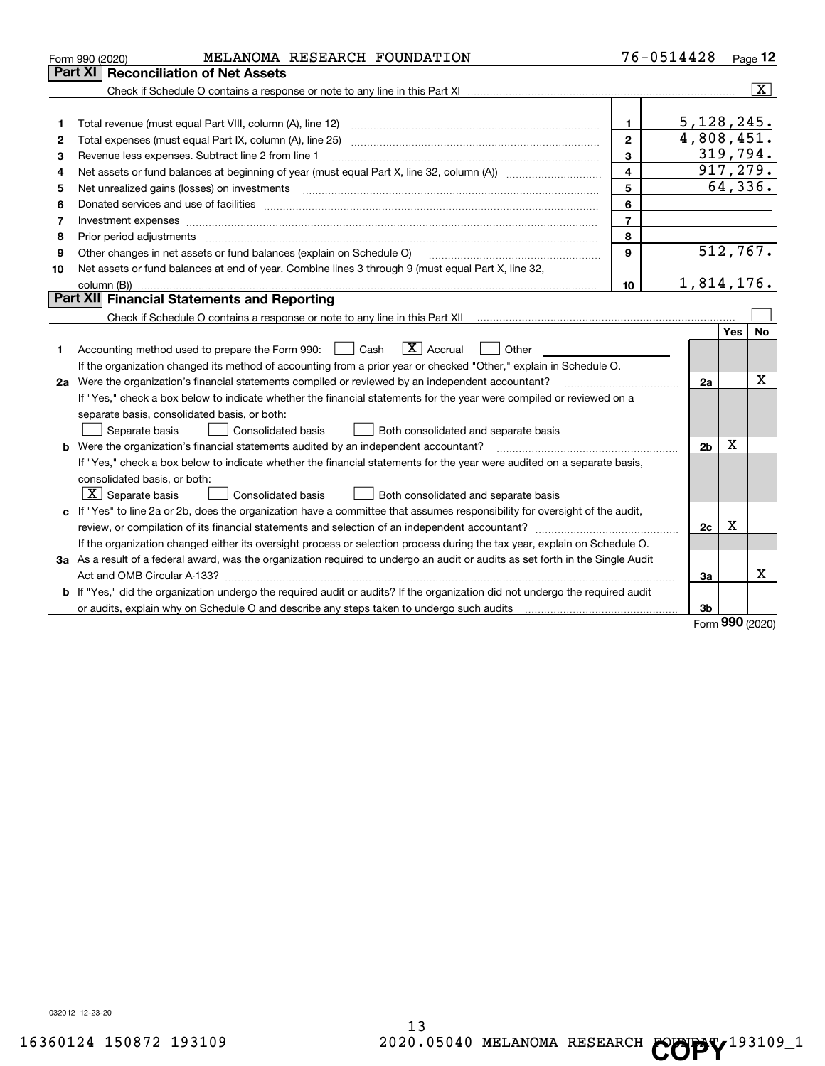Form 990 (2020) MELANOMA RESEARCH FOUNDATION 76-0514428 Page 12

## Part XI Reconciliation of Net Assets

Check if Schedule O contains a response or note to any line in this Part XI .......... [X]

| | | | |
|---|---|---|---|
| 1 | Total revenue (must equal Part VIII, column (A), line 12) | 1 | 5,128,245. |
| 2 | Total expenses (must equal Part IX, column (A), line 25) | 2 | 4,808,451. |
| 3 | Revenue less expenses. Subtract line 2 from line 1 | 3 | 319,794. |
| 4 | Net assets or fund balances at beginning of year (must equal Part X, line 32, column (A)) | 4 | 917,279. |
| 5 | Net unrealized gains (losses) on investments | 5 | 64,336. |
| 6 | Donated services and use of facilities | 6 | |
| 7 | Investment expenses | 7 | |
| 8 | Prior period adjustments | 8 | |
| 9 | Other changes in net assets or fund balances (explain on Schedule O) | 9 | 512,767. |
| 10 | Net assets or fund balances at end of year. Combine lines 3 through 9 (must equal Part X, line 32, column (B)) | 10 | 1,814,176. |

## Part XII Financial Statements and Reporting

Check if Schedule O contains a response or note to any line in this Part XII .......... [ ]

| | | | Yes | No |
|---|---|---|---|---|
| 1 | Accounting method used to prepare the Form 990: [ ] Cash [X] Accrual [ ] Other ______<br>If the organization changed its method of accounting from a prior year or checked "Other," explain in Schedule O. | | | |
| 2a | Were the organization's financial statements compiled or reviewed by an independent accountant? | 2a | | X |
| | If "Yes," check a box below to indicate whether the financial statements for the year were compiled or reviewed on a separate basis, consolidated basis, or both:<br>[ ] Separate basis [ ] Consolidated basis [ ] Both consolidated and separate basis | | | |
| b | Were the organization's financial statements audited by an independent accountant? | 2b | X | |
| | If "Yes," check a box below to indicate whether the financial statements for the year were audited on a separate basis, consolidated basis, or both:<br>[X] Separate basis [ ] Consolidated basis [ ] Both consolidated and separate basis | | | |
| c | If "Yes" to line 2a or 2b, does the organization have a committee that assumes responsibility for oversight of the audit, review, or compilation of its financial statements and selection of an independent accountant? | 2c | X | |
| | If the organization changed either its oversight process or selection process during the tax year, explain on Schedule O. | | | |
| 3a | As a result of a federal award, was the organization required to undergo an audit or audits as set forth in the Single Audit Act and OMB Circular A-133? | 3a | | X |
| b | If "Yes," did the organization undergo the required audit or audits? If the organization did not undergo the required audit or audits, explain why on Schedule O and describe any steps taken to undergo such audits | 3b | | |

Form **990** (2020)

032012 12-23-20

16360124 150872 193109 2020.05040 MELANOMA RESEARCH FOUNDAT 193109_1

COPY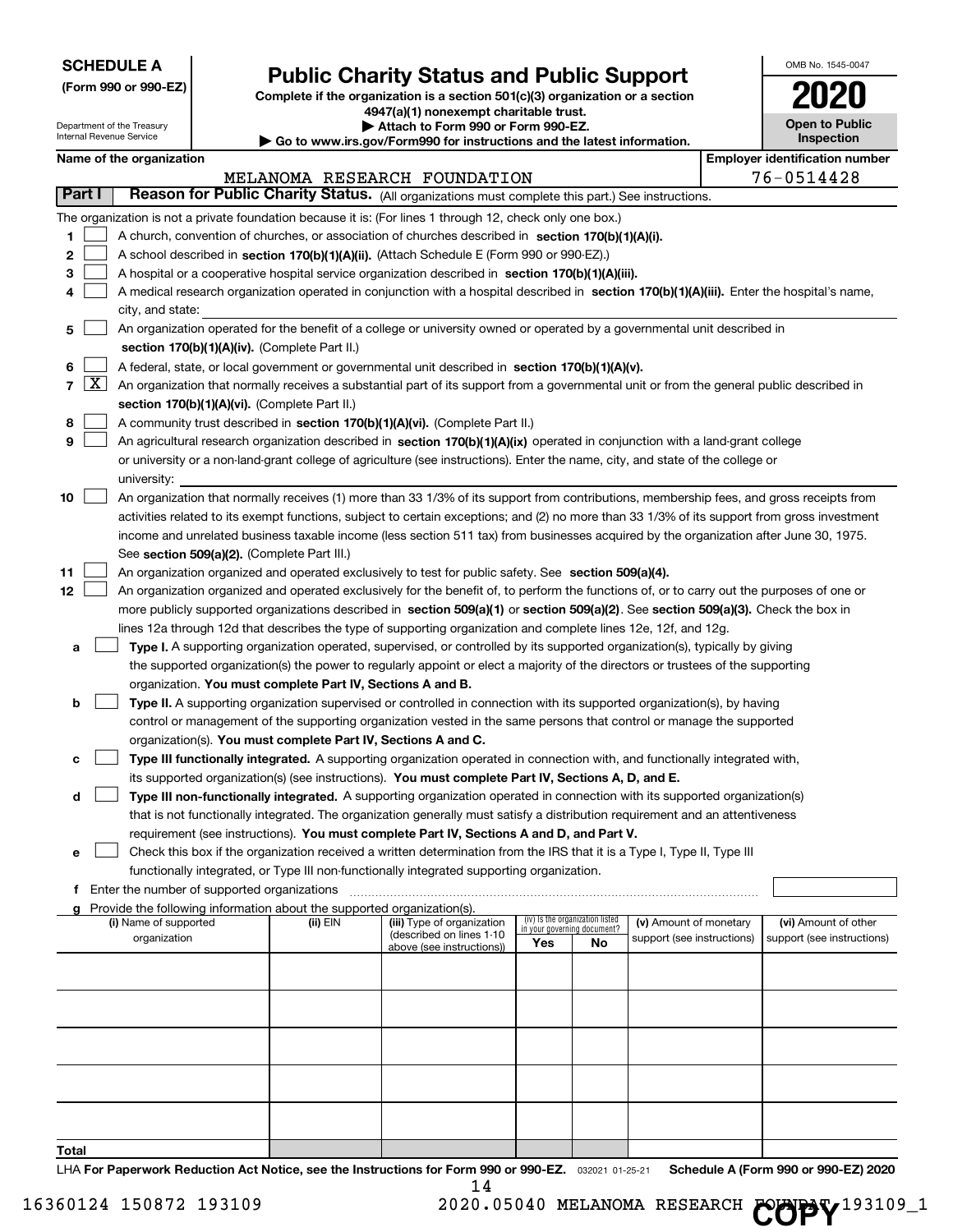**SCHEDULE A**
**(Form 990 or 990-EZ)**

Department of the Treasury
Internal Revenue Service

# Public Charity Status and Public Support

**Complete if the organization is a section 501(c)(3) organization or a section 4947(a)(1) nonexempt charitable trust.**
**▶ Attach to Form 990 or Form 990-EZ.**
**▶ Go to www.irs.gov/Form990 for instructions and the latest information.**

OMB No. 1545-0047
**2020**
**Open to Public Inspection**

**Name of the organization:** MELANOMA RESEARCH FOUNDATION
**Employer identification number:** 76-0514428

## Part I Reason for Public Charity Status. (All organizations must complete this part.) See instructions.

The organization is not a private foundation because it is: (For lines 1 through 12, check only one box.)

1. [ ] A church, convention of churches, or association of churches described in **section 170(b)(1)(A)(i).**
2. [ ] A school described in **section 170(b)(1)(A)(ii).** (Attach Schedule E (Form 990 or 990-EZ).)
3. [ ] A hospital or a cooperative hospital service organization described in **section 170(b)(1)(A)(iii).**
4. [ ] A medical research organization operated in conjunction with a hospital described in **section 170(b)(1)(A)(iii).** Enter the hospital's name, city, and state:
5. [ ] An organization operated for the benefit of a college or university owned or operated by a governmental unit described in **section 170(b)(1)(A)(iv).** (Complete Part II.)
6. [ ] A federal, state, or local government or governmental unit described in **section 170(b)(1)(A)(v).**
7. [X] An organization that normally receives a substantial part of its support from a governmental unit or from the general public described in **section 170(b)(1)(A)(vi).** (Complete Part II.)
8. [ ] A community trust described in **section 170(b)(1)(A)(vi).** (Complete Part II.)
9. [ ] An agricultural research organization described in **section 170(b)(1)(A)(ix)** operated in conjunction with a land-grant college or university or a non-land-grant college of agriculture (see instructions). Enter the name, city, and state of the college or university:
10. [ ] An organization that normally receives (1) more than 33 1/3% of its support from contributions, membership fees, and gross receipts from activities related to its exempt functions, subject to certain exceptions; and (2) no more than 33 1/3% of its support from gross investment income and unrelated business taxable income (less section 511 tax) from businesses acquired by the organization after June 30, 1975. See **section 509(a)(2).** (Complete Part III.)
11. [ ] An organization organized and operated exclusively to test for public safety. See **section 509(a)(4).**
12. [ ] An organization organized and operated exclusively for the benefit of, to perform the functions of, or to carry out the purposes of one or more publicly supported organizations described in **section 509(a)(1)** or **section 509(a)(2).** See **section 509(a)(3).** Check the box in lines 12a through 12d that describes the type of supporting organization and complete lines 12e, 12f, and 12g.
   - **a** [ ] **Type I.** A supporting organization operated, supervised, or controlled by its supported organization(s), typically by giving the supported organization(s) the power to regularly appoint or elect a majority of the directors or trustees of the supporting organization. **You must complete Part IV, Sections A and B.**
   - **b** [ ] **Type II.** A supporting organization supervised or controlled in connection with its supported organization(s), by having control or management of the supporting organization vested in the same persons that control or manage the supported organization(s). **You must complete Part IV, Sections A and C.**
   - **c** [ ] **Type III functionally integrated.** A supporting organization operated in connection with, and functionally integrated with, its supported organization(s) (see instructions). **You must complete Part IV, Sections A, D, and E.**
   - **d** [ ] **Type III non-functionally integrated.** A supporting organization operated in connection with its supported organization(s) that is not functionally integrated. The organization generally must satisfy a distribution requirement and an attentiveness requirement (see instructions). **You must complete Part IV, Sections A and D, and Part V.**
   - **e** [ ] Check this box if the organization received a written determination from the IRS that it is a Type I, Type II, Type III functionally integrated, or Type III non-functionally integrated supporting organization.
   - **f** Enter the number of supported organizations
   - **g** Provide the following information about the supported organization(s).

| (i) Name of supported organization | (ii) EIN | (iii) Type of organization (described on lines 1-10 above (see instructions)) | (iv) Is the organization listed in your governing document? Yes | No | (v) Amount of monetary support (see instructions) | (vi) Amount of other support (see instructions) |
|---|---|---|---|---|---|---|
| | | | | | | |
| | | | | | | |
| | | | | | | |
| | | | | | | |
| | | | | | | |
| **Total** | | | | | | |

LHA **For Paperwork Reduction Act Notice, see the Instructions for Form 990 or 990-EZ.** 032021 01-25-21 **Schedule A (Form 990 or 990-EZ) 2020**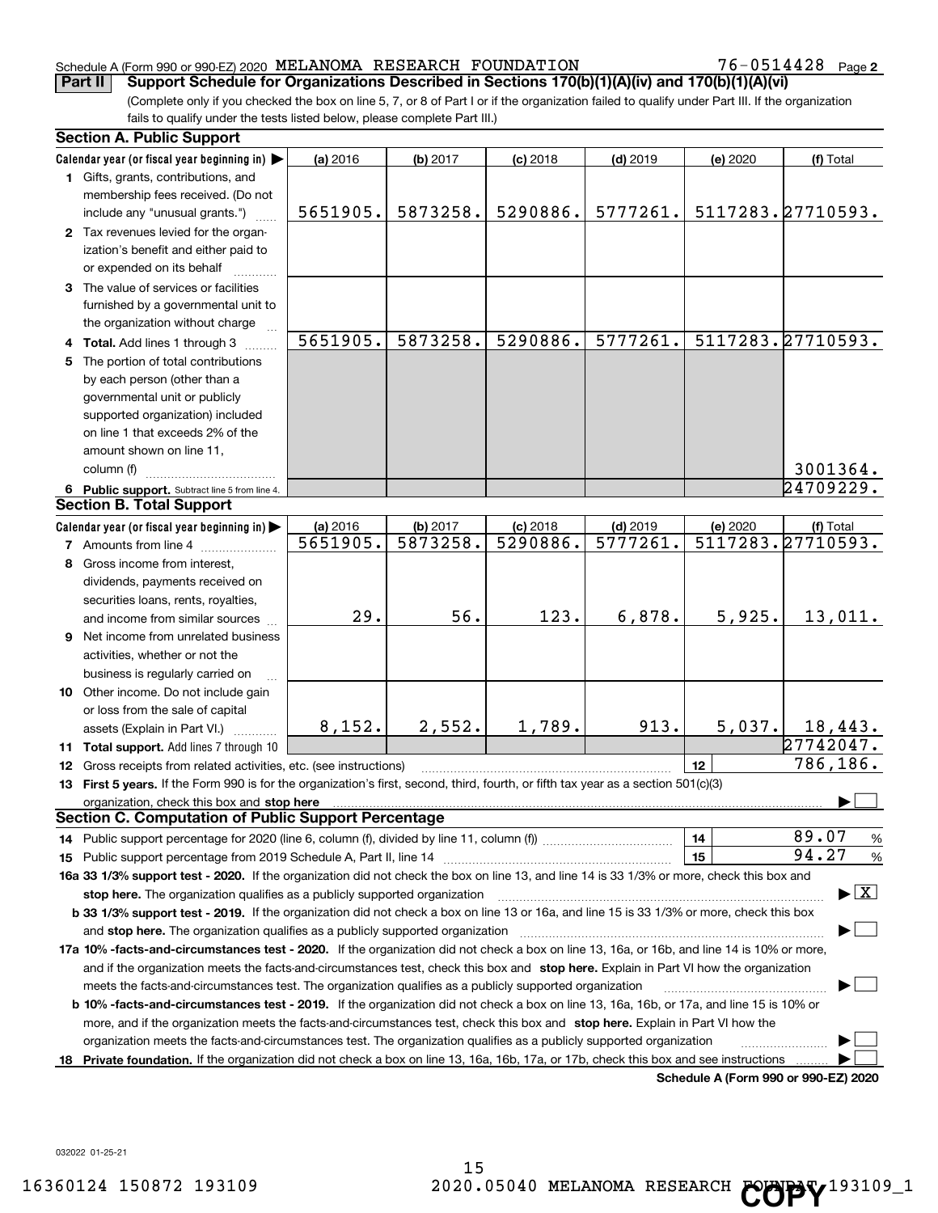Schedule A (Form 990 or 990-EZ) 2020 MELANOMA RESEARCH FOUNDATION 76-0514428 Page 2

**Part II Support Schedule for Organizations Described in Sections 170(b)(1)(A)(iv) and 170(b)(1)(A)(vi)**

(Complete only if you checked the box on line 5, 7, or 8 of Part I or if the organization failed to qualify under Part III. If the organization fails to qualify under the tests listed below, please complete Part III.)

### Section A. Public Support

| Calendar year (or fiscal year beginning in) ▶ | (a) 2016 | (b) 2017 | (c) 2018 | (d) 2019 | (e) 2020 | (f) Total |
|---|---|---|---|---|---|---|
| **1** Gifts, grants, contributions, and membership fees received. (Do not include any "unusual grants.") | 5651905. | 5873258. | 5290886. | 5777261. | 5117283. | 27710593. |
| **2** Tax revenues levied for the organization's benefit and either paid to or expended on its behalf | | | | | | |
| **3** The value of services or facilities furnished by a governmental unit to the organization without charge | | | | | | |
| **4 Total.** Add lines 1 through 3 | 5651905. | 5873258. | 5290886. | 5777261. | 5117283. | 27710593. |
| **5** The portion of total contributions by each person (other than a governmental unit or publicly supported organization) included on line 1 that exceeds 2% of the amount shown on line 11, column (f) | | | | | | 3001364. |
| **6 Public support.** Subtract line 5 from line 4. | | | | | | 24709229. |

### Section B. Total Support

| Calendar year (or fiscal year beginning in) ▶ | (a) 2016 | (b) 2017 | (c) 2018 | (d) 2019 | (e) 2020 | (f) Total |
|---|---|---|---|---|---|---|
| **7** Amounts from line 4 | 5651905. | 5873258. | 5290886. | 5777261. | 5117283. | 27710593. |
| **8** Gross income from interest, dividends, payments received on securities loans, rents, royalties, and income from similar sources | 29. | 56. | 123. | 6,878. | 5,925. | 13,011. |
| **9** Net income from unrelated business activities, whether or not the business is regularly carried on | | | | | | |
| **10** Other income. Do not include gain or loss from the sale of capital assets (Explain in Part VI.) | 8,152. | 2,552. | 1,789. | 913. | 5,037. | 18,443. |
| **11 Total support.** Add lines 7 through 10 | | | | | | 27742047. |

**12** Gross receipts from related activities, etc. (see instructions) | **12** | 786,186.

**13 First 5 years.** If the Form 990 is for the organization's first, second, third, fourth, or fifth tax year as a section 501(c)(3) organization, check this box and **stop here** ▶ ☐

### Section C. Computation of Public Support Percentage

**14** Public support percentage for 2020 (line 6, column (f), divided by line 11, column (f)) | **14** | 89.07 %

**15** Public support percentage from 2019 Schedule A, Part II, line 14 | **15** | 94.27 %

**16a 33 1/3% support test - 2020.** If the organization did not check the box on line 13, and line 14 is 33 1/3% or more, check this box and **stop here.** The organization qualifies as a publicly supported organization ▶ ☒

**b 33 1/3% support test - 2019.** If the organization did not check a box on line 13 or 16a, and line 15 is 33 1/3% or more, check this box and **stop here.** The organization qualifies as a publicly supported organization ▶ ☐

**17a 10% -facts-and-circumstances test - 2020.** If the organization did not check a box on line 13, 16a, or 16b, and line 14 is 10% or more, and if the organization meets the facts-and-circumstances test, check this box and **stop here.** Explain in Part VI how the organization meets the facts-and-circumstances test. The organization qualifies as a publicly supported organization ▶ ☐

**b 10% -facts-and-circumstances test - 2019.** If the organization did not check a box on line 13, 16a, 16b, or 17a, and line 15 is 10% or more, and if the organization meets the facts-and-circumstances test, check this box and **stop here.** Explain in Part VI how the organization meets the facts-and-circumstances test. The organization qualifies as a publicly supported organization ▶ ☐

**18 Private foundation.** If the organization did not check a box on line 13, 16a, 16b, 17a, or 17b, check this box and see instructions ▶ ☐

**Schedule A (Form 990 or 990-EZ) 2020**

032022 01-25-21

16360124 150872 193109 2020.05040 MELANOMA RESEARCH FOUNDAT 193109_1

COPY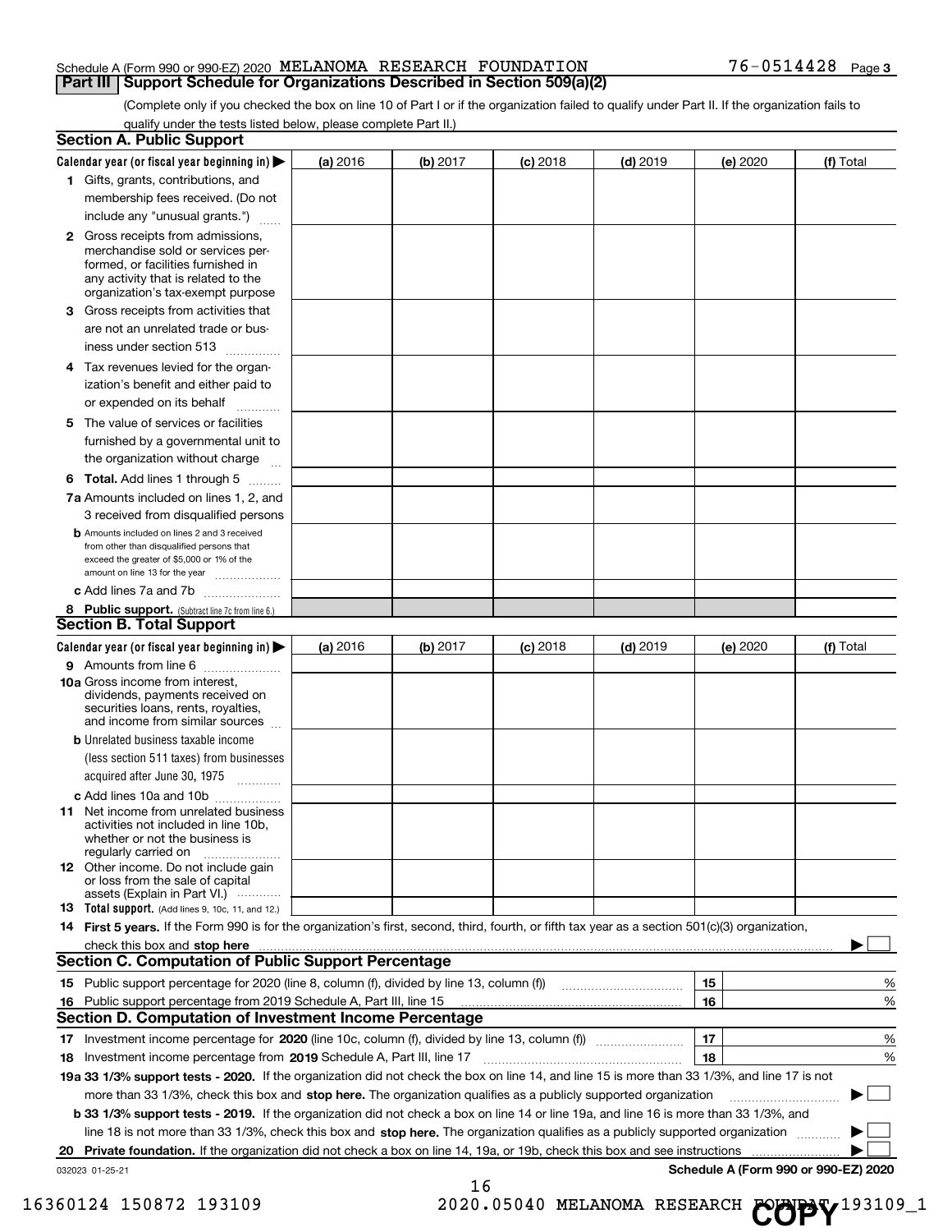Schedule A (Form 990 or 990-EZ) 2020 MELANOMA RESEARCH FOUNDATION 76-0514428 Page **3**

## Part III Support Schedule for Organizations Described in Section 509(a)(2)

(Complete only if you checked the box on line 10 of Part I or if the organization failed to qualify under Part II. If the organization fails to qualify under the tests listed below, please complete Part II.)

### Section A. Public Support

| Calendar year (or fiscal year beginning in) ▶ | (a) 2016 | (b) 2017 | (c) 2018 | (d) 2019 | (e) 2020 | (f) Total |
|---|---|---|---|---|---|---|
| **1** Gifts, grants, contributions, and membership fees received. (Do not include any "unusual grants.") | | | | | | |
| **2** Gross receipts from admissions, merchandise sold or services performed, or facilities furnished in any activity that is related to the organization's tax-exempt purpose | | | | | | |
| **3** Gross receipts from activities that are not an unrelated trade or business under section 513 | | | | | | |
| **4** Tax revenues levied for the organization's benefit and either paid to or expended on its behalf | | | | | | |
| **5** The value of services or facilities furnished by a governmental unit to the organization without charge | | | | | | |
| **6 Total.** Add lines 1 through 5 | | | | | | |
| **7a** Amounts included on lines 1, 2, and 3 received from disqualified persons | | | | | | |
| **b** Amounts included on lines 2 and 3 received from other than disqualified persons that exceed the greater of $5,000 or 1% of the amount on line 13 for the year | | | | | | |
| **c** Add lines 7a and 7b | | | | | | |
| **8 Public support.** (Subtract line 7c from line 6.) | | | | | | |

### Section B. Total Support

| Calendar year (or fiscal year beginning in) ▶ | (a) 2016 | (b) 2017 | (c) 2018 | (d) 2019 | (e) 2020 | (f) Total |
|---|---|---|---|---|---|---|
| **9** Amounts from line 6 | | | | | | |
| **10a** Gross income from interest, dividends, payments received on securities loans, rents, royalties, and income from similar sources | | | | | | |
| **b** Unrelated business taxable income (less section 511 taxes) from businesses acquired after June 30, 1975 | | | | | | |
| **c** Add lines 10a and 10b | | | | | | |
| **11** Net income from unrelated business activities not included in line 10b, whether or not the business is regularly carried on | | | | | | |
| **12** Other income. Do not include gain or loss from the sale of capital assets (Explain in Part VI.) | | | | | | |
| **13 Total support.** (Add lines 9, 10c, 11, and 12.) | | | | | | |

**14 First 5 years.** If the Form 990 is for the organization's first, second, third, fourth, or fifth tax year as a section 501(c)(3) organization, check this box and **stop here** ▶ ☐

### Section C. Computation of Public Support Percentage

| | | | |
|---|---|---|---|
| **15** | Public support percentage for 2020 (line 8, column (f), divided by line 13, column (f)) | 15 | % |
| **16** | Public support percentage from 2019 Schedule A, Part III, line 15 | 16 | % |

### Section D. Computation of Investment Income Percentage

| | | | |
|---|---|---|---|
| **17** | Investment income percentage for **2020** (line 10c, column (f), divided by line 13, column (f)) | 17 | % |
| **18** | Investment income percentage from **2019** Schedule A, Part III, line 17 | 18 | % |

**19a 33 1/3% support tests - 2020.** If the organization did not check the box on line 14, and line 15 is more than 33 1/3%, and line 17 is not more than 33 1/3%, check this box and **stop here.** The organization qualifies as a publicly supported organization ▶ ☐

**b 33 1/3% support tests - 2019.** If the organization did not check a box on line 14 or line 19a, and line 16 is more than 33 1/3%, and line 18 is not more than 33 1/3%, check this box and **stop here.** The organization qualifies as a publicly supported organization ▶ ☐

**20 Private foundation.** If the organization did not check a box on line 14, 19a, or 19b, check this box and see instructions ▶ ☐

032023 01-25-21

**Schedule A (Form 990 or 990-EZ) 2020**

16360124 150872 193109 2020.05040 MELANOMA RESEARCH FOUNDAT 193109_1

COPY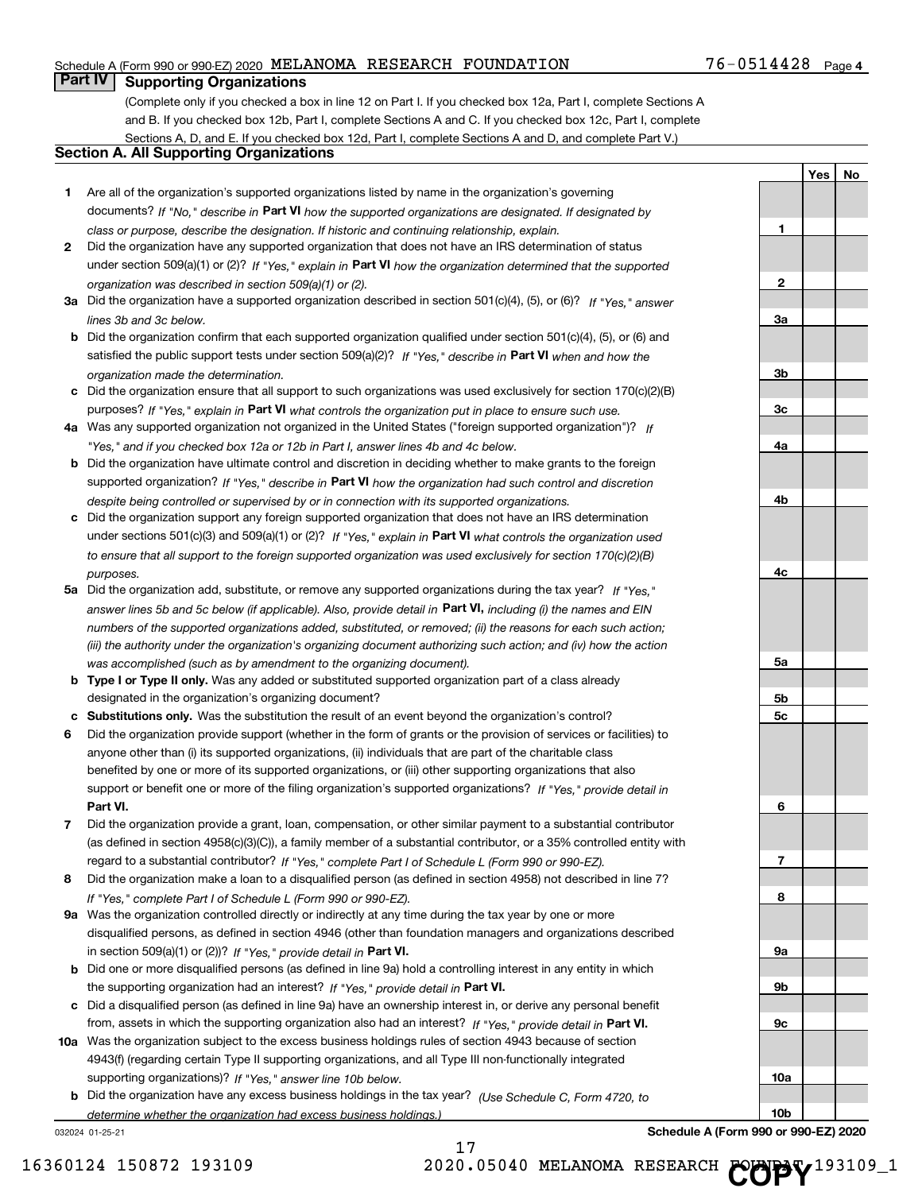Schedule A (Form 990 or 990-EZ) 2020 MELANOMA RESEARCH FOUNDATION 76-0514428 Page 4

## Part IV Supporting Organizations

(Complete only if you checked a box in line 12 on Part I. If you checked box 12a, Part I, complete Sections A and B. If you checked box 12b, Part I, complete Sections A and C. If you checked box 12c, Part I, complete Sections A, D, and E. If you checked box 12d, Part I, complete Sections A and D, and complete Part V.)

### Section A. All Supporting Organizations

| | | Line | Yes | No |
|---|---|---|---|---|
| **1** | Are all of the organization's supported organizations listed by name in the organization's governing documents? *If "No," describe in* **Part VI** *how the supported organizations are designated. If designated by class or purpose, describe the designation. If historic and continuing relationship, explain.* | **1** | | |
| **2** | Did the organization have any supported organization that does not have an IRS determination of status under section 509(a)(1) or (2)? *If "Yes," explain in* **Part VI** *how the organization determined that the supported organization was described in section 509(a)(1) or (2).* | **2** | | |
| **3a** | Did the organization have a supported organization described in section 501(c)(4), (5), or (6)? *If "Yes," answer lines 3b and 3c below.* | **3a** | | |
| **b** | Did the organization confirm that each supported organization qualified under section 501(c)(4), (5), or (6) and satisfied the public support tests under section 509(a)(2)? *If "Yes," describe in* **Part VI** *when and how the organization made the determination.* | **3b** | | |
| **c** | Did the organization ensure that all support to such organizations was used exclusively for section 170(c)(2)(B) purposes? *If "Yes," explain in* **Part VI** *what controls the organization put in place to ensure such use.* | **3c** | | |
| **4a** | Was any supported organization not organized in the United States ("foreign supported organization")? *If "Yes," and if you checked box 12a or 12b in Part I, answer lines 4b and 4c below.* | **4a** | | |
| **b** | Did the organization have ultimate control and discretion in deciding whether to make grants to the foreign supported organization? *If "Yes," describe in* **Part VI** *how the organization had such control and discretion despite being controlled or supervised by or in connection with its supported organizations.* | **4b** | | |
| **c** | Did the organization support any foreign supported organization that does not have an IRS determination under sections 501(c)(3) and 509(a)(1) or (2)? *If "Yes," explain in* **Part VI** *what controls the organization used to ensure that all support to the foreign supported organization was used exclusively for section 170(c)(2)(B) purposes.* | **4c** | | |
| **5a** | Did the organization add, substitute, or remove any supported organizations during the tax year? *If "Yes," answer lines 5b and 5c below (if applicable). Also, provide detail in* **Part VI,** *including (i) the names and EIN numbers of the supported organizations added, substituted, or removed; (ii) the reasons for each such action; (iii) the authority under the organization's organizing document authorizing such action; and (iv) how the action was accomplished (such as by amendment to the organizing document).* | **5a** | | |
| **b** | **Type I or Type II only.** Was any added or substituted supported organization part of a class already designated in the organization's organizing document? | **5b** | | |
| **c** | **Substitutions only.** Was the substitution the result of an event beyond the organization's control? | **5c** | | |
| **6** | Did the organization provide support (whether in the form of grants or the provision of services or facilities) to anyone other than (i) its supported organizations, (ii) individuals that are part of the charitable class benefited by one or more of its supported organizations, or (iii) other supporting organizations that also support or benefit one or more of the filing organization's supported organizations? *If "Yes," provide detail in* **Part VI.** | **6** | | |
| **7** | Did the organization provide a grant, loan, compensation, or other similar payment to a substantial contributor (as defined in section 4958(c)(3)(C)), a family member of a substantial contributor, or a 35% controlled entity with regard to a substantial contributor? *If "Yes," complete Part I of Schedule L (Form 990 or 990-EZ).* | **7** | | |
| **8** | Did the organization make a loan to a disqualified person (as defined in section 4958) not described in line 7? *If "Yes," complete Part I of Schedule L (Form 990 or 990-EZ).* | **8** | | |
| **9a** | Was the organization controlled directly or indirectly at any time during the tax year by one or more disqualified persons, as defined in section 4946 (other than foundation managers and organizations described in section 509(a)(1) or (2))? *If "Yes," provide detail in* **Part VI.** | **9a** | | |
| **b** | Did one or more disqualified persons (as defined in line 9a) hold a controlling interest in any entity in which the supporting organization had an interest? *If "Yes," provide detail in* **Part VI.** | **9b** | | |
| **c** | Did a disqualified person (as defined in line 9a) have an ownership interest in, or derive any personal benefit from, assets in which the supporting organization also had an interest? *If "Yes," provide detail in* **Part VI.** | **9c** | | |
| **10a** | Was the organization subject to the excess business holdings rules of section 4943 because of section 4943(f) (regarding certain Type II supporting organizations, and all Type III non-functionally integrated supporting organizations)? *If "Yes," answer line 10b below.* | **10a** | | |
| **b** | Did the organization have any excess business holdings in the tax year? *(Use Schedule C, Form 4720, to determine whether the organization had excess business holdings.)* | **10b** | | |

032024 01-25-21 **Schedule A (Form 990 or 990-EZ) 2020**

16360124 150872 193109 2020.05040 MELANOMA RESEARCH FOUNDAT 193109_1

COPY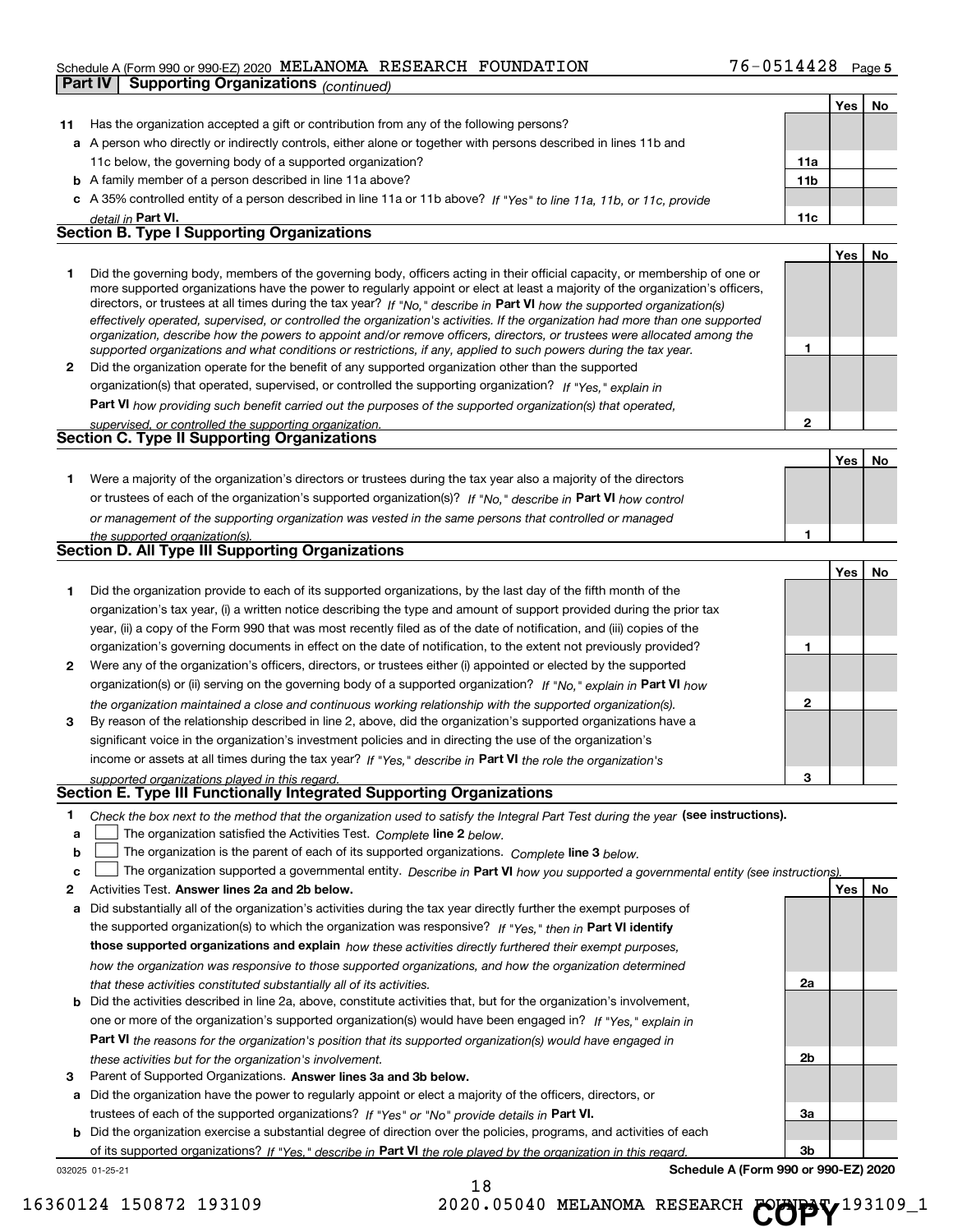## Part IV | Supporting Organizations *(continued)*

| | | | Yes | No |
|---|---|---|---|---|
| **11** | Has the organization accepted a gift or contribution from any of the following persons? | | | |
| **a** | A person who directly or indirectly controls, either alone or together with persons described in lines 11b and 11c below, the governing body of a supported organization? | 11a | | |
| **b** | A family member of a person described in line 11a above? | 11b | | |
| **c** | A 35% controlled entity of a person described in line 11a or 11b above? *If "Yes" to line 11a, 11b, or 11c, provide detail in* **Part VI.** | 11c | | |

### Section B. Type I Supporting Organizations

| | | | Yes | No |
|---|---|---|---|---|
| **1** | Did the governing body, members of the governing body, officers acting in their official capacity, or membership of one or more supported organizations have the power to regularly appoint or elect at least a majority of the organization's officers, directors, or trustees at all times during the tax year? *If "No," describe in* **Part VI** *how the supported organization(s) effectively operated, supervised, or controlled the organization's activities. If the organization had more than one supported organization, describe how the powers to appoint and/or remove officers, directors, or trustees were allocated among the supported organizations and what conditions or restrictions, if any, applied to such powers during the tax year.* | 1 | | |
| **2** | Did the organization operate for the benefit of any supported organization other than the supported organization(s) that operated, supervised, or controlled the supporting organization? *If "Yes," explain in* **Part VI** *how providing such benefit carried out the purposes of the supported organization(s) that operated, supervised, or controlled the supporting organization.* | 2 | | |

### Section C. Type II Supporting Organizations

| | | | Yes | No |
|---|---|---|---|---|
| **1** | Were a majority of the organization's directors or trustees during the tax year also a majority of the directors or trustees of each of the organization's supported organization(s)? *If "No," describe in* **Part VI** *how control or management of the supporting organization was vested in the same persons that controlled or managed the supported organization(s).* | 1 | | |

### Section D. All Type III Supporting Organizations

| | | | Yes | No |
|---|---|---|---|---|
| **1** | Did the organization provide to each of its supported organizations, by the last day of the fifth month of the organization's tax year, (i) a written notice describing the type and amount of support provided during the prior tax year, (ii) a copy of the Form 990 that was most recently filed as of the date of notification, and (iii) copies of the organization's governing documents in effect on the date of notification, to the extent not previously provided? | 1 | | |
| **2** | Were any of the organization's officers, directors, or trustees either (i) appointed or elected by the supported organization(s) or (ii) serving on the governing body of a supported organization? *If "No," explain in* **Part VI** *how the organization maintained a close and continuous working relationship with the supported organization(s).* | 2 | | |
| **3** | By reason of the relationship described in line 2, above, did the organization's supported organizations have a significant voice in the organization's investment policies and in directing the use of the organization's income or assets at all times during the tax year? *If "Yes," describe in* **Part VI** *the role the organization's supported organizations played in this regard.* | 3 | | |

### Section E. Type III Functionally Integrated Supporting Organizations

**1** *Check the box next to the method that the organization used to satisfy the Integral Part Test during the year* **(see instructions).**

- **a** ☐ The organization satisfied the Activities Test. *Complete* **line 2** *below.*
- **b** ☐ The organization is the parent of each of its supported organizations. *Complete* **line 3** *below.*
- **c** ☐ The organization supported a governmental entity. *Describe in* **Part VI** *how you supported a governmental entity (see instructions).*

| | | | Yes | No |
|---|---|---|---|---|
| **2** | Activities Test. **Answer lines 2a and 2b below.** | | | |
| **a** | Did substantially all of the organization's activities during the tax year directly further the exempt purposes of the supported organization(s) to which the organization was responsive? *If "Yes," then in* **Part VI identify those supported organizations and explain** *how these activities directly furthered their exempt purposes, how the organization was responsive to those supported organizations, and how the organization determined that these activities constituted substantially all of its activities.* | 2a | | |
| **b** | Did the activities described in line 2a, above, constitute activities that, but for the organization's involvement, one or more of the organization's supported organization(s) would have been engaged in? *If "Yes," explain in* **Part VI** *the reasons for the organization's position that its supported organization(s) would have engaged in these activities but for the organization's involvement.* | 2b | | |
| **3** | Parent of Supported Organizations. **Answer lines 3a and 3b below.** | | | |
| **a** | Did the organization have the power to regularly appoint or elect a majority of the officers, directors, or trustees of each of the supported organizations? *If "Yes" or "No" provide details in* **Part VI.** | 3a | | |
| **b** | Did the organization exercise a substantial degree of direction over the policies, programs, and activities of each of its supported organizations? *If "Yes," describe in* **Part VI** *the role played by the organization in this regard.* | 3b | | |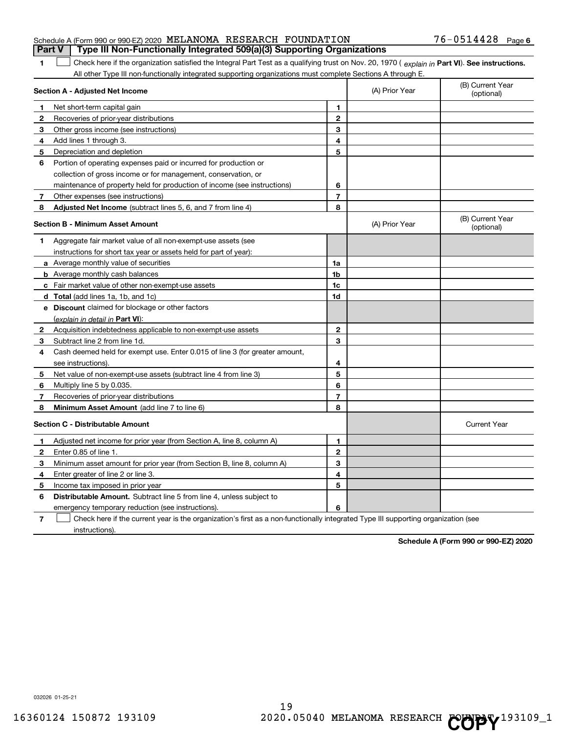Schedule A (Form 990 or 990-EZ) 2020 MELANOMA RESEARCH FOUNDATION 76-0514428 Page 6

## Part V | Type III Non-Functionally Integrated 509(a)(3) Supporting Organizations

**1** ☐ Check here if the organization satisfied the Integral Part Test as a qualifying trust on Nov. 20, 1970 ( *explain in* **Part VI**). **See instructions.** All other Type III non-functionally integrated supporting organizations must complete Sections A through E.

| **Section A - Adjusted Net Income** | | | (A) Prior Year | (B) Current Year (optional) |
|---|---|---|---|---|
| **1** | Net short-term capital gain | 1 | | |
| **2** | Recoveries of prior-year distributions | 2 | | |
| **3** | Other gross income (see instructions) | 3 | | |
| **4** | Add lines 1 through 3. | 4 | | |
| **5** | Depreciation and depletion | 5 | | |
| **6** | Portion of operating expenses paid or incurred for production or collection of gross income or for management, conservation, or maintenance of property held for production of income (see instructions) | 6 | | |
| **7** | Other expenses (see instructions) | 7 | | |
| **8** | **Adjusted Net Income** (subtract lines 5, 6, and 7 from line 4) | 8 | | |

| **Section B - Minimum Asset Amount** | | | (A) Prior Year | (B) Current Year (optional) |
|---|---|---|---|---|
| **1** | Aggregate fair market value of all non-exempt-use assets (see instructions for short tax year or assets held for part of year): | | | |
| **a** | Average monthly value of securities | 1a | | |
| **b** | Average monthly cash balances | 1b | | |
| **c** | Fair market value of other non-exempt-use assets | 1c | | |
| **d** | **Total** (add lines 1a, 1b, and 1c) | 1d | | |
| **e** | **Discount** claimed for blockage or other factors (*explain in detail in* **Part VI**): | | | |
| **2** | Acquisition indebtedness applicable to non-exempt-use assets | 2 | | |
| **3** | Subtract line 2 from line 1d. | 3 | | |
| **4** | Cash deemed held for exempt use. Enter 0.015 of line 3 (for greater amount, see instructions). | 4 | | |
| **5** | Net value of non-exempt-use assets (subtract line 4 from line 3) | 5 | | |
| **6** | Multiply line 5 by 0.035. | 6 | | |
| **7** | Recoveries of prior-year distributions | 7 | | |
| **8** | **Minimum Asset Amount** (add line 7 to line 6) | 8 | | |

| **Section C - Distributable Amount** | | | | Current Year |
|---|---|---|---|---|
| **1** | Adjusted net income for prior year (from Section A, line 8, column A) | 1 | | |
| **2** | Enter 0.85 of line 1. | 2 | | |
| **3** | Minimum asset amount for prior year (from Section B, line 8, column A) | 3 | | |
| **4** | Enter greater of line 2 or line 3. | 4 | | |
| **5** | Income tax imposed in prior year | 5 | | |
| **6** | **Distributable Amount.** Subtract line 5 from line 4, unless subject to emergency temporary reduction (see instructions). | 6 | | |

**7** ☐ Check here if the current year is the organization's first as a non-functionally integrated Type III supporting organization (see instructions).

**Schedule A (Form 990 or 990-EZ) 2020**

032026 01-25-21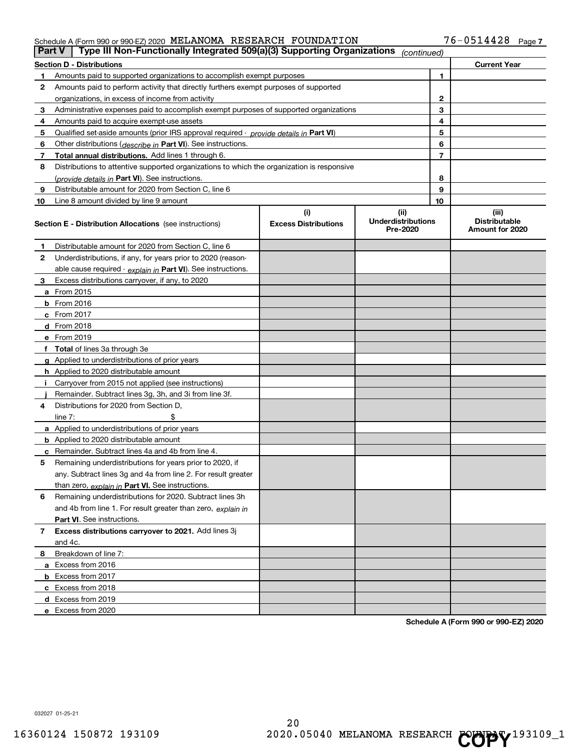Schedule A (Form 990 or 990-EZ) 2020 MELANOMA RESEARCH FOUNDATION 76-0514428 Page 7

**Part V | Type III Non-Functionally Integrated 509(a)(3) Supporting Organizations** *(continued)*

| Section D - Distributions | | | Current Year |
|---|---|---|---|
| 1 | Amounts paid to supported organizations to accomplish exempt purposes | 1 | |
| 2 | Amounts paid to perform activity that directly furthers exempt purposes of supported organizations, in excess of income from activity | 2 | |
| 3 | Administrative expenses paid to accomplish exempt purposes of supported organizations | 3 | |
| 4 | Amounts paid to acquire exempt-use assets | 4 | |
| 5 | Qualified set-aside amounts (prior IRS approval required - *provide details in* **Part VI**) | 5 | |
| 6 | Other distributions (*describe in* **Part VI**). See instructions. | 6 | |
| 7 | **Total annual distributions.** Add lines 1 through 6. | 7 | |
| 8 | Distributions to attentive supported organizations to which the organization is responsive (*provide details in* **Part VI**). See instructions. | 8 | |
| 9 | Distributable amount for 2020 from Section C, line 6 | 9 | |
| 10 | Line 8 amount divided by line 9 amount | 10 | |

| **Section E - Distribution Allocations** (see instructions) | (i) Excess Distributions | (ii) Underdistributions Pre-2020 | (iii) Distributable Amount for 2020 |
|---|---|---|---|
| **1** Distributable amount for 2020 from Section C, line 6 | | | |
| **2** Underdistributions, if any, for years prior to 2020 (reasonable cause required - *explain in* **Part VI**). See instructions. | | | |
| **3** Excess distributions carryover, if any, to 2020 | | | |
| **a** From 2015 | | | |
| **b** From 2016 | | | |
| **c** From 2017 | | | |
| **d** From 2018 | | | |
| **e** From 2019 | | | |
| **f** **Total** of lines 3a through 3e | | | |
| **g** Applied to underdistributions of prior years | | | |
| **h** Applied to 2020 distributable amount | | | |
| **i** Carryover from 2015 not applied (see instructions) | | | |
| **j** Remainder. Subtract lines 3g, 3h, and 3i from line 3f. | | | |
| **4** Distributions for 2020 from Section D, line 7: $ | | | |
| **a** Applied to underdistributions of prior years | | | |
| **b** Applied to 2020 distributable amount | | | |
| **c** Remainder. Subtract lines 4a and 4b from line 4. | | | |
| **5** Remaining underdistributions for years prior to 2020, if any. Subtract lines 3g and 4a from line 2. For result greater than zero, *explain in* **Part VI.** See instructions. | | | |
| **6** Remaining underdistributions for 2020. Subtract lines 3h and 4b from line 1. For result greater than zero, *explain in* **Part VI**. See instructions. | | | |
| **7** **Excess distributions carryover to 2021.** Add lines 3j and 4c. | | | |
| **8** Breakdown of line 7: | | | |
| **a** Excess from 2016 | | | |
| **b** Excess from 2017 | | | |
| **c** Excess from 2018 | | | |
| **d** Excess from 2019 | | | |
| **e** Excess from 2020 | | | |

**Schedule A (Form 990 or 990-EZ) 2020**

032027 01-25-21

16360124 150872 193109 2020.05040 MELANOMA RESEARCH FOUNDAT 193109_1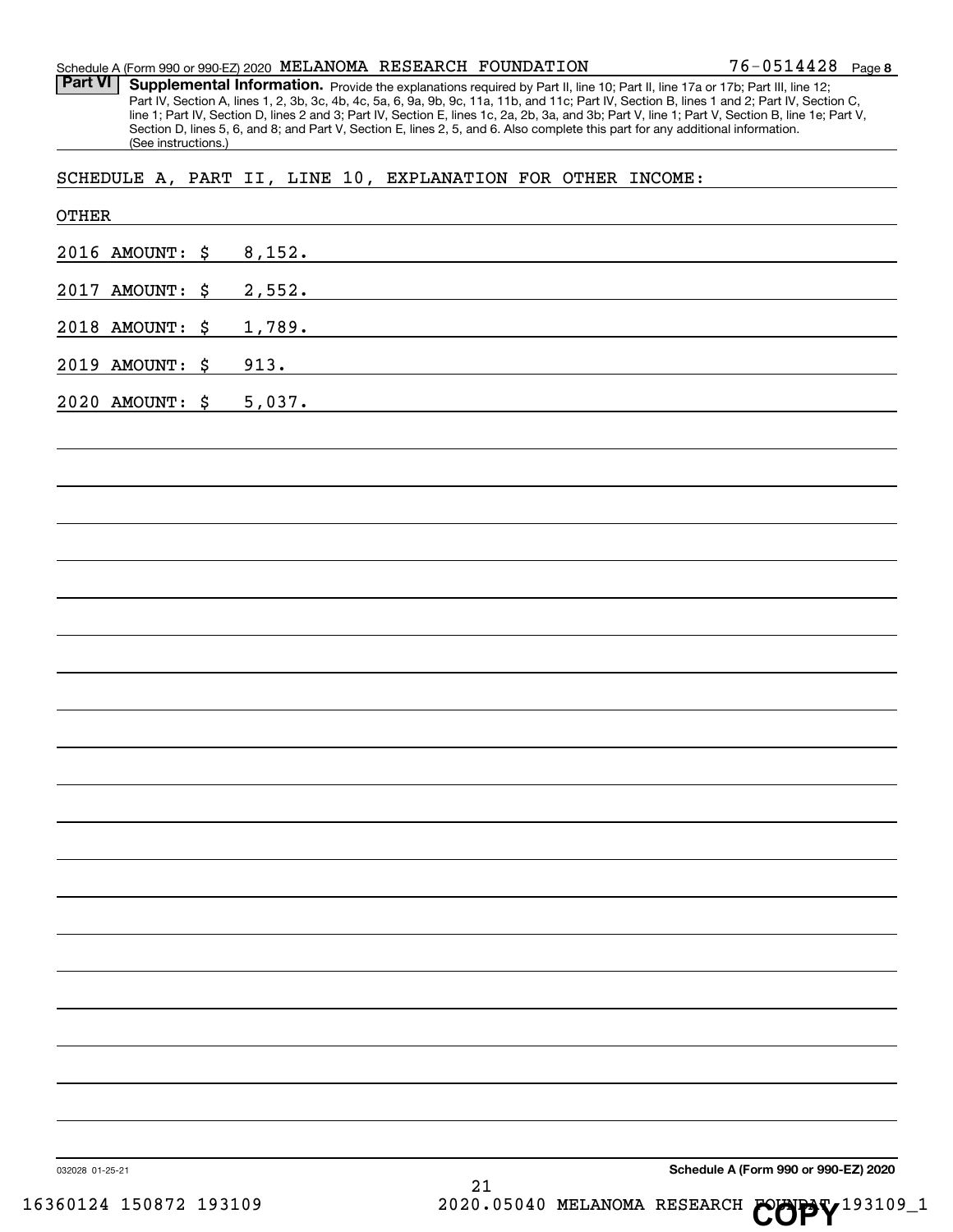Schedule A (Form 990 or 990-EZ) 2020 MELANOMA RESEARCH FOUNDATION 76-0514428 Page 8

**Part VI** **Supplemental Information.** Provide the explanations required by Part II, line 10; Part II, line 17a or 17b; Part III, line 12; Part IV, Section A, lines 1, 2, 3b, 3c, 4b, 4c, 5a, 6, 9a, 9b, 9c, 11a, 11b, and 11c; Part IV, Section B, lines 1 and 2; Part IV, Section C, line 1; Part IV, Section D, lines 2 and 3; Part IV, Section E, lines 1c, 2a, 2b, 3a, and 3b; Part V, line 1; Part V, Section B, line 1e; Part V, Section D, lines 5, 6, and 8; and Part V, Section E, lines 2, 5, and 6. Also complete this part for any additional information. (See instructions.)

SCHEDULE A, PART II, LINE 10, EXPLANATION FOR OTHER INCOME:

OTHER

2016 AMOUNT: $ 8,152.

2017 AMOUNT: $ 2,552.

2018 AMOUNT: $ 1,789.

2019 AMOUNT: $ 913.

2020 AMOUNT: $ 5,037.

032028 01-25-21 **Schedule A (Form 990 or 990-EZ) 2020**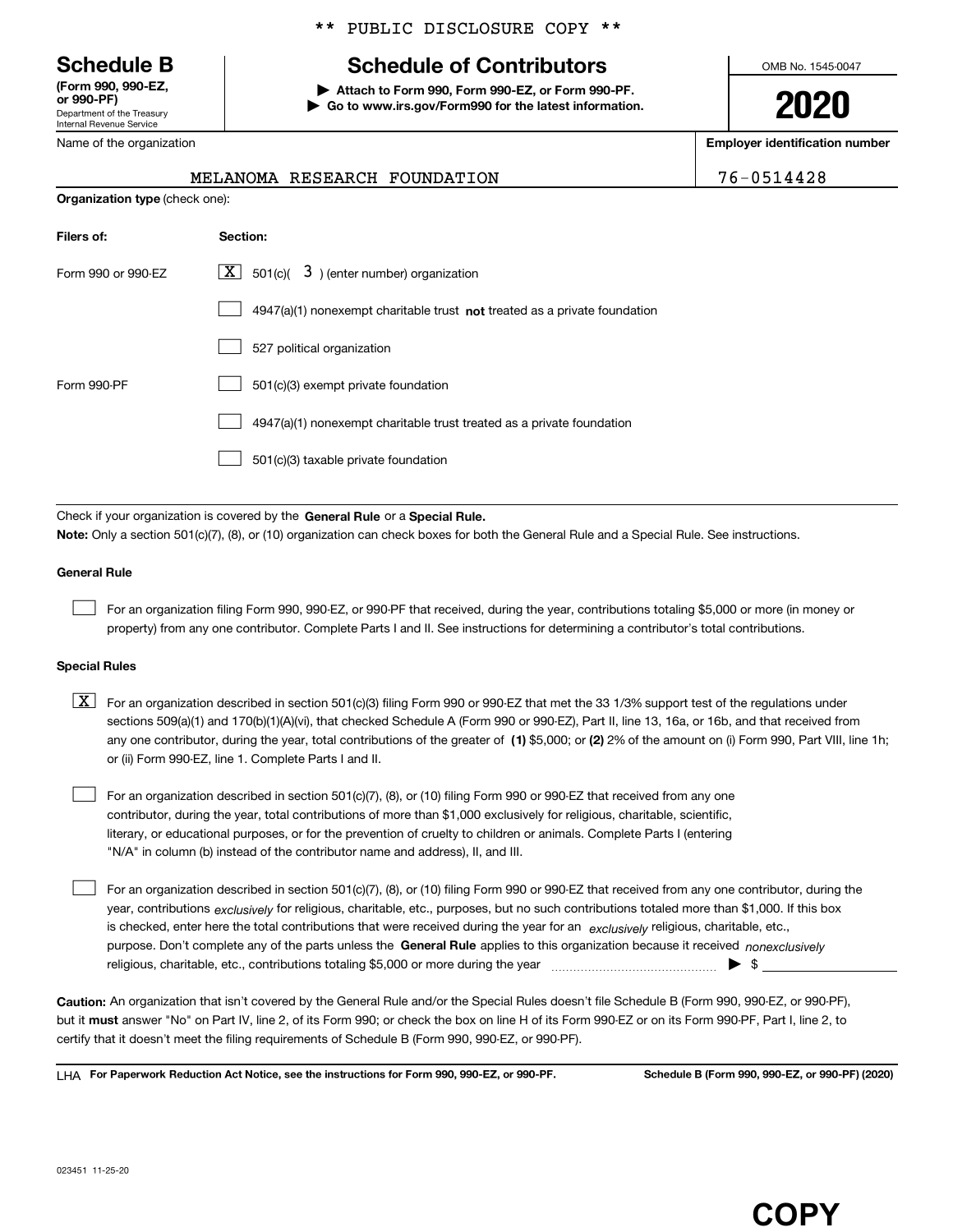** PUBLIC DISCLOSURE COPY **

**Schedule B**
**(Form 990, 990-EZ, or 990-PF)**
Department of the Treasury
Internal Revenue Service

# Schedule of Contributors

**▶ Attach to Form 990, Form 990-EZ, or Form 990-PF.**
**▶ Go to www.irs.gov/Form990 for the latest information.**

OMB No. 1545-0047

**2020**

| Name of the organization | Employer identification number |
|---|---|
| MELANOMA RESEARCH FOUNDATION | 76-0514428 |

**Organization type** (check one):

| Filers of: | Section: |
|---|---|
| Form 990 or 990-EZ | [X] 501(c)( 3 ) (enter number) organization |
| | [ ] 4947(a)(1) nonexempt charitable trust **not** treated as a private foundation |
| | [ ] 527 political organization |
| Form 990-PF | [ ] 501(c)(3) exempt private foundation |
| | [ ] 4947(a)(1) nonexempt charitable trust treated as a private foundation |
| | [ ] 501(c)(3) taxable private foundation |

Check if your organization is covered by the **General Rule** or a **Special Rule.**
**Note:** Only a section 501(c)(7), (8), or (10) organization can check boxes for both the General Rule and a Special Rule. See instructions.

**General Rule**

[ ] For an organization filing Form 990, 990-EZ, or 990-PF that received, during the year, contributions totaling $5,000 or more (in money or property) from any one contributor. Complete Parts I and II. See instructions for determining a contributor's total contributions.

**Special Rules**

[X] For an organization described in section 501(c)(3) filing Form 990 or 990-EZ that met the 33 1/3% support test of the regulations under sections 509(a)(1) and 170(b)(1)(A)(vi), that checked Schedule A (Form 990 or 990-EZ), Part II, line 13, 16a, or 16b, and that received from any one contributor, during the year, total contributions of the greater of **(1)** $5,000; or **(2)** 2% of the amount on (i) Form 990, Part VIII, line 1h; or (ii) Form 990-EZ, line 1. Complete Parts I and II.

[ ] For an organization described in section 501(c)(7), (8), or (10) filing Form 990 or 990-EZ that received from any one contributor, during the year, total contributions of more than $1,000 exclusively for religious, charitable, scientific, literary, or educational purposes, or for the prevention of cruelty to children or animals. Complete Parts I (entering "N/A" in column (b) instead of the contributor name and address), II, and III.

[ ] For an organization described in section 501(c)(7), (8), or (10) filing Form 990 or 990-EZ that received from any one contributor, during the year, contributions *exclusively* for religious, charitable, etc., purposes, but no such contributions totaled more than $1,000. If this box is checked, enter here the total contributions that were received during the year for an *exclusively* religious, charitable, etc., purpose. Don't complete any of the parts unless the **General Rule** applies to this organization because it received *nonexclusively* religious, charitable, etc., contributions totaling $5,000 or more during the year ▶ $

**Caution:** An organization that isn't covered by the General Rule and/or the Special Rules doesn't file Schedule B (Form 990, 990-EZ, or 990-PF), but it **must** answer "No" on Part IV, line 2, of its Form 990; or check the box on line H of its Form 990-EZ or on its Form 990-PF, Part I, line 2, to certify that it doesn't meet the filing requirements of Schedule B (Form 990, 990-EZ, or 990-PF).

LHA **For Paperwork Reduction Act Notice, see the instructions for Form 990, 990-EZ, or 990-PF.** **Schedule B (Form 990, 990-EZ, or 990-PF) (2020)**

023451 11-25-20

**COPY**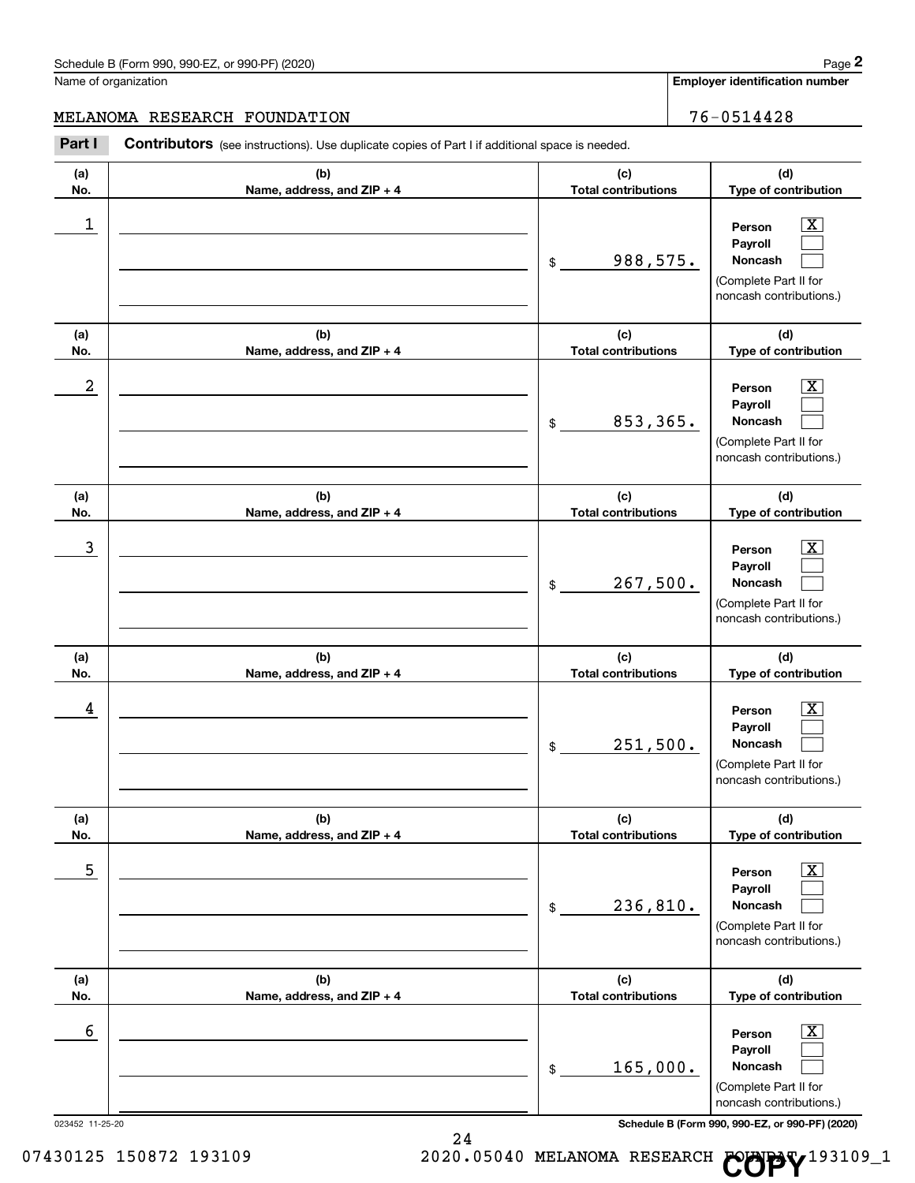Name of organization

MELANOMA RESEARCH FOUNDATION

**Employer identification number**

76-0514428

**Part I** **Contributors** (see instructions). Use duplicate copies of Part I if additional space is needed.

| (a) No. | (b) Name, address, and ZIP + 4 | (c) Total contributions | (d) Type of contribution |
|---|---|---|---|
| 1 | | $ 988,575. | Person [X] Payroll [ ] Noncash [ ] (Complete Part II for noncash contributions.) |
| 2 | | $ 853,365. | Person [X] Payroll [ ] Noncash [ ] (Complete Part II for noncash contributions.) |
| 3 | | $ 267,500. | Person [X] Payroll [ ] Noncash [ ] (Complete Part II for noncash contributions.) |
| 4 | | $ 251,500. | Person [X] Payroll [ ] Noncash [ ] (Complete Part II for noncash contributions.) |
| 5 | | $ 236,810. | Person [X] Payroll [ ] Noncash [ ] (Complete Part II for noncash contributions.) |
| 6 | | $ 165,000. | Person [X] Payroll [ ] Noncash [ ] (Complete Part II for noncash contributions.) |

023452 11-25-20

**Schedule B (Form 990, 990-EZ, or 990-PF) (2020)**

07430125 150872 193109 2020.05040 MELANOMA RESEARCH FOUNDAT 193109_1

COPY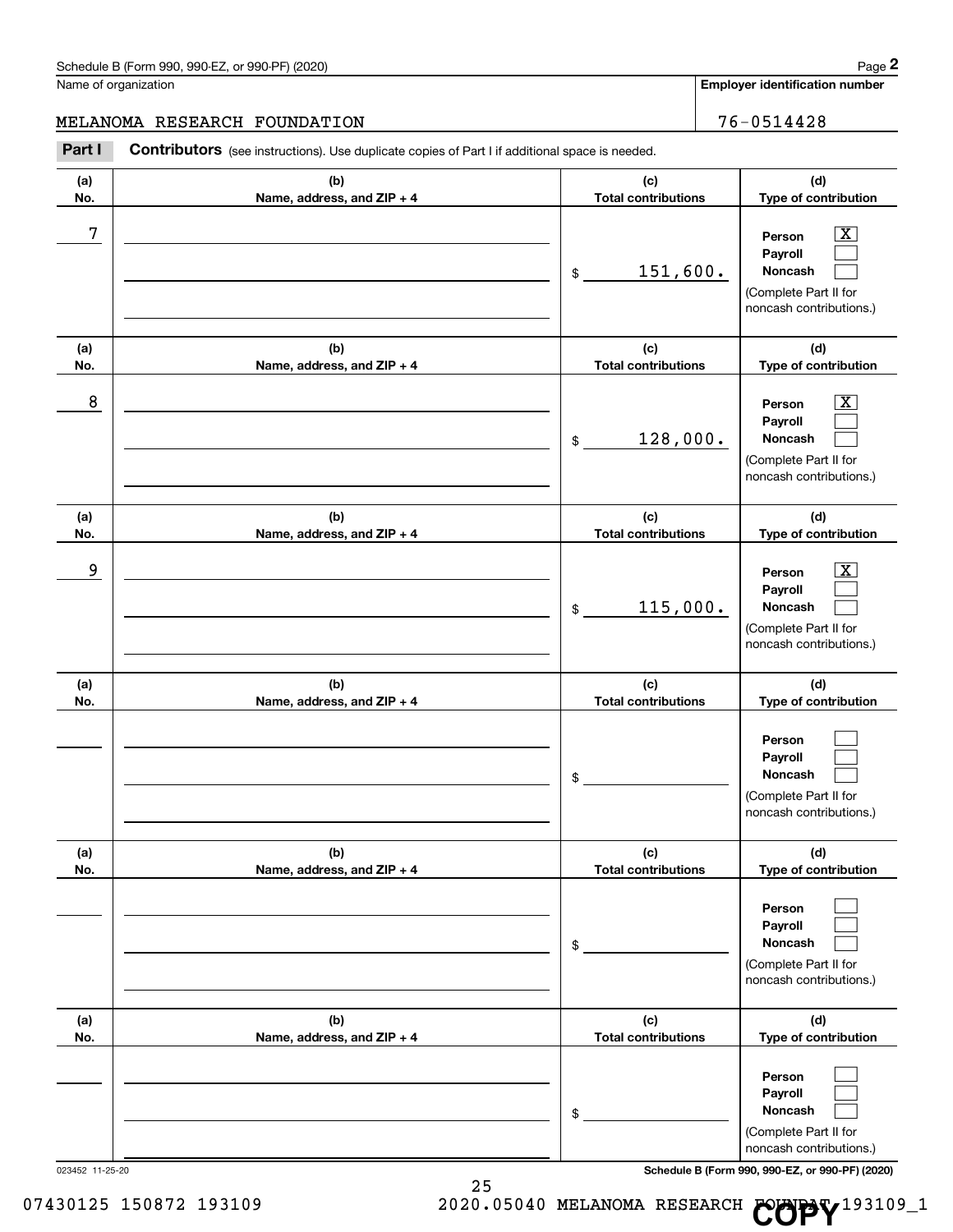Schedule B (Form 990, 990-EZ, or 990-PF) (2020) Page **2**

Name of organization: MELANOMA RESEARCH FOUNDATION

**Employer identification number:** 76-0514428

**Part I** **Contributors** (see instructions). Use duplicate copies of Part I if additional space is needed.

| (a) No. | (b) Name, address, and ZIP + 4 | (c) Total contributions | (d) Type of contribution |
|---|---|---|---|
| 7 | | $ 151,600. | Person [X] Payroll [ ] Noncash [ ] (Complete Part II for noncash contributions.) |
| 8 | | $ 128,000. | Person [X] Payroll [ ] Noncash [ ] (Complete Part II for noncash contributions.) |
| 9 | | $ 115,000. | Person [X] Payroll [ ] Noncash [ ] (Complete Part II for noncash contributions.) |
| | | $ | Person [ ] Payroll [ ] Noncash [ ] (Complete Part II for noncash contributions.) |
| | | $ | Person [ ] Payroll [ ] Noncash [ ] (Complete Part II for noncash contributions.) |
| | | $ | Person [ ] Payroll [ ] Noncash [ ] (Complete Part II for noncash contributions.) |

023452 11-25-20

**Schedule B (Form 990, 990-EZ, or 990-PF) (2020)**

07430125 150872 193109 2020.05040 MELANOMA RESEARCH FOUNDAT 193109_1

COPY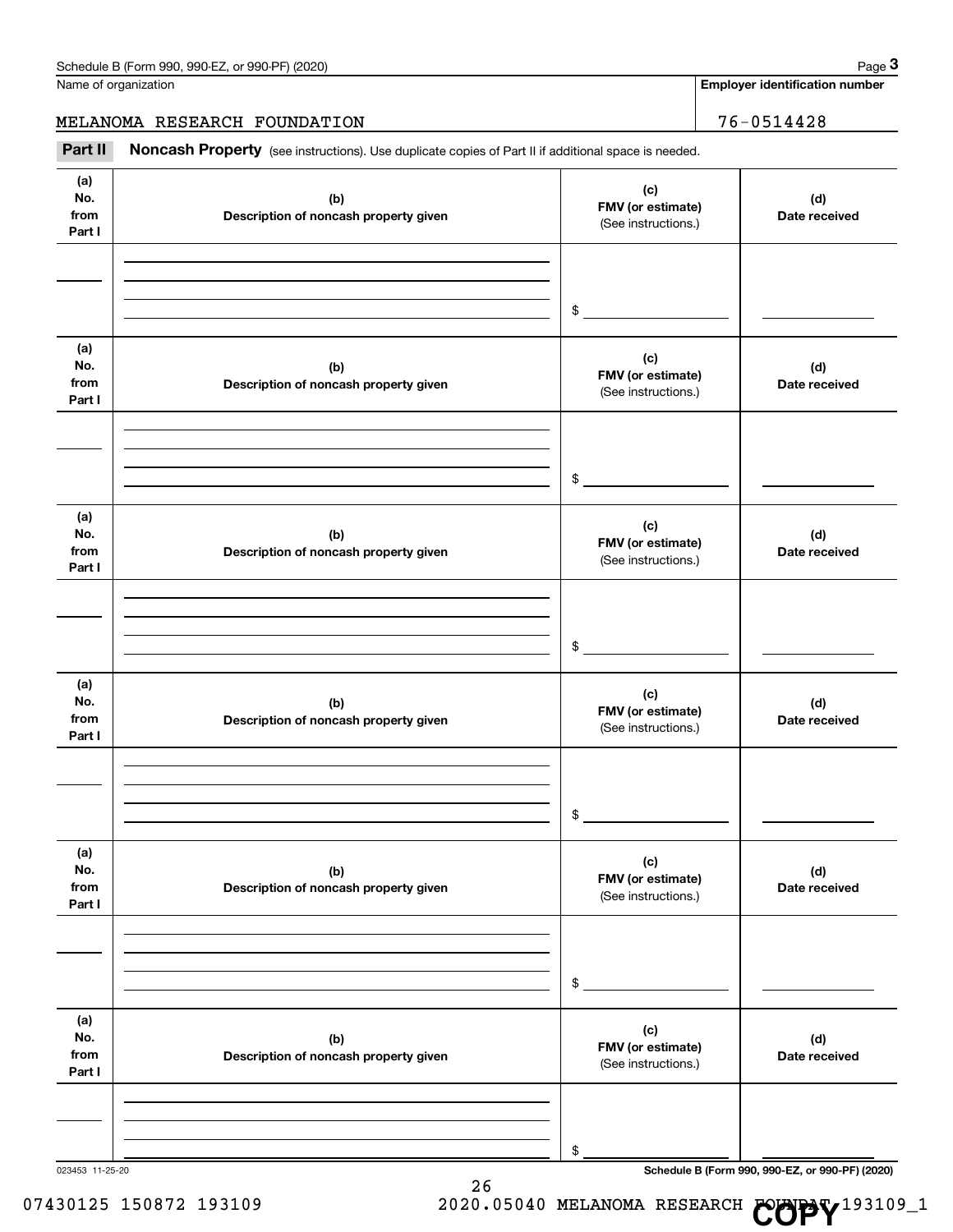Schedule B (Form 990, 990-EZ, or 990-PF) (2020)

Name of organization: MELANOMA RESEARCH FOUNDATION

Employer identification number: 76-0514428

**Part II** **Noncash Property** (see instructions). Use duplicate copies of Part II if additional space is needed.

| (a) No. from Part I | (b) Description of noncash property given | (c) FMV (or estimate) (See instructions.) | (d) Date received |
|---|---|---|---|
| | | $ | |

| (a) No. from Part I | (b) Description of noncash property given | (c) FMV (or estimate) (See instructions.) | (d) Date received |
|---|---|---|---|
| | | $ | |

| (a) No. from Part I | (b) Description of noncash property given | (c) FMV (or estimate) (See instructions.) | (d) Date received |
|---|---|---|---|
| | | $ | |

| (a) No. from Part I | (b) Description of noncash property given | (c) FMV (or estimate) (See instructions.) | (d) Date received |
|---|---|---|---|
| | | $ | |

| (a) No. from Part I | (b) Description of noncash property given | (c) FMV (or estimate) (See instructions.) | (d) Date received |
|---|---|---|---|
| | | $ | |

| (a) No. from Part I | (b) Description of noncash property given | (c) FMV (or estimate) (See instructions.) | (d) Date received |
|---|---|---|---|
| | | $ | |

023453 11-25-20

Schedule B (Form 990, 990-EZ, or 990-PF) (2020)

07430125 150872 193109 2020.05040 MELANOMA RESEARCH FOUNDAT 193109_1

COPY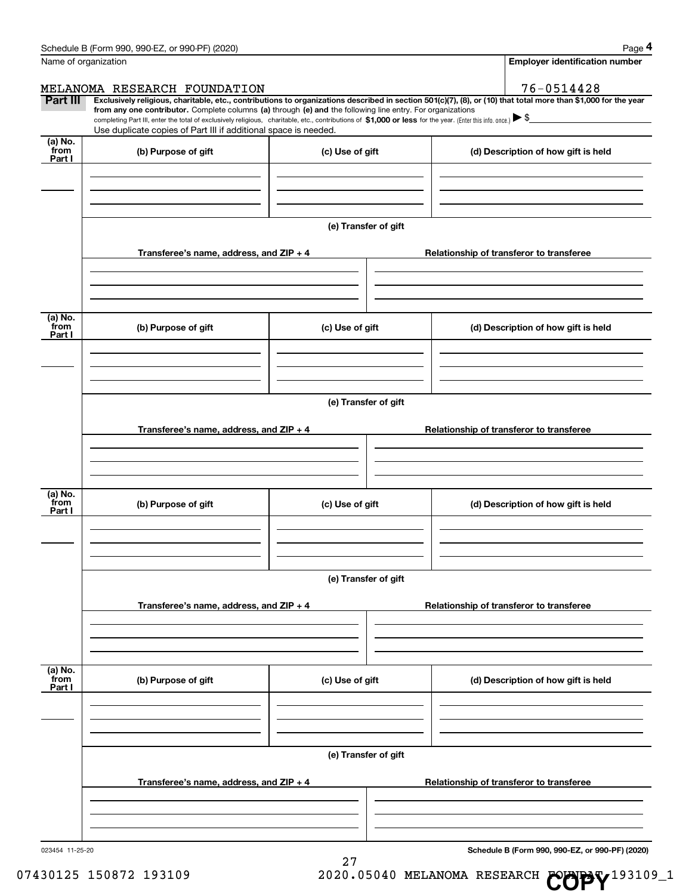Name of organization

MELANOMA RESEARCH FOUNDATION

Employer identification number

76-0514428

**Part III** **Exclusively religious, charitable, etc., contributions to organizations described in section 501(c)(7), (8), or (10) that total more than $1,000 for the year from any one contributor.** Complete columns **(a)** through **(e) and** the following line entry. For organizations completing Part III, enter the total of exclusively religious, charitable, etc., contributions of **$1,000 or less** for the year. (Enter this info. once.) ▶ $

Use duplicate copies of Part III if additional space is needed.

| (a) No. from Part I | (b) Purpose of gift | (c) Use of gift | (d) Description of how gift is held |
|---|---|---|---|
| | | | |

**(e) Transfer of gift**

| Transferee's name, address, and ZIP + 4 | Relationship of transferor to transferee |
|---|---|
| | |

| (a) No. from Part I | (b) Purpose of gift | (c) Use of gift | (d) Description of how gift is held |
|---|---|---|---|
| | | | |

**(e) Transfer of gift**

| Transferee's name, address, and ZIP + 4 | Relationship of transferor to transferee |
|---|---|
| | |

| (a) No. from Part I | (b) Purpose of gift | (c) Use of gift | (d) Description of how gift is held |
|---|---|---|---|
| | | | |

**(e) Transfer of gift**

| Transferee's name, address, and ZIP + 4 | Relationship of transferor to transferee |
|---|---|
| | |

| (a) No. from Part I | (b) Purpose of gift | (c) Use of gift | (d) Description of how gift is held |
|---|---|---|---|
| | | | |

**(e) Transfer of gift**

| Transferee's name, address, and ZIP + 4 | Relationship of transferor to transferee |
|---|---|
| | |

023454 11-25-20

07430125 150872 193109 2020.05040 MELANOMA RESEARCH FOUNDAT 193109_1

COPY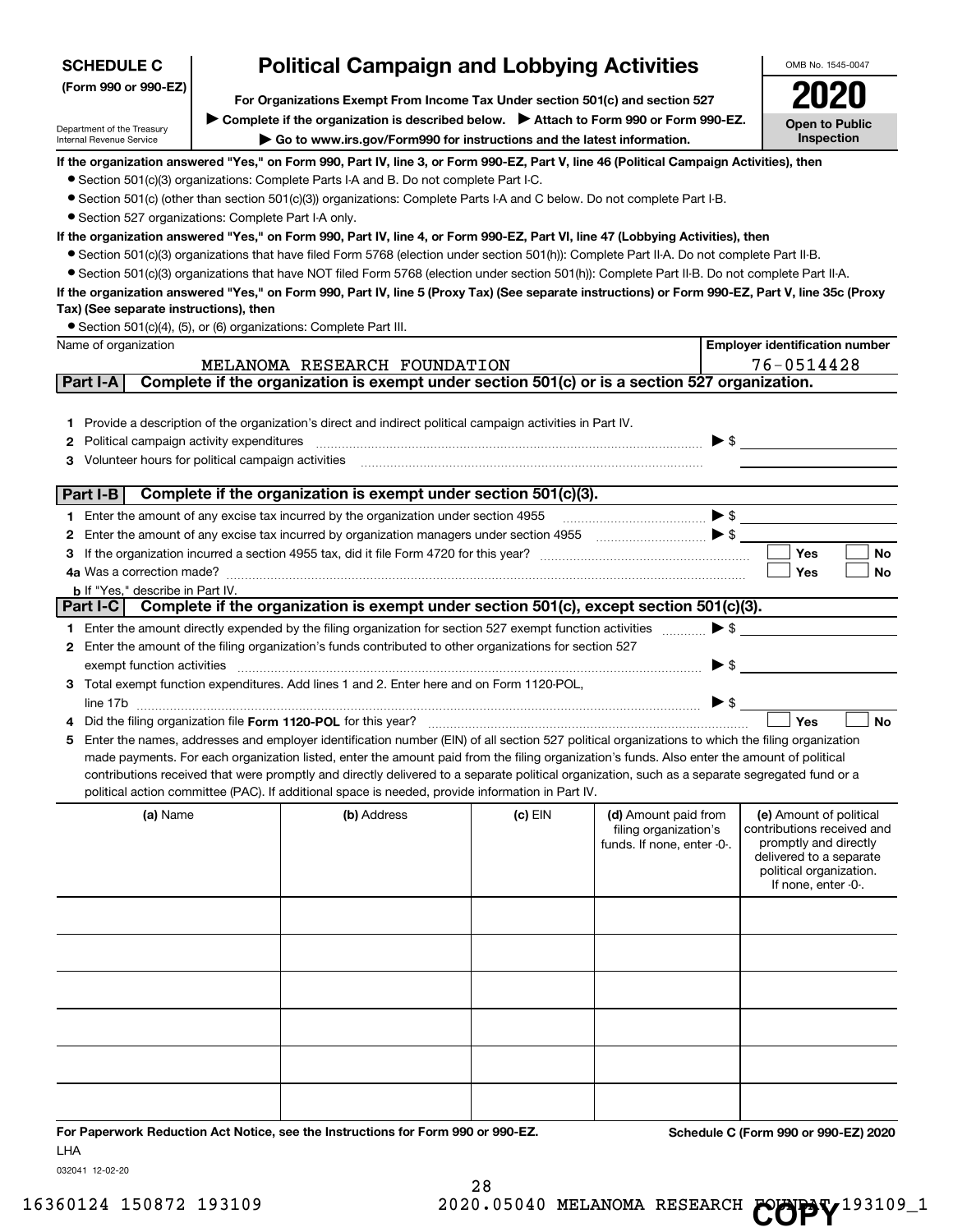**SCHEDULE C**
**(Form 990 or 990-EZ)**

Department of the Treasury
Internal Revenue Service

# Political Campaign and Lobbying Activities

**For Organizations Exempt From Income Tax Under section 501(c) and section 527**

▶ **Complete if the organization is described below.** ▶ **Attach to Form 990 or Form 990-EZ.**

▶ **Go to www.irs.gov/Form990 for instructions and the latest information.**

OMB No. 1545-0047

**2020**

**Open to Public Inspection**

**If the organization answered "Yes," on Form 990, Part IV, line 3, or Form 990-EZ, Part V, line 46 (Political Campaign Activities), then**

- Section 501(c)(3) organizations: Complete Parts I-A and B. Do not complete Part I-C.
- Section 501(c) (other than section 501(c)(3)) organizations: Complete Parts I-A and C below. Do not complete Part I-B.
- Section 527 organizations: Complete Part I-A only.

**If the organization answered "Yes," on Form 990, Part IV, line 4, or Form 990-EZ, Part VI, line 47 (Lobbying Activities), then**

- Section 501(c)(3) organizations that have filed Form 5768 (election under section 501(h)): Complete Part II-A. Do not complete Part II-B.
- Section 501(c)(3) organizations that have NOT filed Form 5768 (election under section 501(h)): Complete Part II-B. Do not complete Part II-A.

**If the organization answered "Yes," on Form 990, Part IV, line 5 (Proxy Tax) (See separate instructions) or Form 990-EZ, Part V, line 35c (Proxy Tax) (See separate instructions), then**

- Section 501(c)(4), (5), or (6) organizations: Complete Part III.

| Name of organization | Employer identification number |
|---|---|
| MELANOMA RESEARCH FOUNDATION | 76-0514428 |

## Part I-A Complete if the organization is exempt under section 501(c) or is a section 527 organization.

1. Provide a description of the organization's direct and indirect political campaign activities in Part IV.
2. Political campaign activity expenditures ▶ $
3. Volunteer hours for political campaign activities

## Part I-B Complete if the organization is exempt under section 501(c)(3).

1. Enter the amount of any excise tax incurred by the organization under section 4955 ▶ $
2. Enter the amount of any excise tax incurred by organization managers under section 4955 ▶ $
3. If the organization incurred a section 4955 tax, did it file Form 4720 for this year? ☐ Yes ☐ No
4. a Was a correction made? ☐ Yes ☐ No
   b If "Yes," describe in Part IV.

## Part I-C Complete if the organization is exempt under section 501(c), except section 501(c)(3).

1. Enter the amount directly expended by the filing organization for section 527 exempt function activities ▶ $
2. Enter the amount of the filing organization's funds contributed to other organizations for section 527 exempt function activities ▶ $
3. Total exempt function expenditures. Add lines 1 and 2. Enter here and on Form 1120-POL, line 17b ▶ $
4. Did the filing organization file **Form 1120-POL** for this year? ☐ Yes ☐ No
5. Enter the names, addresses and employer identification number (EIN) of all section 527 political organizations to which the filing organization made payments. For each organization listed, enter the amount paid from the filing organization's funds. Also enter the amount of political contributions received that were promptly and directly delivered to a separate political organization, such as a separate segregated fund or a political action committee (PAC). If additional space is needed, provide information in Part IV.

| (a) Name | (b) Address | (c) EIN | (d) Amount paid from filing organization's funds. If none, enter -0-. | (e) Amount of political contributions received and promptly and directly delivered to a separate political organization. If none, enter -0-. |
|---|---|---|---|---|
| | | | | |
| | | | | |
| | | | | |
| | | | | |
| | | | | |
| | | | | |

**For Paperwork Reduction Act Notice, see the Instructions for Form 990 or 990-EZ.** **Schedule C (Form 990 or 990-EZ) 2020**

LHA

032041 12-02-20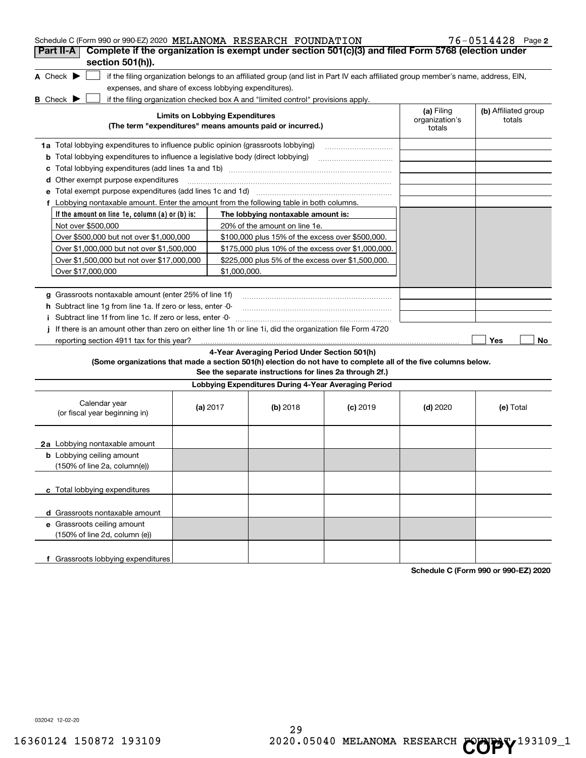Schedule C (Form 990 or 990-EZ) 2020 MELANOMA RESEARCH FOUNDATION 76-0514428 Page 2

## Part II-A Complete if the organization is exempt under section 501(c)(3) and filed Form 5768 (election under section 501(h)).

**A** Check ▶ ☐ if the filing organization belongs to an affiliated group (and list in Part IV each affiliated group member's name, address, EIN, expenses, and share of excess lobbying expenditures).

**B** Check ▶ ☐ if the filing organization checked box A and "limited control" provisions apply.

| **Limits on Lobbying Expenditures** (The term "expenditures" means amounts paid or incurred.) | **(a)** Filing organization's totals | **(b)** Affiliated group totals |
|---|---|---|
| **1a** Total lobbying expenditures to influence public opinion (grassroots lobbying) | | |
| **b** Total lobbying expenditures to influence a legislative body (direct lobbying) | | |
| **c** Total lobbying expenditures (add lines 1a and 1b) | | |
| **d** Other exempt purpose expenditures | | |
| **e** Total exempt purpose expenditures (add lines 1c and 1d) | | |
| **f** Lobbying nontaxable amount. Enter the amount from the following table in both columns. | | |

| If the amount on line 1e, column (a) or (b) is: | The lobbying nontaxable amount is: |
|---|---|
| Not over $500,000 | 20% of the amount on line 1e. |
| Over $500,000 but not over $1,000,000 | $100,000 plus 15% of the excess over $500,000. |
| Over $1,000,000 but not over $1,500,000 | $175,000 plus 10% of the excess over $1,000,000. |
| Over $1,500,000 but not over $17,000,000 | $225,000 plus 5% of the excess over $1,500,000. |
| Over $17,000,000 | $1,000,000. |

| | (a) | (b) |
|---|---|---|
| **g** Grassroots nontaxable amount (enter 25% of line 1f) | | |
| **h** Subtract line 1g from line 1a. If zero or less, enter -0- | | |
| **i** Subtract line 1f from line 1c. If zero or less, enter -0- | | |

**j** If there is an amount other than zero on either line 1h or line 1i, did the organization file Form 4720 reporting section 4911 tax for this year? ☐ Yes ☐ No

### 4-Year Averaging Period Under Section 501(h)

**(Some organizations that made a section 501(h) election do not have to complete all of the five columns below. See the separate instructions for lines 2a through 2f.)**

| Lobbying Expenditures During 4-Year Averaging Period | | | | | |
|---|---|---|---|---|---|
| Calendar year (or fiscal year beginning in) | **(a)** 2017 | **(b)** 2018 | **(c)** 2019 | **(d)** 2020 | **(e)** Total |
| **2a** Lobbying nontaxable amount | | | | | |
| **b** Lobbying ceiling amount (150% of line 2a, column(e)) | | | | | |
| **c** Total lobbying expenditures | | | | | |
| **d** Grassroots nontaxable amount | | | | | |
| **e** Grassroots ceiling amount (150% of line 2d, column (e)) | | | | | |
| **f** Grassroots lobbying expenditures | | | | | |

**Schedule C (Form 990 or 990-EZ) 2020**

032042 12-02-20

16360124 150872 193109 2020.05040 MELANOMA RESEARCH FOUNDAT 193109_1

COPY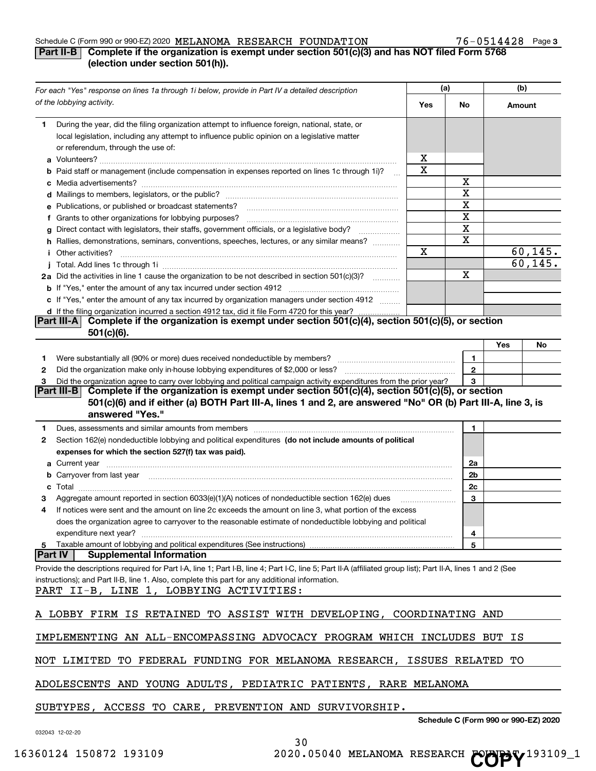Schedule C (Form 990 or 990-EZ) 2020 MELANOMA RESEARCH FOUNDATION 76-0514428 Page 3

## Part II-B Complete if the organization is exempt under section 501(c)(3) and has NOT filed Form 5768 (election under section 501(h)).

| *For each "Yes" response on lines 1a through 1i below, provide in Part IV a detailed description of the lobbying activity.* | (a) Yes | (a) No | (b) Amount |
|---|---|---|---|
| **1** During the year, did the filing organization attempt to influence foreign, national, state, or local legislation, including any attempt to influence public opinion on a legislative matter or referendum, through the use of: | | | |
| **a** Volunteers? | X | | |
| **b** Paid staff or management (include compensation in expenses reported on lines 1c through 1i)? | X | | |
| **c** Media advertisements? | | X | |
| **d** Mailings to members, legislators, or the public? | | X | |
| **e** Publications, or published or broadcast statements? | | X | |
| **f** Grants to other organizations for lobbying purposes? | | X | |
| **g** Direct contact with legislators, their staffs, government officials, or a legislative body? | | X | |
| **h** Rallies, demonstrations, seminars, conventions, speeches, lectures, or any similar means? | | X | |
| **i** Other activities? | X | | 60,145. |
| **j** Total. Add lines 1c through 1i | | | 60,145. |
| **2a** Did the activities in line 1 cause the organization to be not described in section 501(c)(3)? | | X | |
| **b** If "Yes," enter the amount of any tax incurred under section 4912 | | | |
| **c** If "Yes," enter the amount of any tax incurred by organization managers under section 4912 | | | |
| **d** If the filing organization incurred a section 4912 tax, did it file Form 4720 for this year? | | | |

## Part III-A Complete if the organization is exempt under section 501(c)(4), section 501(c)(5), or section 501(c)(6).

| | | | Yes | No |
|---|---|---|---|---|
| **1** | Were substantially all (90% or more) dues received nondeductible by members? | 1 | | |
| **2** | Did the organization make only in-house lobbying expenditures of $2,000 or less? | 2 | | |
| **3** | Did the organization agree to carry over lobbying and political campaign activity expenditures from the prior year? | 3 | | |

## Part III-B Complete if the organization is exempt under section 501(c)(4), section 501(c)(5), or section 501(c)(6) and if either (a) BOTH Part III-A, lines 1 and 2, are answered "No" OR (b) Part III-A, line 3, is answered "Yes."

| | | | |
|---|---|---|---|
| **1** | Dues, assessments and similar amounts from members | 1 | |
| **2** | Section 162(e) nondeductible lobbying and political expenditures **(do not include amounts of political expenses for which the section 527(f) tax was paid).** | | |
| **a** | Current year | 2a | |
| **b** | Carryover from last year | 2b | |
| **c** | Total | 2c | |
| **3** | Aggregate amount reported in section 6033(e)(1)(A) notices of nondeductible section 162(e) dues | 3 | |
| **4** | If notices were sent and the amount on line 2c exceeds the amount on line 3, what portion of the excess does the organization agree to carryover to the reasonable estimate of nondeductible lobbying and political expenditure next year? | 4 | |
| **5** | Taxable amount of lobbying and political expenditures (See instructions) | 5 | |

## Part IV Supplemental Information

Provide the descriptions required for Part I-A, line 1; Part I-B, line 4; Part I-C, line 5; Part II-A (affiliated group list); Part II-A, lines 1 and 2 (See instructions); and Part II-B, line 1. Also, complete this part for any additional information.

PART II-B, LINE 1, LOBBYING ACTIVITIES:

A LOBBY FIRM IS RETAINED TO ASSIST WITH DEVELOPING, COORDINATING AND IMPLEMENTING AN ALL-ENCOMPASSING ADVOCACY PROGRAM WHICH INCLUDES BUT IS NOT LIMITED TO FEDERAL FUNDING FOR MELANOMA RESEARCH, ISSUES RELATED TO ADOLESCENTS AND YOUNG ADULTS, PEDIATRIC PATIENTS, RARE MELANOMA SUBTYPES, ACCESS TO CARE, PREVENTION AND SURVIVORSHIP.

Schedule C (Form 990 or 990-EZ) 2020

032043 12-02-20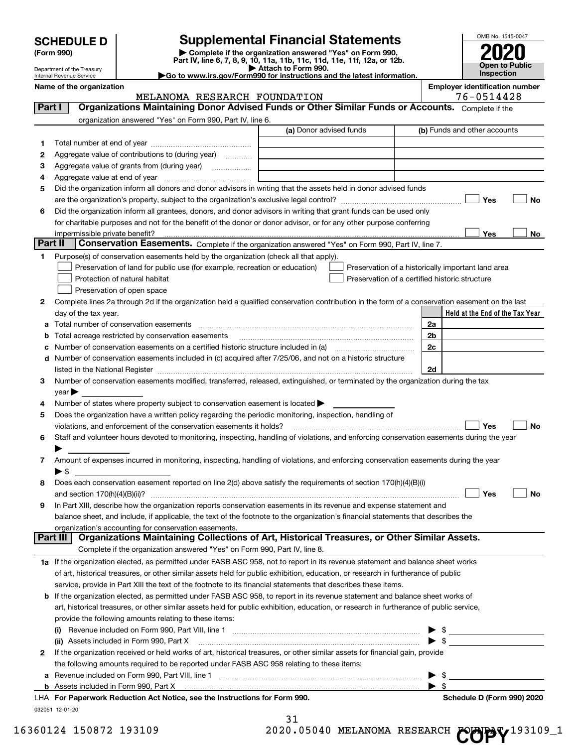# SCHEDULE D (Form 990)

Department of the Treasury
Internal Revenue Service

# Supplemental Financial Statements

▶ Complete if the organization answered "Yes" on Form 990, Part IV, line 6, 7, 8, 9, 10, 11a, 11b, 11c, 11d, 11e, 11f, 12a, or 12b.
▶ Attach to Form 990.
▶Go to www.irs.gov/Form990 for instructions and the latest information.

OMB No. 1545-0047
**2020**
**Open to Public Inspection**

**Name of the organization:** MELANOMA RESEARCH FOUNDATION
**Employer identification number:** 76-0514428

## Part I Organizations Maintaining Donor Advised Funds or Other Similar Funds or Accounts.
Complete if the organization answered "Yes" on Form 990, Part IV, line 6.

| | | (a) Donor advised funds | (b) Funds and other accounts |
|---|---|---|---|
| 1 | Total number at end of year | | |
| 2 | Aggregate value of contributions to (during year) | | |
| 3 | Aggregate value of grants from (during year) | | |
| 4 | Aggregate value at end of year | | |

5 Did the organization inform all donors and donor advisors in writing that the assets held in donor advised funds are the organization's property, subject to the organization's exclusive legal control? ☐ Yes ☐ No

6 Did the organization inform all grantees, donors, and donor advisors in writing that grant funds can be used only for charitable purposes and not for the benefit of the donor or donor advisor, or for any other purpose conferring impermissible private benefit? ☐ Yes ☐ No

## Part II Conservation Easements.
Complete if the organization answered "Yes" on Form 990, Part IV, line 7.

1 Purpose(s) of conservation easements held by the organization (check all that apply).
- ☐ Preservation of land for public use (for example, recreation or education)
- ☐ Protection of natural habitat
- ☐ Preservation of open space
- ☐ Preservation of a historically important land area
- ☐ Preservation of a certified historic structure

2 Complete lines 2a through 2d if the organization held a qualified conservation contribution in the form of a conservation easement on the last day of the tax year.

| | | | Held at the End of the Tax Year |
|---|---|---|---|
| a | Total number of conservation easements | 2a | |
| b | Total acreage restricted by conservation easements | 2b | |
| c | Number of conservation easements on a certified historic structure included in (a) | 2c | |
| d | Number of conservation easements included in (c) acquired after 7/25/06, and not on a historic structure listed in the National Register | 2d | |

3 Number of conservation easements modified, transferred, released, extinguished, or terminated by the organization during the tax year ▶

4 Number of states where property subject to conservation easement is located ▶

5 Does the organization have a written policy regarding the periodic monitoring, inspection, handling of violations, and enforcement of the conservation easements it holds? ☐ Yes ☐ No

6 Staff and volunteer hours devoted to monitoring, inspecting, handling of violations, and enforcing conservation easements during the year ▶

7 Amount of expenses incurred in monitoring, inspecting, handling of violations, and enforcing conservation easements during the year ▶ $

8 Does each conservation easement reported on line 2(d) above satisfy the requirements of section 170(h)(4)(B)(i) and section 170(h)(4)(B)(ii)? ☐ Yes ☐ No

9 In Part XIII, describe how the organization reports conservation easements in its revenue and expense statement and balance sheet, and include, if applicable, the text of the footnote to the organization's financial statements that describes the organization's accounting for conservation easements.

## Part III Organizations Maintaining Collections of Art, Historical Treasures, or Other Similar Assets.
Complete if the organization answered "Yes" on Form 990, Part IV, line 8.

1a If the organization elected, as permitted under FASB ASC 958, not to report in its revenue statement and balance sheet works of art, historical treasures, or other similar assets held for public exhibition, education, or research in furtherance of public service, provide in Part XIII the text of the footnote to its financial statements that describes these items.

b If the organization elected, as permitted under FASB ASC 958, to report in its revenue statement and balance sheet works of art, historical treasures, or other similar assets held for public exhibition, education, or research in furtherance of public service, provide the following amounts relating to these items:

(i) Revenue included on Form 990, Part VIII, line 1 ▶ $

(ii) Assets included in Form 990, Part X ▶ $

2 If the organization received or held works of art, historical treasures, or other similar assets for financial gain, provide the following amounts required to be reported under FASB ASC 958 relating to these items:

a Revenue included on Form 990, Part VIII, line 1 ▶ $

b Assets included in Form 990, Part X ▶ $

LHA For Paperwork Reduction Act Notice, see the Instructions for Form 990. Schedule D (Form 990) 2020

032051 12-01-20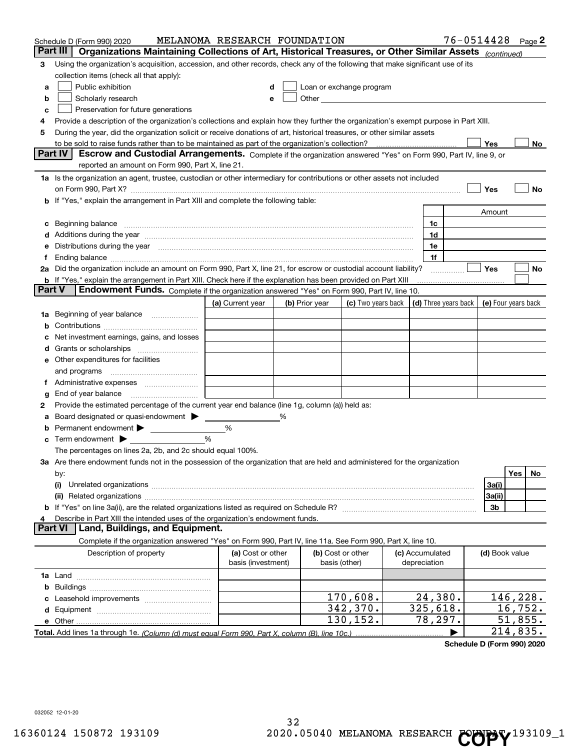Schedule D (Form 990) 2020 MELANOMA RESEARCH FOUNDATION 76-0514428 Page 2

## Part III Organizations Maintaining Collections of Art, Historical Treasures, or Other Similar Assets *(continued)*

**3** Using the organization's acquisition, accession, and other records, check any of the following that make significant use of its collection items (check all that apply):

- **a** ☐ Public exhibition
- **b** ☐ Scholarly research
- **c** ☐ Preservation for future generations
- **d** ☐ Loan or exchange program
- **e** ☐ Other

**4** Provide a description of the organization's collections and explain how they further the organization's exempt purpose in Part XIII.

**5** During the year, did the organization solicit or receive donations of art, historical treasures, or other similar assets to be sold to raise funds rather than to be maintained as part of the organization's collection? ☐ Yes ☐ No

## Part IV Escrow and Custodial Arrangements.

Complete if the organization answered "Yes" on Form 990, Part IV, line 9, or reported an amount on Form 990, Part X, line 21.

**1a** Is the organization an agent, trustee, custodian or other intermediary for contributions or other assets not included on Form 990, Part X? ☐ Yes ☐ No

**b** If "Yes," explain the arrangement in Part XIII and complete the following table:

| | | Amount |
|---|---|---|
| **c** Beginning balance | 1c | |
| **d** Additions during the year | 1d | |
| **e** Distributions during the year | 1e | |
| **f** Ending balance | 1f | |

**2a** Did the organization include an amount on Form 990, Part X, line 21, for escrow or custodial account liability? ☐ Yes ☐ No

**b** If "Yes," explain the arrangement in Part XIII. Check here if the explanation has been provided on Part XIII ☐

## Part V Endowment Funds.

Complete if the organization answered "Yes" on Form 990, Part IV, line 10.

| | (a) Current year | (b) Prior year | (c) Two years back | (d) Three years back | (e) Four years back |
|---|---|---|---|---|---|
| **1a** Beginning of year balance | | | | | |
| **b** Contributions | | | | | |
| **c** Net investment earnings, gains, and losses | | | | | |
| **d** Grants or scholarships | | | | | |
| **e** Other expenditures for facilities and programs | | | | | |
| **f** Administrative expenses | | | | | |
| **g** End of year balance | | | | | |

**2** Provide the estimated percentage of the current year end balance (line 1g, column (a)) held as:

- **a** Board designated or quasi-endowment ▶ ______ %
- **b** Permanent endowment ▶ ______ %
- **c** Term endowment ▶ ______ %

The percentages on lines 2a, 2b, and 2c should equal 100%.

**3a** Are there endowment funds not in the possession of the organization that are held and administered for the organization by:

| | | Yes | No |
|---|---|---|---|
| **(i)** Unrelated organizations | 3a(i) | | |
| **(ii)** Related organizations | 3a(ii) | | |
| **b** If "Yes" on line 3a(ii), are the related organizations listed as required on Schedule R? | 3b | | |

**4** Describe in Part XIII the intended uses of the organization's endowment funds.

## Part VI Land, Buildings, and Equipment.

Complete if the organization answered "Yes" on Form 990, Part IV, line 11a. See Form 990, Part X, line 10.

| Description of property | (a) Cost or other basis (investment) | (b) Cost or other basis (other) | (c) Accumulated depreciation | (d) Book value |
|---|---|---|---|---|
| **1a** Land | | | | |
| **b** Buildings | | | | |
| **c** Leasehold improvements | | 170,608. | 24,380. | 146,228. |
| **d** Equipment | | 342,370. | 325,618. | 16,752. |
| **e** Other | | 130,152. | 78,297. | 51,855. |
| **Total.** Add lines 1a through 1e. *(Column (d) must equal Form 990, Part X, column (B), line 10c.)* | | | ▶ | 214,835. |

**Schedule D (Form 990) 2020**

032052 12-01-20

16360124 150872 193109 2020.05040 MELANOMA RESEARCH FOUNDAT 193109_1

COPY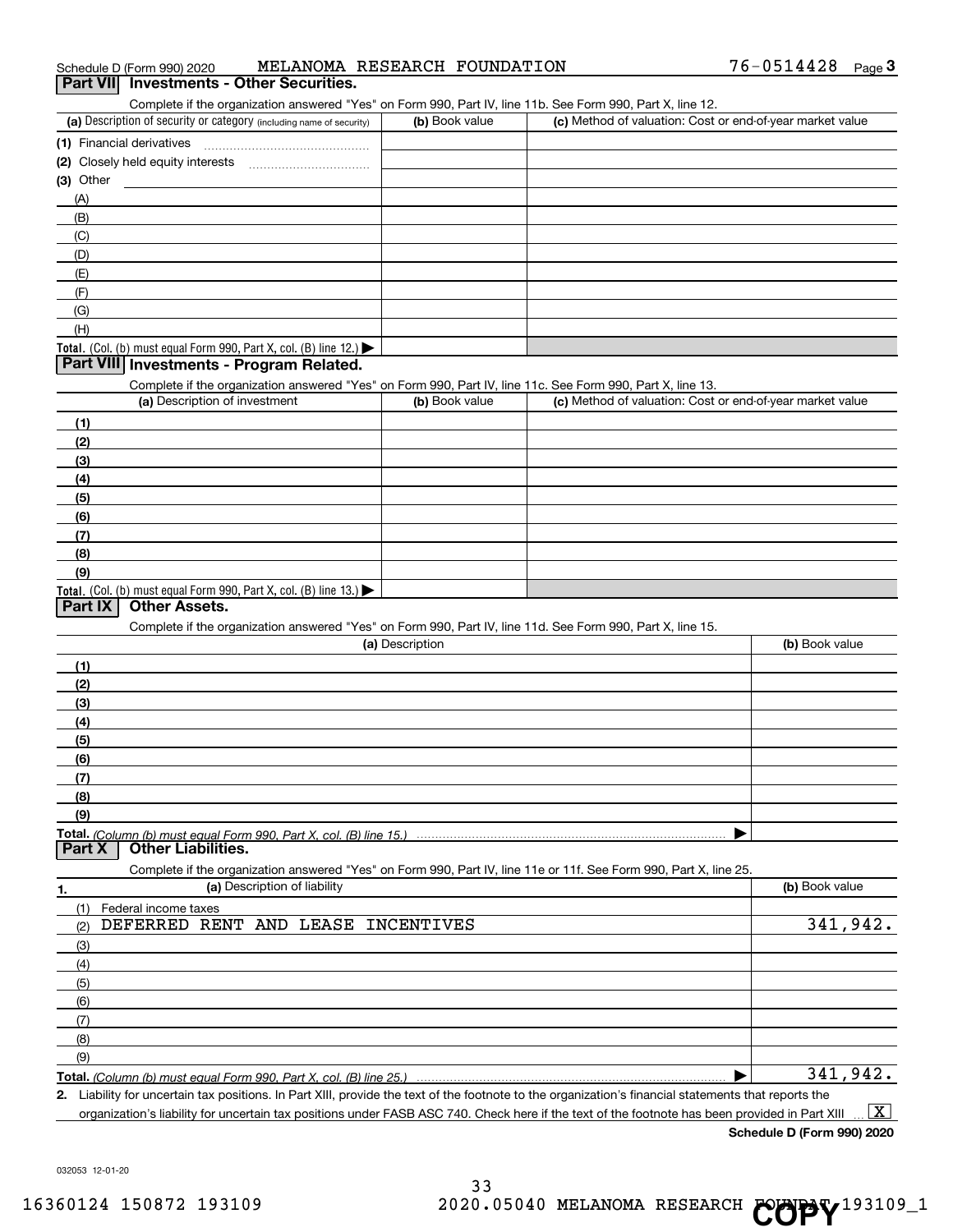Schedule D (Form 990) 2020 MELANOMA RESEARCH FOUNDATION 76-0514428 Page 3

## Part VII Investments - Other Securities.

Complete if the organization answered "Yes" on Form 990, Part IV, line 11b. See Form 990, Part X, line 12.

| (a) Description of security or category (including name of security) | (b) Book value | (c) Method of valuation: Cost or end-of-year market value |
|---|---|---|
| (1) Financial derivatives | | |
| (2) Closely held equity interests | | |
| (3) Other | | |
| (A) | | |
| (B) | | |
| (C) | | |
| (D) | | |
| (E) | | |
| (F) | | |
| (G) | | |
| (H) | | |
| **Total.** (Col. (b) must equal Form 990, Part X, col. (B) line 12.) ▶ | | |

## Part VIII Investments - Program Related.

Complete if the organization answered "Yes" on Form 990, Part IV, line 11c. See Form 990, Part X, line 13.

| (a) Description of investment | (b) Book value | (c) Method of valuation: Cost or end-of-year market value |
|---|---|---|
| (1) | | |
| (2) | | |
| (3) | | |
| (4) | | |
| (5) | | |
| (6) | | |
| (7) | | |
| (8) | | |
| (9) | | |
| **Total.** (Col. (b) must equal Form 990, Part X, col. (B) line 13.) ▶ | | |

## Part IX Other Assets.

Complete if the organization answered "Yes" on Form 990, Part IV, line 11d. See Form 990, Part X, line 15.

| (a) Description | (b) Book value |
|---|---|
| (1) | |
| (2) | |
| (3) | |
| (4) | |
| (5) | |
| (6) | |
| (7) | |
| (8) | |
| (9) | |
| **Total.** *(Column (b) must equal Form 990, Part X, col. (B) line 15.)* ▶ | |

## Part X Other Liabilities.

Complete if the organization answered "Yes" on Form 990, Part IV, line 11e or 11f. See Form 990, Part X, line 25.

| 1. (a) Description of liability | (b) Book value |
|---|---|
| (1) Federal income taxes | |
| (2) DEFERRED RENT AND LEASE INCENTIVES | 341,942. |
| (3) | |
| (4) | |
| (5) | |
| (6) | |
| (7) | |
| (8) | |
| (9) | |
| **Total.** *(Column (b) must equal Form 990, Part X, col. (B) line 25.)* ▶ | 341,942. |

2. Liability for uncertain tax positions. In Part XIII, provide the text of the footnote to the organization's financial statements that reports the organization's liability for uncertain tax positions under FASB ASC 740. Check here if the text of the footnote has been provided in Part XIII ... [X]

**Schedule D (Form 990) 2020**

032053 12-01-20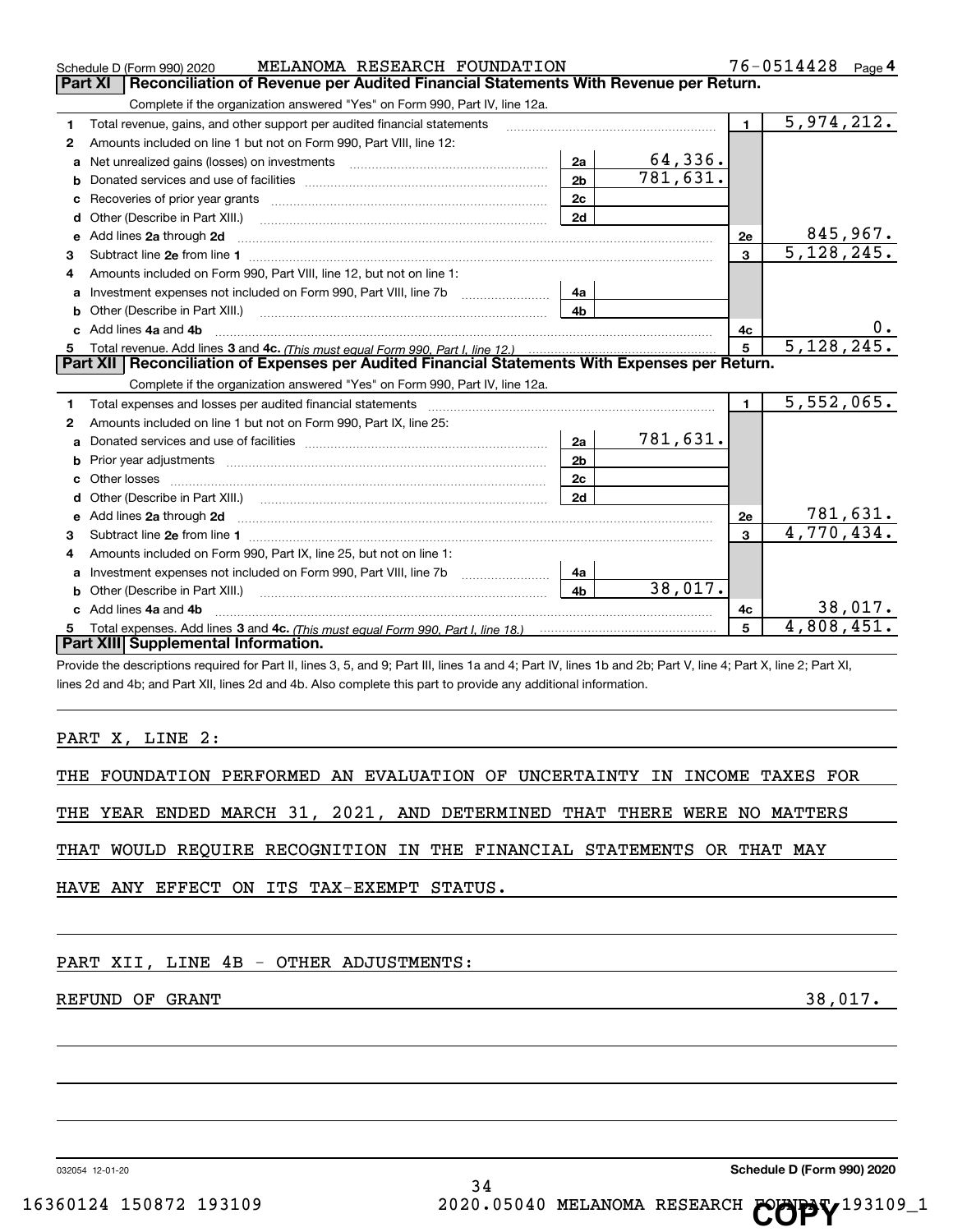Schedule D (Form 990) 2020 MELANOMA RESEARCH FOUNDATION 76-0514428 Page 4

## Part XI Reconciliation of Revenue per Audited Financial Statements With Revenue per Return.

Complete if the organization answered "Yes" on Form 990, Part IV, line 12a.

| | | | | | |
|---|---|---|---|---|---|
| 1 | Total revenue, gains, and other support per audited financial statements | | | 1 | 5,974,212. |
| 2 | Amounts included on line 1 but not on Form 990, Part VIII, line 12: | | | | |
| a | Net unrealized gains (losses) on investments | 2a | 64,336. | | |
| b | Donated services and use of facilities | 2b | 781,631. | | |
| c | Recoveries of prior year grants | 2c | | | |
| d | Other (Describe in Part XIII.) | 2d | | | |
| e | Add lines 2a through 2d | | | 2e | 845,967. |
| 3 | Subtract line 2e from line 1 | | | 3 | 5,128,245. |
| 4 | Amounts included on Form 990, Part VIII, line 12, but not on line 1: | | | | |
| a | Investment expenses not included on Form 990, Part VIII, line 7b | 4a | | | |
| b | Other (Describe in Part XIII.) | 4b | | | |
| c | Add lines 4a and 4b | | | 4c | 0. |
| 5 | Total revenue. Add lines 3 and 4c. *(This must equal Form 990, Part I, line 12.)* | | | 5 | 5,128,245. |

## Part XII Reconciliation of Expenses per Audited Financial Statements With Expenses per Return.

Complete if the organization answered "Yes" on Form 990, Part IV, line 12a.

| | | | | | |
|---|---|---|---|---|---|
| 1 | Total expenses and losses per audited financial statements | | | 1 | 5,552,065. |
| 2 | Amounts included on line 1 but not on Form 990, Part IX, line 25: | | | | |
| a | Donated services and use of facilities | 2a | 781,631. | | |
| b | Prior year adjustments | 2b | | | |
| c | Other losses | 2c | | | |
| d | Other (Describe in Part XIII.) | 2d | | | |
| e | Add lines 2a through 2d | | | 2e | 781,631. |
| 3 | Subtract line 2e from line 1 | | | 3 | 4,770,434. |
| 4 | Amounts included on Form 990, Part IX, line 25, but not on line 1: | | | | |
| a | Investment expenses not included on Form 990, Part VIII, line 7b | 4a | | | |
| b | Other (Describe in Part XIII.) | 4b | 38,017. | | |
| c | Add lines 4a and 4b | | | 4c | 38,017. |
| 5 | Total expenses. Add lines 3 and 4c. *(This must equal Form 990, Part I, line 18.)* | | | 5 | 4,808,451. |

## Part XIII Supplemental Information.

Provide the descriptions required for Part II, lines 3, 5, and 9; Part III, lines 1a and 4; Part IV, lines 1b and 2b; Part V, line 4; Part X, line 2; Part XI, lines 2d and 4b; and Part XII, lines 2d and 4b. Also complete this part to provide any additional information.

PART X, LINE 2:

THE FOUNDATION PERFORMED AN EVALUATION OF UNCERTAINTY IN INCOME TAXES FOR THE YEAR ENDED MARCH 31, 2021, AND DETERMINED THAT THERE WERE NO MATTERS THAT WOULD REQUIRE RECOGNITION IN THE FINANCIAL STATEMENTS OR THAT MAY HAVE ANY EFFECT ON ITS TAX-EXEMPT STATUS.

PART XII, LINE 4B - OTHER ADJUSTMENTS:

REFUND OF GRANT 38,017.

032054 12-01-20 Schedule D (Form 990) 2020

16360124 150872 193109 2020.05040 MELANOMA RESEARCH FOUNDAT 193109_1

COPY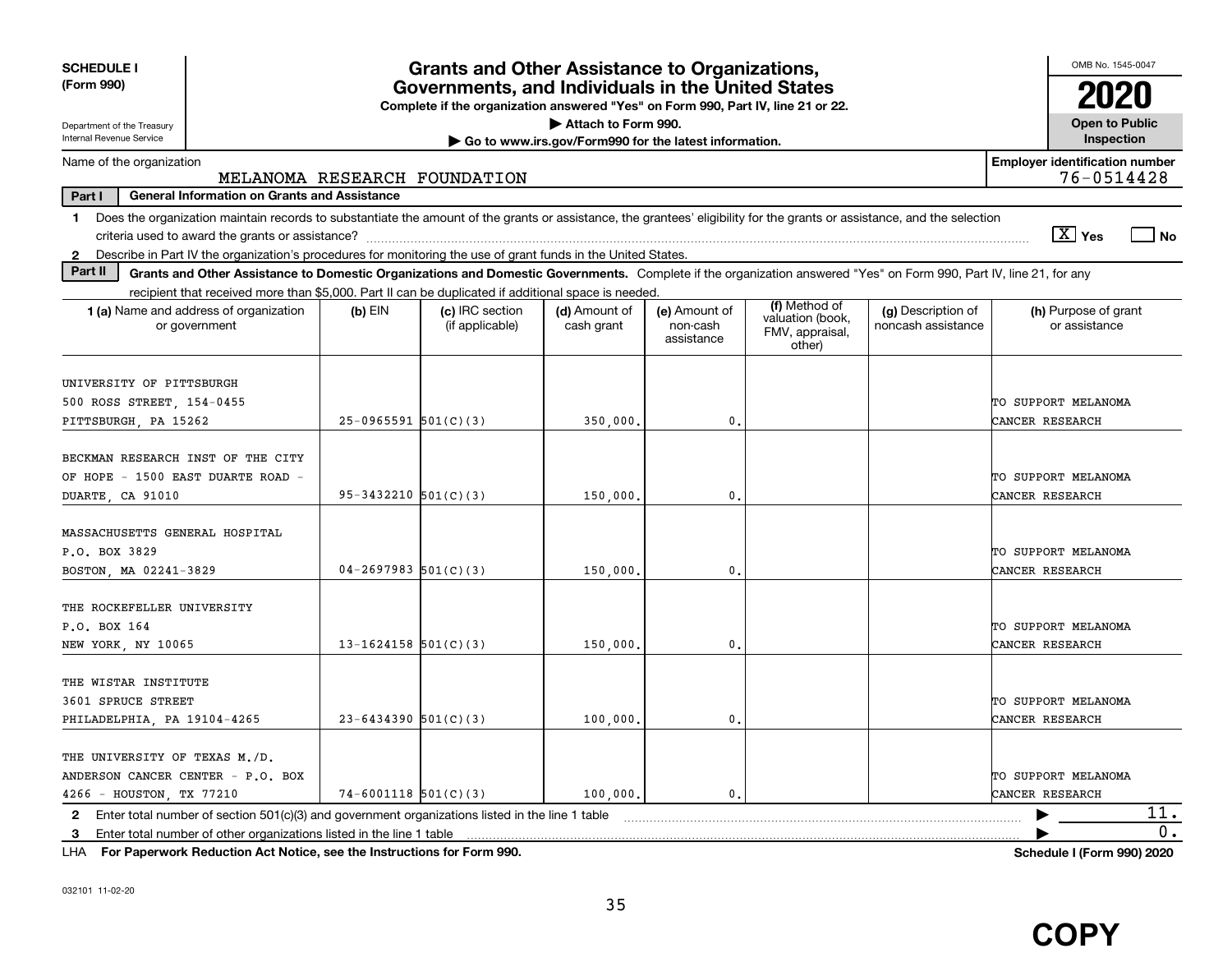**SCHEDULE I (Form 990)**

Department of the Treasury
Internal Revenue Service

# Grants and Other Assistance to Organizations, Governments, and Individuals in the United States

**Complete if the organization answered "Yes" on Form 990, Part IV, line 21 or 22.**

**▶ Attach to Form 990.**

**▶ Go to www.irs.gov/Form990 for the latest information.**

OMB No. 1545-0047

**2020**

**Open to Public Inspection**

Name of the organization: MELANOMA RESEARCH FOUNDATION

**Employer identification number** 76-0514428

**Part I — General Information on Grants and Assistance**

1 Does the organization maintain records to substantiate the amount of the grants or assistance, the grantees' eligibility for the grants or assistance, and the selection criteria used to award the grants or assistance? [X] Yes [ ] No

2 Describe in Part IV the organization's procedures for monitoring the use of grant funds in the United States.

**Part II — Grants and Other Assistance to Domestic Organizations and Domestic Governments.** Complete if the organization answered "Yes" on Form 990, Part IV, line 21, for any recipient that received more than $5,000. Part II can be duplicated if additional space is needed.

| 1 (a) Name and address of organization or government | (b) EIN | (c) IRC section (if applicable) | (d) Amount of cash grant | (e) Amount of non-cash assistance | (f) Method of valuation (book, FMV, appraisal, other) | (g) Description of noncash assistance | (h) Purpose of grant or assistance |
|---|---|---|---|---|---|---|---|
| UNIVERSITY OF PITTSBURGH 500 ROSS STREET, 154-0455 PITTSBURGH, PA 15262 | 25-0965591 | 501(C)(3) | 350,000. | 0. | | | TO SUPPORT MELANOMA CANCER RESEARCH |
| BECKMAN RESEARCH INST OF THE CITY OF HOPE - 1500 EAST DUARTE ROAD - DUARTE, CA 91010 | 95-3432210 | 501(C)(3) | 150,000. | 0. | | | TO SUPPORT MELANOMA CANCER RESEARCH |
| MASSACHUSETTS GENERAL HOSPITAL P.O. BOX 3829 BOSTON, MA 02241-3829 | 04-2697983 | 501(C)(3) | 150,000. | 0. | | | TO SUPPORT MELANOMA CANCER RESEARCH |
| THE ROCKEFELLER UNIVERSITY P.O. BOX 164 NEW YORK, NY 10065 | 13-1624158 | 501(C)(3) | 150,000. | 0. | | | TO SUPPORT MELANOMA CANCER RESEARCH |
| THE WISTAR INSTITUTE 3601 SPRUCE STREET PHILADELPHIA, PA 19104-4265 | 23-6434390 | 501(C)(3) | 100,000. | 0. | | | TO SUPPORT MELANOMA CANCER RESEARCH |
| THE UNIVERSITY OF TEXAS M./D. ANDERSON CANCER CENTER - P.O. BOX 4266 - HOUSTON, TX 77210 | 74-6001118 | 501(C)(3) | 100,000. | 0. | | | TO SUPPORT MELANOMA CANCER RESEARCH |

2 Enter total number of section 501(c)(3) and government organizations listed in the line 1 table ▶ 11.

3 Enter total number of other organizations listed in the line 1 table ▶ 0.

LHA **For Paperwork Reduction Act Notice, see the Instructions for Form 990.** **Schedule I (Form 990) 2020**

032101 11-02-20

**COPY**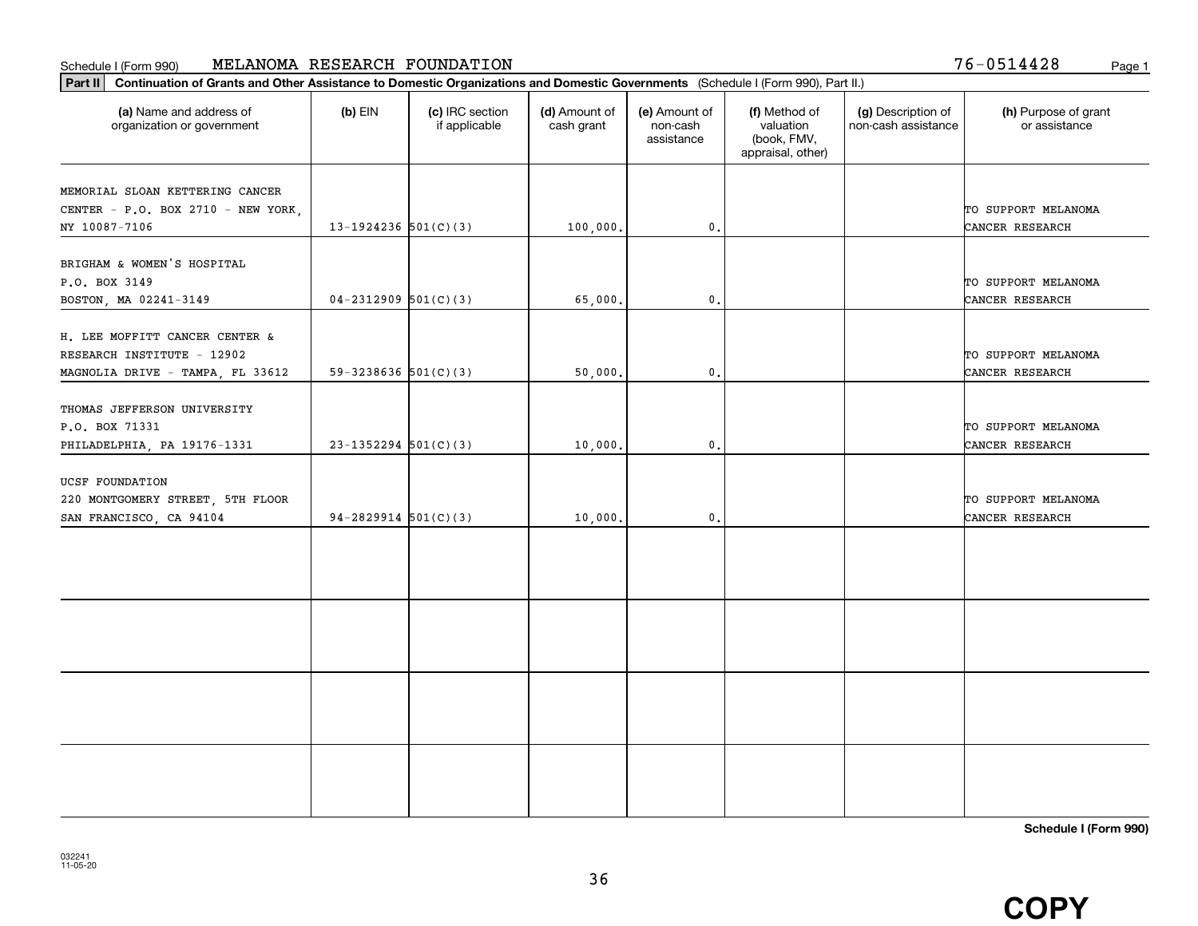Schedule I (Form 990) MELANOMA RESEARCH FOUNDATION 76-0514428

**Part II** **Continuation of Grants and Other Assistance to Domestic Organizations and Domestic Governments** (Schedule I (Form 990), Part II.)

| (a) Name and address of organization or government | (b) EIN | (c) IRC section if applicable | (d) Amount of cash grant | (e) Amount of non-cash assistance | (f) Method of valuation (book, FMV, appraisal, other) | (g) Description of non-cash assistance | (h) Purpose of grant or assistance |
|---|---|---|---|---|---|---|---|
| MEMORIAL SLOAN KETTERING CANCER CENTER - P.O. BOX 2710 - NEW YORK, NY 10087-7106 | 13-1924236 | 501(C)(3) | 100,000. | 0. | | | TO SUPPORT MELANOMA CANCER RESEARCH |
| BRIGHAM & WOMEN'S HOSPITAL P.O. BOX 3149 BOSTON, MA 02241-3149 | 04-2312909 | 501(C)(3) | 65,000. | 0. | | | TO SUPPORT MELANOMA CANCER RESEARCH |
| H. LEE MOFFITT CANCER CENTER & RESEARCH INSTITUTE - 12902 MAGNOLIA DRIVE - TAMPA, FL 33612 | 59-3238636 | 501(C)(3) | 50,000. | 0. | | | TO SUPPORT MELANOMA CANCER RESEARCH |
| THOMAS JEFFERSON UNIVERSITY P.O. BOX 71331 PHILADELPHIA, PA 19176-1331 | 23-1352294 | 501(C)(3) | 10,000. | 0. | | | TO SUPPORT MELANOMA CANCER RESEARCH |
| UCSF FOUNDATION 220 MONTGOMERY STREET, 5TH FLOOR SAN FRANCISCO, CA 94104 | 94-2829914 | 501(C)(3) | 10,000. | 0. | | | TO SUPPORT MELANOMA CANCER RESEARCH |
| | | | | | | | |
| | | | | | | | |
| | | | | | | | |
| | | | | | | | |

**Schedule I (Form 990)**

032241 11-05-20

**COPY**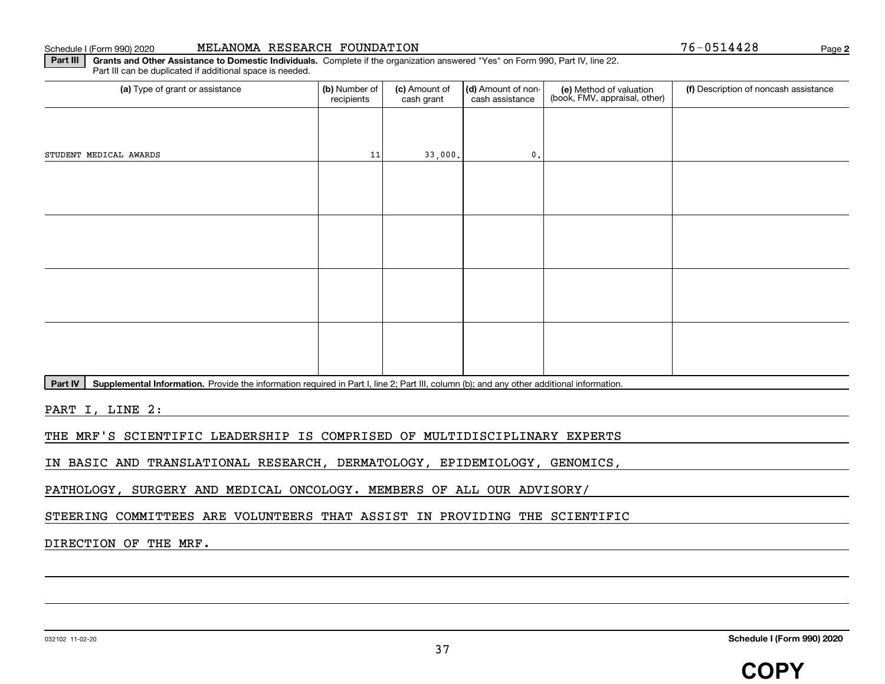Schedule I (Form 990) 2020 MELANOMA RESEARCH FOUNDATION 76-0514428 Page 2

**Part III** **Grants and Other Assistance to Domestic Individuals.** Complete if the organization answered "Yes" on Form 990, Part IV, line 22. Part III can be duplicated if additional space is needed.

| (a) Type of grant or assistance | (b) Number of recipients | (c) Amount of cash grant | (d) Amount of non-cash assistance | (e) Method of valuation (book, FMV, appraisal, other) | (f) Description of noncash assistance |
|---|---|---|---|---|---|
| STUDENT MEDICAL AWARDS | 11 | 33,000. | 0. | | |
| | | | | | |
| | | | | | |
| | | | | | |
| | | | | | |

**Part IV** **Supplemental Information.** Provide the information required in Part I, line 2; Part III, column (b); and any other additional information.

PART I, LINE 2:

THE MRF'S SCIENTIFIC LEADERSHIP IS COMPRISED OF MULTIDISCIPLINARY EXPERTS IN BASIC AND TRANSLATIONAL RESEARCH, DERMATOLOGY, EPIDEMIOLOGY, GENOMICS, PATHOLOGY, SURGERY AND MEDICAL ONCOLOGY. MEMBERS OF ALL OUR ADVISORY/ STEERING COMMITTEES ARE VOLUNTEERS THAT ASSIST IN PROVIDING THE SCIENTIFIC DIRECTION OF THE MRF.

032102 11-02-20 **Schedule I (Form 990) 2020**

**COPY**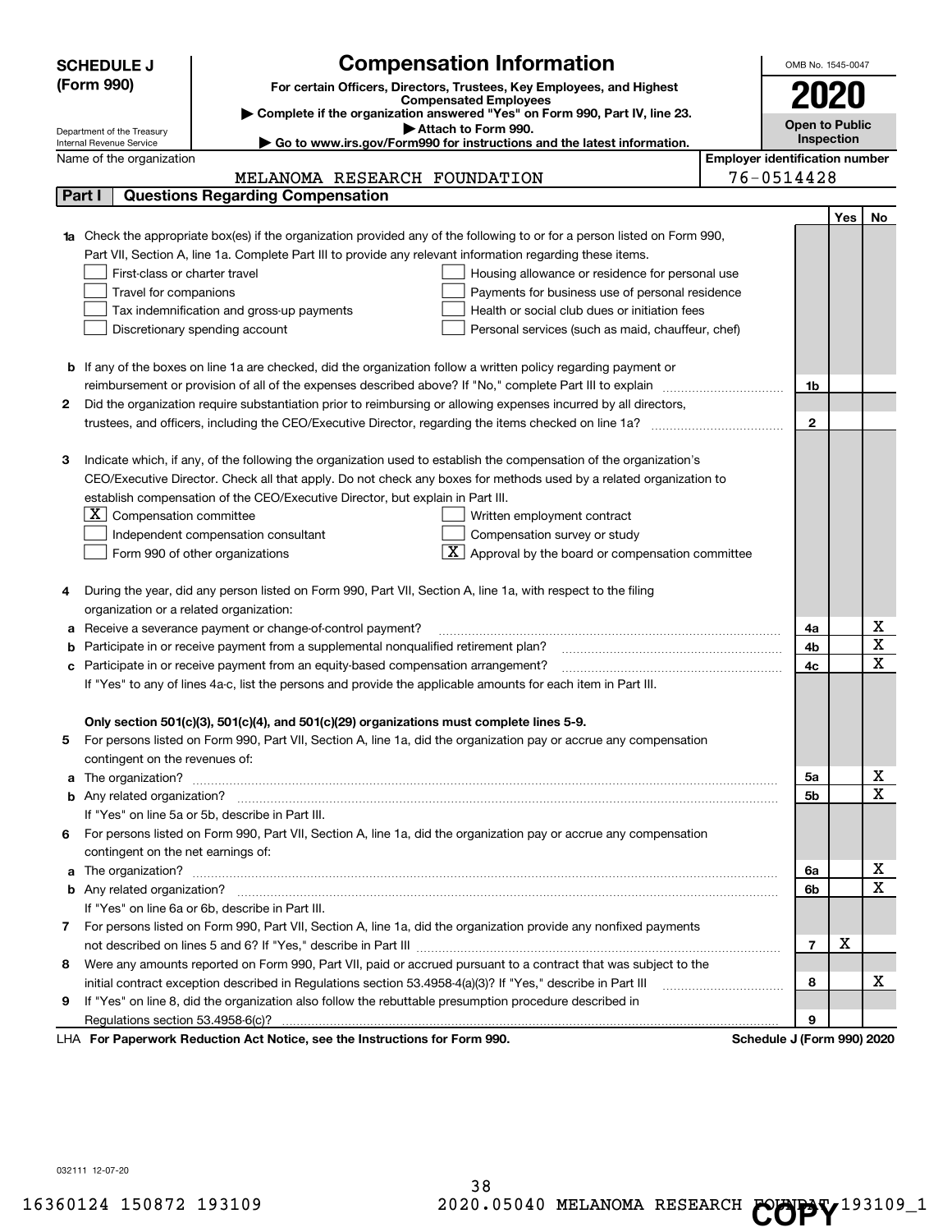**SCHEDULE J (Form 990)**

Department of the Treasury
Internal Revenue Service

# Compensation Information

**For certain Officers, Directors, Trustees, Key Employees, and Highest Compensated Employees**

▶ Complete if the organization answered "Yes" on Form 990, Part IV, line 23.
▶ Attach to Form 990.
▶ Go to www.irs.gov/Form990 for instructions and the latest information.

OMB No. 1545-0047

**2020**

**Open to Public Inspection**

Name of the organization: MELANOMA RESEARCH FOUNDATION

Employer identification number: 76-0514428

## Part I — Questions Regarding Compensation

| | | | Yes | No |
|---|---|---|---|---|
| **1a** | Check the appropriate box(es) if the organization provided any of the following to or for a person listed on Form 990, Part VII, Section A, line 1a. Complete Part III to provide any relevant information regarding these items.<br>☐ First-class or charter travel ☐ Housing allowance or residence for personal use<br>☐ Travel for companions ☐ Payments for business use of personal residence<br>☐ Tax indemnification and gross-up payments ☐ Health or social club dues or initiation fees<br>☐ Discretionary spending account ☐ Personal services (such as maid, chauffeur, chef) | | | |
| **b** | If any of the boxes on line 1a are checked, did the organization follow a written policy regarding payment or reimbursement or provision of all of the expenses described above? If "No," complete Part III to explain | 1b | | |
| **2** | Did the organization require substantiation prior to reimbursing or allowing expenses incurred by all directors, trustees, and officers, including the CEO/Executive Director, regarding the items checked on line 1a? | 2 | | |
| **3** | Indicate which, if any, of the following the organization used to establish the compensation of the organization's CEO/Executive Director. Check all that apply. Do not check any boxes for methods used by a related organization to establish compensation of the CEO/Executive Director, but explain in Part III.<br>☒ Compensation committee ☐ Written employment contract<br>☐ Independent compensation consultant ☐ Compensation survey or study<br>☐ Form 990 of other organizations ☒ Approval by the board or compensation committee | | | |
| **4** | During the year, did any person listed on Form 990, Part VII, Section A, line 1a, with respect to the filing organization or a related organization: | | | |
| **a** | Receive a severance payment or change-of-control payment? | 4a | | X |
| **b** | Participate in or receive payment from a supplemental nonqualified retirement plan? | 4b | | X |
| **c** | Participate in or receive payment from an equity-based compensation arrangement?<br>If "Yes" to any of lines 4a-c, list the persons and provide the applicable amounts for each item in Part III. | 4c | | X |
| | **Only section 501(c)(3), 501(c)(4), and 501(c)(29) organizations must complete lines 5-9.** | | | |
| **5** | For persons listed on Form 990, Part VII, Section A, line 1a, did the organization pay or accrue any compensation contingent on the revenues of: | | | |
| **a** | The organization? | 5a | | X |
| **b** | Any related organization?<br>If "Yes" on line 5a or 5b, describe in Part III. | 5b | | X |
| **6** | For persons listed on Form 990, Part VII, Section A, line 1a, did the organization pay or accrue any compensation contingent on the net earnings of: | | | |
| **a** | The organization? | 6a | | X |
| **b** | Any related organization?<br>If "Yes" on line 6a or 6b, describe in Part III. | 6b | | X |
| **7** | For persons listed on Form 990, Part VII, Section A, line 1a, did the organization provide any nonfixed payments not described on lines 5 and 6? If "Yes," describe in Part III | 7 | X | |
| **8** | Were any amounts reported on Form 990, Part VII, paid or accrued pursuant to a contract that was subject to the initial contract exception described in Regulations section 53.4958-4(a)(3)? If "Yes," describe in Part III | 8 | | X |
| **9** | If "Yes" on line 8, did the organization also follow the rebuttable presumption procedure described in Regulations section 53.4958-6(c)? | 9 | | |

LHA **For Paperwork Reduction Act Notice, see the Instructions for Form 990.** **Schedule J (Form 990) 2020**

032111 12-07-20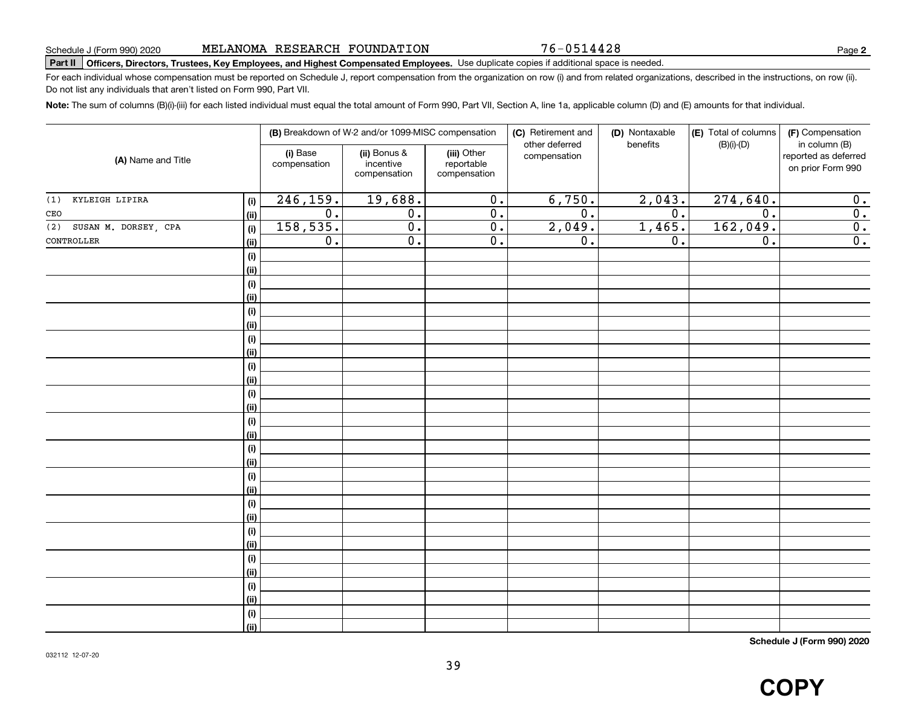Schedule J (Form 990) 2020 MELANOMA RESEARCH FOUNDATION 76-0514428 Page **2**

**Part II** **Officers, Directors, Trustees, Key Employees, and Highest Compensated Employees.** Use duplicate copies if additional space is needed.

For each individual whose compensation must be reported on Schedule J, report compensation from the organization on row (i) and from related organizations, described in the instructions, on row (ii). Do not list any individuals that aren't listed on Form 990, Part VII.

**Note:** The sum of columns (B)(i)-(iii) for each listed individual must equal the total amount of Form 990, Part VII, Section A, line 1a, applicable column (D) and (E) amounts for that individual.

| (A) Name and Title | | (B) Breakdown of W-2 and/or 1099-MISC compensation | | | (C) Retirement and other deferred compensation | (D) Nontaxable benefits | (E) Total of columns (B)(i)-(D) | (F) Compensation in column (B) reported as deferred on prior Form 990 |
|---|---|---|---|---|---|---|---|---|
| | | (i) Base compensation | (ii) Bonus & incentive compensation | (iii) Other reportable compensation | | | | |
| (1) KYLEIGH LIPIRA | (i) | 246,159. | 19,688. | 0. | 6,750. | 2,043. | 274,640. | 0. |
| CEO | (ii) | 0. | 0. | 0. | 0. | 0. | 0. | 0. |
| (2) SUSAN M. DORSEY, CPA | (i) | 158,535. | 0. | 0. | 2,049. | 1,465. | 162,049. | 0. |
| CONTROLLER | (ii) | 0. | 0. | 0. | 0. | 0. | 0. | 0. |
| | (i) | | | | | | | |
| | (ii) | | | | | | | |
| | (i) | | | | | | | |
| | (ii) | | | | | | | |
| | (i) | | | | | | | |
| | (ii) | | | | | | | |
| | (i) | | | | | | | |
| | (ii) | | | | | | | |
| | (i) | | | | | | | |
| | (ii) | | | | | | | |
| | (i) | | | | | | | |
| | (ii) | | | | | | | |
| | (i) | | | | | | | |
| | (ii) | | | | | | | |
| | (i) | | | | | | | |
| | (ii) | | | | | | | |
| | (i) | | | | | | | |
| | (ii) | | | | | | | |
| | (i) | | | | | | | |
| | (ii) | | | | | | | |
| | (i) | | | | | | | |
| | (ii) | | | | | | | |
| | (i) | | | | | | | |
| | (ii) | | | | | | | |
| | (i) | | | | | | | |
| | (ii) | | | | | | | |
| | (i) | | | | | | | |
| | (ii) | | | | | | | |

**Schedule J (Form 990) 2020**

032112 12-07-20

**COPY**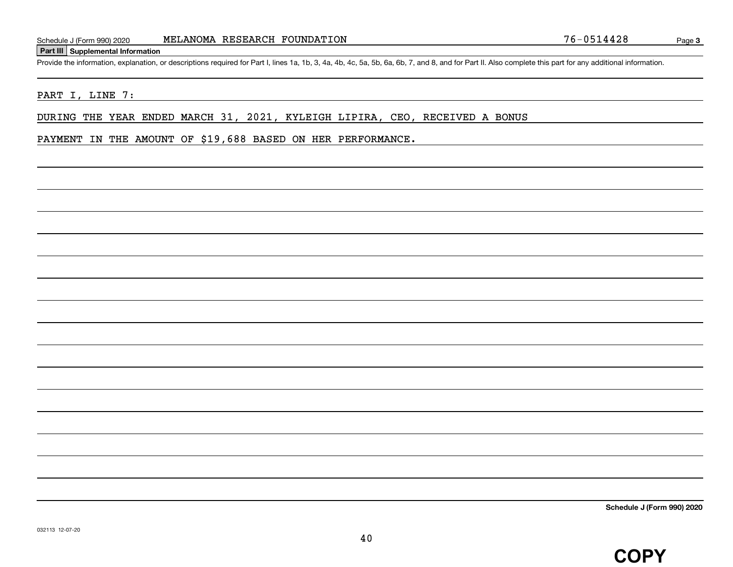## Part III Supplemental Information

Provide the information, explanation, or descriptions required for Part I, lines 1a, 1b, 3, 4a, 4b, 4c, 5a, 5b, 6a, 6b, 7, and 8, and for Part II. Also complete this part for any additional information.

PART I, LINE 7:

DURING THE YEAR ENDED MARCH 31, 2021, KYLEIGH LIPIRA, CEO, RECEIVED A BONUS PAYMENT IN THE AMOUNT OF $19,688 BASED ON HER PERFORMANCE.

COPY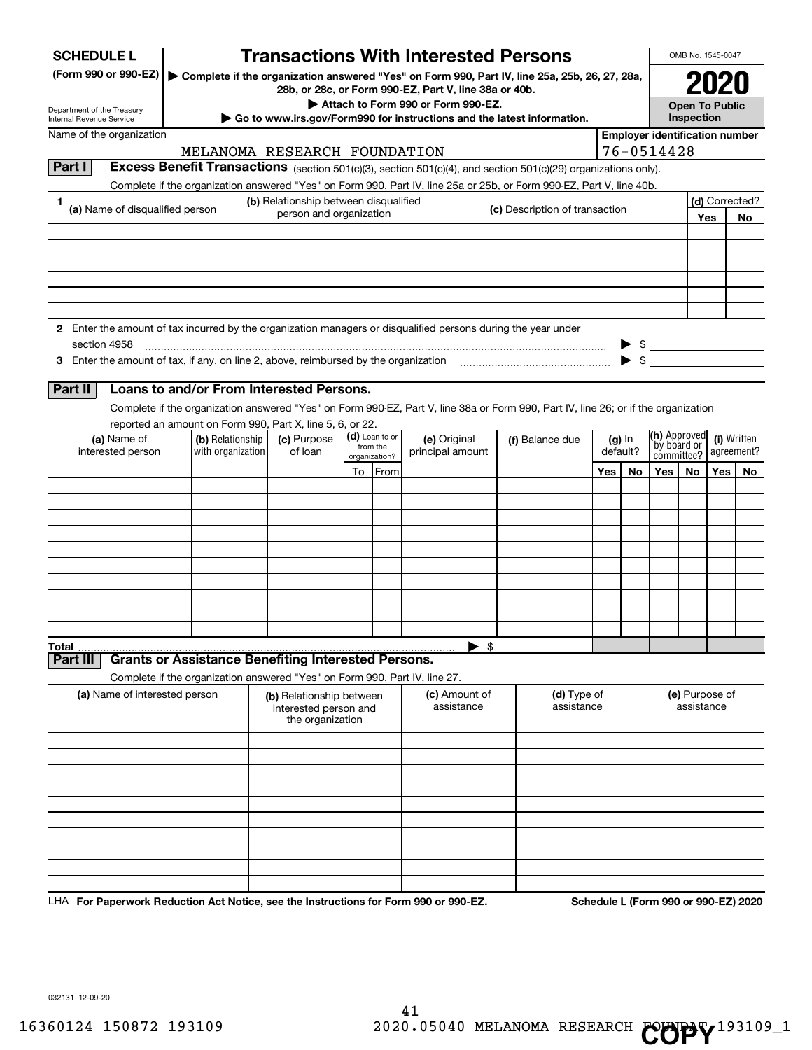# SCHEDULE L (Form 990 or 990-EZ)

Department of the Treasury
Internal Revenue Service

## Transactions With Interested Persons

▶ Complete if the organization answered "Yes" on Form 990, Part IV, line 25a, 25b, 26, 27, 28a, 28b, or 28c, or Form 990-EZ, Part V, line 38a or 40b.
▶ Attach to Form 990 or Form 990-EZ.
▶ Go to www.irs.gov/Form990 for instructions and the latest information.

OMB No. 1545-0047
**2020**
**Open To Public Inspection**

Name of the organization: MELANOMA RESEARCH FOUNDATION
Employer identification number: 76-0514428

### Part I Excess Benefit Transactions (section 501(c)(3), section 501(c)(4), and section 501(c)(29) organizations only).

Complete if the organization answered "Yes" on Form 990, Part IV, line 25a or 25b, or Form 990-EZ, Part V, line 40b.

| 1 (a) Name of disqualified person | (b) Relationship between disqualified person and organization | (c) Description of transaction | (d) Corrected? Yes | No |
|---|---|---|---|---|
| | | | | |
| | | | | |
| | | | | |
| | | | | |
| | | | | |
| | | | | |

2 Enter the amount of tax incurred by the organization managers or disqualified persons during the year under section 4958 ▶ $

3 Enter the amount of tax, if any, on line 2, above, reimbursed by the organization ▶ $

### Part II Loans to and/or From Interested Persons.

Complete if the organization answered "Yes" on Form 990-EZ, Part V, line 38a or Form 990, Part IV, line 26; or if the organization reported an amount on Form 990, Part X, line 5, 6, or 22.

| (a) Name of interested person | (b) Relationship with organization | (c) Purpose of loan | (d) Loan to or from the organization? To | From | (e) Original principal amount | (f) Balance due | (g) In default? Yes | No | (h) Approved by board or committee? Yes | No | (i) Written agreement? Yes | No |
|---|---|---|---|---|---|---|---|---|---|---|---|---|
| | | | | | | | | | | | | |
| | | | | | | | | | | | | |
| | | | | | | | | | | | | |
| | | | | | | | | | | | | |
| | | | | | | | | | | | | |
| | | | | | | | | | | | | |
| | | | | | | | | | | | | |
| | | | | | | | | | | | | |
| | | | | | | | | | | | | |
| | | | | | | | | | | | | |
| Total | | | | | ▶ $ | | | | | | | |

### Part III Grants or Assistance Benefiting Interested Persons.

Complete if the organization answered "Yes" on Form 990, Part IV, line 27.

| (a) Name of interested person | (b) Relationship between interested person and the organization | (c) Amount of assistance | (d) Type of assistance | (e) Purpose of assistance |
|---|---|---|---|---|
| | | | | |
| | | | | |
| | | | | |
| | | | | |
| | | | | |
| | | | | |
| | | | | |
| | | | | |
| | | | | |
| | | | | |

LHA **For Paperwork Reduction Act Notice, see the Instructions for Form 990 or 990-EZ.** **Schedule L (Form 990 or 990-EZ) 2020**

032131 12-09-20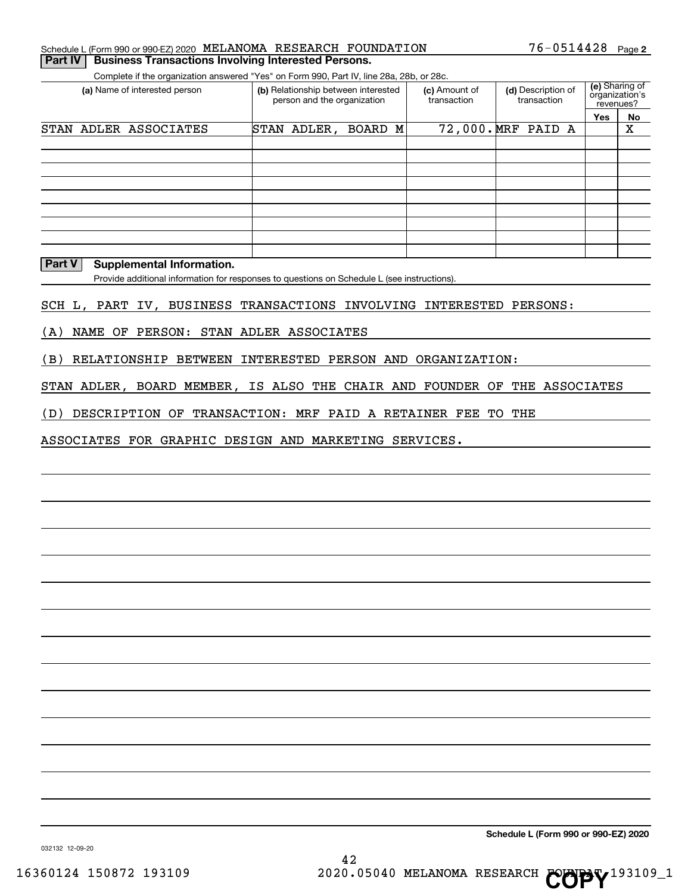Schedule L (Form 990 or 990-EZ) 2020 MELANOMA RESEARCH FOUNDATION 76-0514428 Page **2**

## Part IV Business Transactions Involving Interested Persons.

Complete if the organization answered "Yes" on Form 990, Part IV, line 28a, 28b, or 28c.

| (a) Name of interested person | (b) Relationship between interested person and the organization | (c) Amount of transaction | (d) Description of transaction | (e) Sharing of organization's revenues? Yes | No |
|---|---|---|---|---|---|
| STAN ADLER ASSOCIATES | STAN ADLER, BOARD M | 72,000. | MRF PAID A | | X |
| | | | | | |
| | | | | | |
| | | | | | |
| | | | | | |
| | | | | | |
| | | | | | |
| | | | | | |
| | | | | | |
| | | | | | |

## Part V Supplemental Information.

Provide additional information for responses to questions on Schedule L (see instructions).

SCH L, PART IV, BUSINESS TRANSACTIONS INVOLVING INTERESTED PERSONS:

(A) NAME OF PERSON: STAN ADLER ASSOCIATES

(B) RELATIONSHIP BETWEEN INTERESTED PERSON AND ORGANIZATION:

STAN ADLER, BOARD MEMBER, IS ALSO THE CHAIR AND FOUNDER OF THE ASSOCIATES

(D) DESCRIPTION OF TRANSACTION: MRF PAID A RETAINER FEE TO THE

ASSOCIATES FOR GRAPHIC DESIGN AND MARKETING SERVICES.

**Schedule L (Form 990 or 990-EZ) 2020**

032132 12-09-20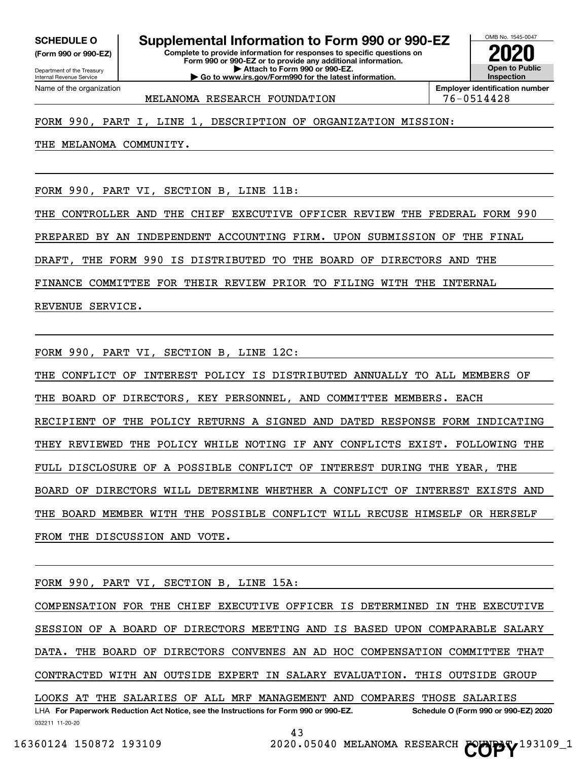**SCHEDULE O**
**(Form 990 or 990-EZ)**

Department of the Treasury
Internal Revenue Service

# Supplemental Information to Form 990 or 990-EZ

**Complete to provide information for responses to specific questions on Form 990 or 990-EZ or to provide any additional information.**
**▶ Attach to Form 990 or 990-EZ.**
**▶ Go to www.irs.gov/Form990 for the latest information.**

OMB No. 1545-0047
**2020**
**Open to Public Inspection**

| Name of the organization | Employer identification number |
|---|---|
| MELANOMA RESEARCH FOUNDATION | 76-0514428 |

FORM 990, PART I, LINE 1, DESCRIPTION OF ORGANIZATION MISSION:

THE MELANOMA COMMUNITY.

FORM 990, PART VI, SECTION B, LINE 11B:

THE CONTROLLER AND THE CHIEF EXECUTIVE OFFICER REVIEW THE FEDERAL FORM 990 PREPARED BY AN INDEPENDENT ACCOUNTING FIRM. UPON SUBMISSION OF THE FINAL DRAFT, THE FORM 990 IS DISTRIBUTED TO THE BOARD OF DIRECTORS AND THE FINANCE COMMITTEE FOR THEIR REVIEW PRIOR TO FILING WITH THE INTERNAL REVENUE SERVICE.

FORM 990, PART VI, SECTION B, LINE 12C:

THE CONFLICT OF INTEREST POLICY IS DISTRIBUTED ANNUALLY TO ALL MEMBERS OF THE BOARD OF DIRECTORS, KEY PERSONNEL, AND COMMITTEE MEMBERS. EACH RECIPIENT OF THE POLICY RETURNS A SIGNED AND DATED RESPONSE FORM INDICATING THEY REVIEWED THE POLICY WHILE NOTING IF ANY CONFLICTS EXIST. FOLLOWING THE FULL DISCLOSURE OF A POSSIBLE CONFLICT OF INTEREST DURING THE YEAR, THE BOARD OF DIRECTORS WILL DETERMINE WHETHER A CONFLICT OF INTEREST EXISTS AND THE BOARD MEMBER WITH THE POSSIBLE CONFLICT WILL RECUSE HIMSELF OR HERSELF FROM THE DISCUSSION AND VOTE.

FORM 990, PART VI, SECTION B, LINE 15A:

COMPENSATION FOR THE CHIEF EXECUTIVE OFFICER IS DETERMINED IN THE EXECUTIVE SESSION OF A BOARD OF DIRECTORS MEETING AND IS BASED UPON COMPARABLE SALARY DATA. THE BOARD OF DIRECTORS CONVENES AN AD HOC COMPENSATION COMMITTEE THAT CONTRACTED WITH AN OUTSIDE EXPERT IN SALARY EVALUATION. THIS OUTSIDE GROUP LOOKS AT THE SALARIES OF ALL MRF MANAGEMENT AND COMPARES THOSE SALARIES

LHA **For Paperwork Reduction Act Notice, see the Instructions for Form 990 or 990-EZ.** **Schedule O (Form 990 or 990-EZ) 2020**

032211 11-20-20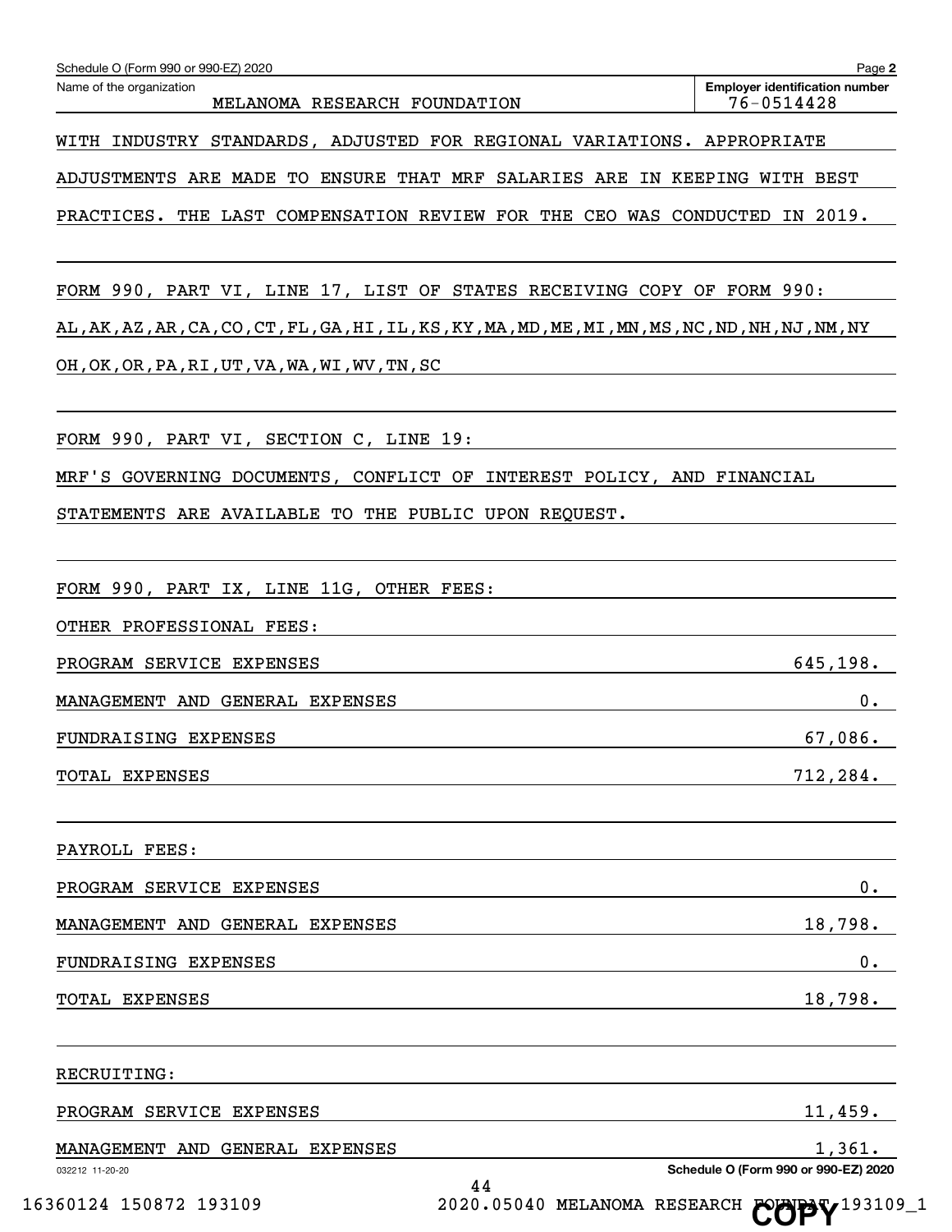Schedule O (Form 990 or 990-EZ) 2020

Name of the organization: MELANOMA RESEARCH FOUNDATION

Employer identification number: 76-0514428

WITH INDUSTRY STANDARDS, ADJUSTED FOR REGIONAL VARIATIONS. APPROPRIATE ADJUSTMENTS ARE MADE TO ENSURE THAT MRF SALARIES ARE IN KEEPING WITH BEST PRACTICES. THE LAST COMPENSATION REVIEW FOR THE CEO WAS CONDUCTED IN 2019.

FORM 990, PART VI, LINE 17, LIST OF STATES RECEIVING COPY OF FORM 990:

AL,AK,AZ,AR,CA,CO,CT,FL,GA,HI,IL,KS,KY,MA,MD,ME,MI,MN,MS,NC,ND,NH,NJ,NM,NY OH,OK,OR,PA,RI,UT,VA,WA,WI,WV,TN,SC

FORM 990, PART VI, SECTION C, LINE 19:

MRF'S GOVERNING DOCUMENTS, CONFLICT OF INTEREST POLICY, AND FINANCIAL STATEMENTS ARE AVAILABLE TO THE PUBLIC UPON REQUEST.

FORM 990, PART IX, LINE 11G, OTHER FEES:

OTHER PROFESSIONAL FEES:

| | |
|---|---:|
| PROGRAM SERVICE EXPENSES | 645,198. |
| MANAGEMENT AND GENERAL EXPENSES | 0. |
| FUNDRAISING EXPENSES | 67,086. |
| TOTAL EXPENSES | 712,284. |

PAYROLL FEES:

| | |
|---|---:|
| PROGRAM SERVICE EXPENSES | 0. |
| MANAGEMENT AND GENERAL EXPENSES | 18,798. |
| FUNDRAISING EXPENSES | 0. |
| TOTAL EXPENSES | 18,798. |

RECRUITING:

| | |
|---|---:|
| PROGRAM SERVICE EXPENSES | 11,459. |
| MANAGEMENT AND GENERAL EXPENSES | 1,361. |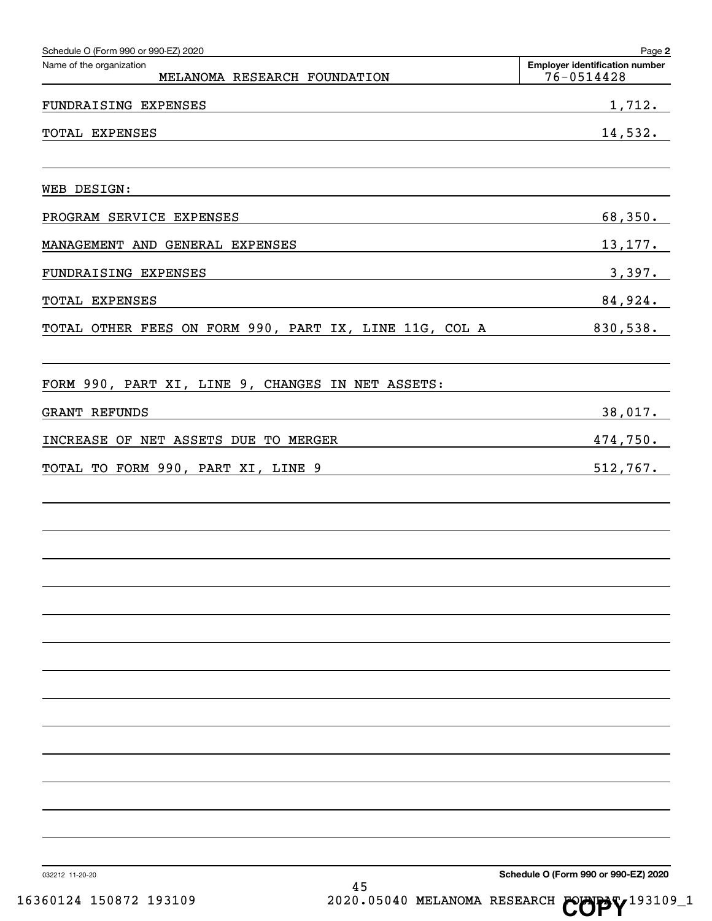Name of the organization: MELANOMA RESEARCH FOUNDATION

Employer identification number: 76-0514428

| | |
|---|---|
| FUNDRAISING EXPENSES | 1,712. |
| TOTAL EXPENSES | 14,532. |
| | |
| WEB DESIGN: | |
| PROGRAM SERVICE EXPENSES | 68,350. |
| MANAGEMENT AND GENERAL EXPENSES | 13,177. |
| FUNDRAISING EXPENSES | 3,397. |
| TOTAL EXPENSES | 84,924. |
| TOTAL OTHER FEES ON FORM 990, PART IX, LINE 11G, COL A | 830,538. |
| | |
| FORM 990, PART XI, LINE 9, CHANGES IN NET ASSETS: | |
| GRANT REFUNDS | 38,017. |
| INCREASE OF NET ASSETS DUE TO MERGER | 474,750. |
| TOTAL TO FORM 990, PART XI, LINE 9 | 512,767. |